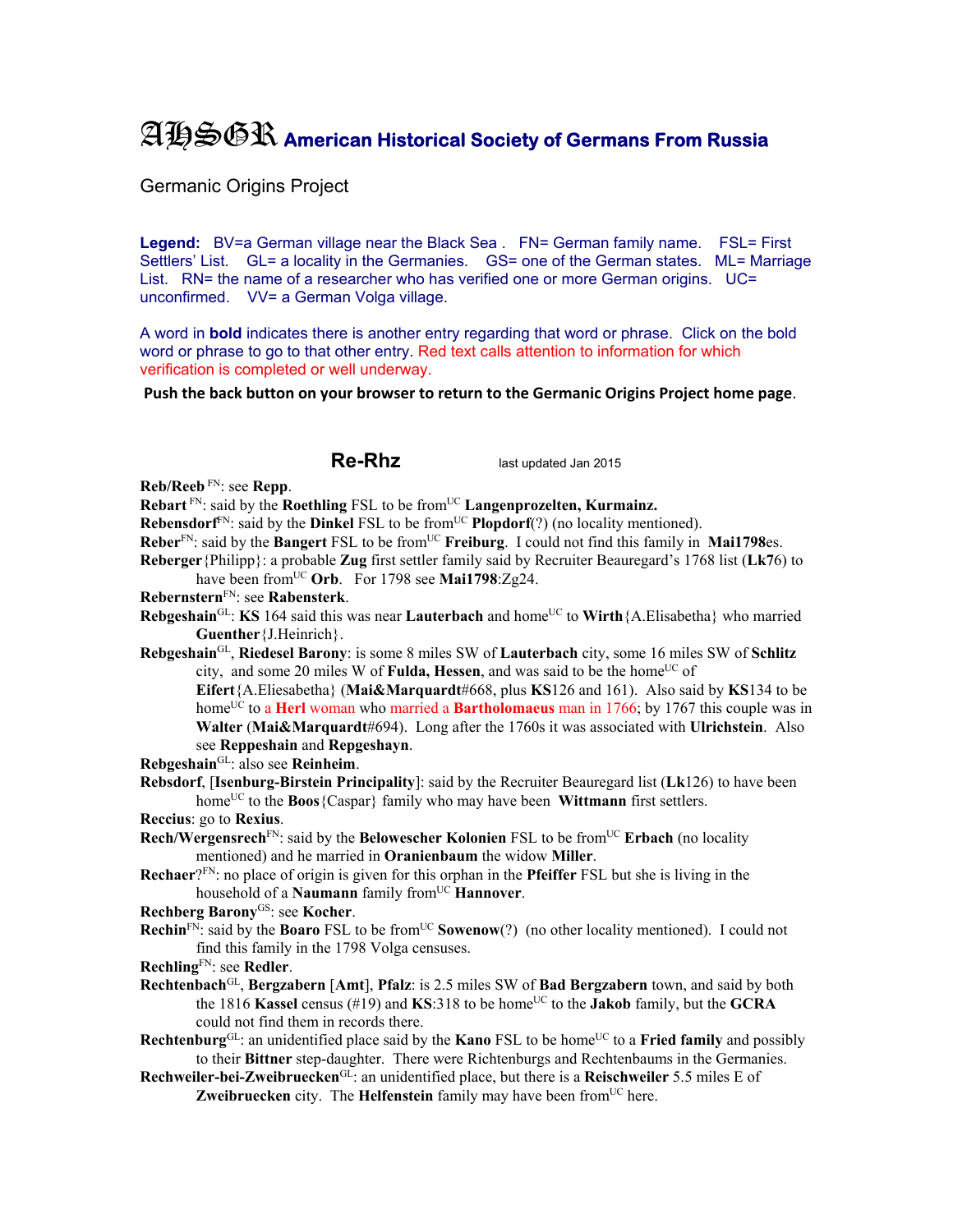# AHSGR American Historical Society of Germans From Russia

Germanic Origins Project

**Legend:** BV=a German village near the Black Sea . FN= German family name. FSL= First Settlers' List. GL= a locality in the Germanies. GS= one of the German states. ML= Marriage List. RN= the name of a researcher who has verified one or more German origins. UC= unconfirmed. VV= a German Volga village.

A word in **bold** indicates there is another entry regarding that word or phrase. Click on the bold word or phrase to go to that other entry. Red text calls attention to information for which verification is completed or well underway.

**Push the back button on your browser to return to the Germanic Origins Project home page**.

## Re-Rhz

last updated Jan 2015

**Reb**/**Reeb** FN: see **Repp**.

**Rebart** FN: said by the **Roethling** FSL to be from UC **Langenprozelten, Kurmainz.**

**Rebensdorf** FN: said by the **Dinkel** FSL to be from UC **Plopdorf**(?) (no locality mentioned).

**Reber** FN: said by the **Bangert** FSL to be from UC **Freiburg**. I could not find this family in **Mai1798**es.

**Reberger**{Philipp}: a probable **Zug** first settler family said by Recruiter Beauregard's 1768 list (**Lk7**6) to have been from UC **Orb**. For 1798 see **Mai1798**:Zg24.

**Rebernstern** FN: see **Rabensterk**.

**Rebgeshain** GL: **KS** 164 said this was near **Lauterbach** and home UC to **Wirth**{A.Elisabetha} who married **Guenther**{J.Heinrich}.

**Rebgeshain** GL, **Riedesel Barony**: is some 8 miles SW of **Lauterbach** city, some 16 miles SW of **Schlitz** city, and some 20 miles W of **Fulda, Hessen**, and was said to be the home UC of **Eifert**{A.Eliesabetha} (**Mai&Marquardt**#668, plus **KS**126 and 161). Also said by **KS**134 to be home UC to a **Herl** woman who married a **Bartholomaeus** man in 1766; by 1767 this couple was in **Walter** (**Mai&Marquardt**#694). Long after the 1760s it was associated with **Ulrichstein**. Also see **Reppeshain** and **Repgeshayn**.

**Rebgeshain** GL: also see **Reinheim**.

**Rebsdorf**, [**Isenburg-Birstein Principality**]: said by the Recruiter Beauregard list (**Lk**126) to have been home UC to the **Boos**{Caspar} family who may have been **Wittmann** first settlers.

**Reccius**: go to **Rexius**.

**Rech/Wergensrech** FN: said by the **Belowescher Kolonien** FSL to be from UC **Erbach** (no locality mentioned) and he married in **Oranienbaum** the widow **Miller**.

**Rechaer**? FN: no place of origin is given for this orphan in the **Pfeiffer** FSL but she is living in the household of a **Naumann** family from UC **Hannover**.

**Rechberg Barony** GS: see **Kocher**.

**Rechin** FN: said by the **Boaro** FSL to be from UC **Sowenow**(?) (no other locality mentioned). I could not find this family in the 1798 Volga censuses.

**Rechling** FN: see **Redler**.

**Rechtenbach** GL, **Bergzabern** [**Amt**], **Pfalz**: is 2.5 miles SW of **Bad Bergzabern** town, and said by both the 1816 **Kassel** census (#19) and **KS**:318 to be home UC to the **Jakob** family, but the **GCRA** could not find them in records there.

**Rechtenburg** GL: an unidentified place said by the **Kano** FSL to be home UC to a **Fried family** and possibly to their **Bittner** step-daughter. There were Richtenburgs and Rechtenbaums in the Germanies.

**Rechweiler-bei-Zweibruecken** GL: an unidentified place, but there is a **Reischweiler** 5.5 miles E of **Zweibruecken** city. The **Helfenstein** family may have been from UC here.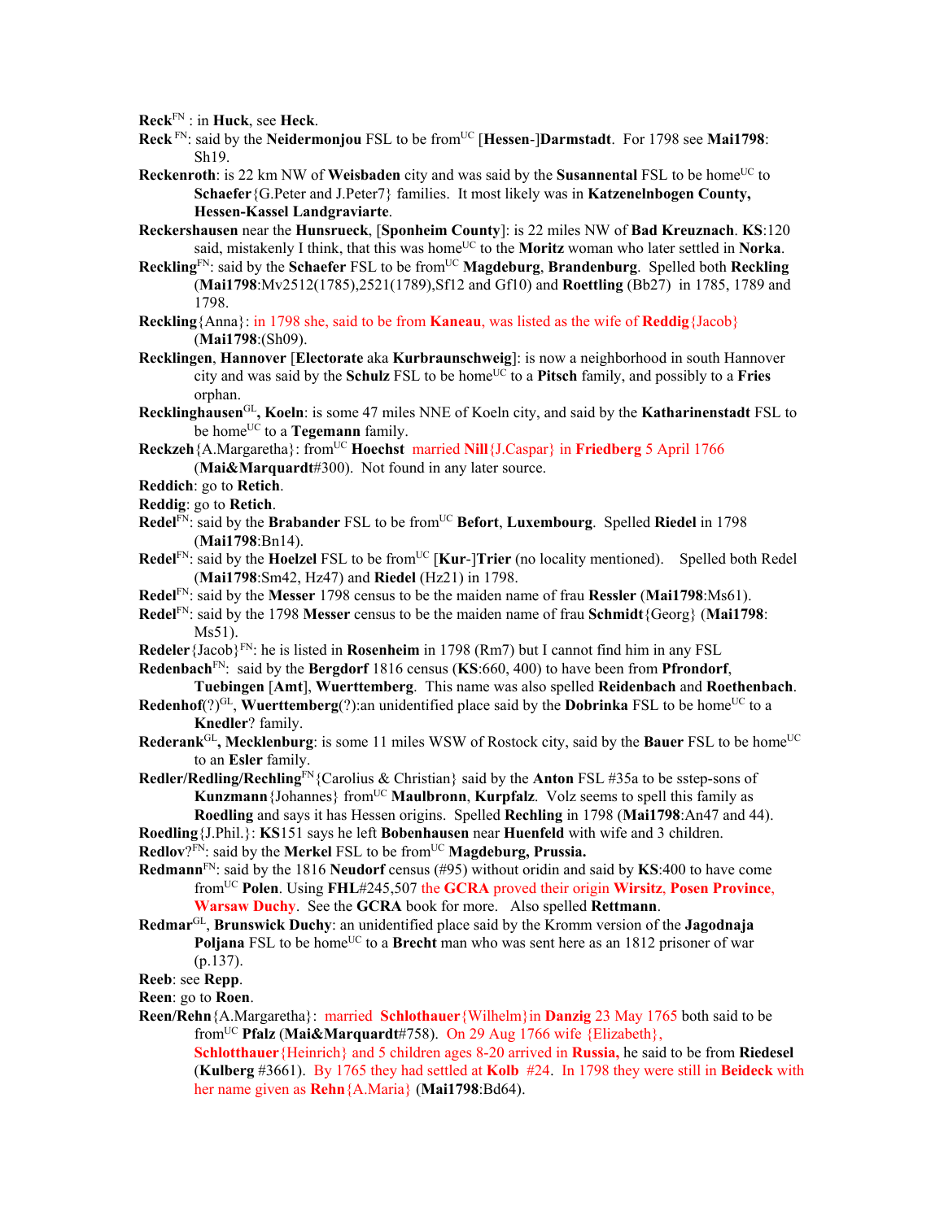**Reck**[FN] : in **Huck**, see **Heck**.

**Reck** [FN]: said by the **Neidermonjou** FSL to be from[UC] [**Hessen**-]**Darmstadt**. For 1798 see **Mai1798**: Sh19.

**Reckenroth**: is 22 km NW of **Weisbaden** city and was said by the **Susannental** FSL to be home[UC] to **Schaefer**{G.Peter and J.Peter7} families. It most likely was in **Katzenelnbogen County, Hessen-Kassel Landgraviarte**.

**Reckershausen** near the **Hunsrueck**, [**Sponheim County**]: is 22 miles NW of **Bad Kreuznach**. **KS**:120 said, mistakenly I think, that this was home[UC] to the **Moritz** woman who later settled in **Norka**.

**Reckling**[FN]: said by the **Schaefer** FSL to be from[UC] **Magdeburg**, **Brandenburg**. Spelled both **Reckling** (**Mai1798**:Mv2512(1785),2521(1789),Sf12 and Gf10) and **Roettling** (Bb27) in 1785, 1789 and 1798.

**Reckling**{Anna}: in 1798 she, said to be from **Kaneau**, was listed as the wife of **Reddig**{Jacob} (**Mai1798**:(Sh09).

**Recklingen**, **Hannover** [**Electorate** aka **Kurbraunschweig**]: is now a neighborhood in south Hannover city and was said by the **Schulz** FSL to be home[UC] to a **Pitsch** family, and possibly to a **Fries** orphan.

**Recklinghausen**[GL]**, Koeln**: is some 47 miles NNE of Koeln city, and said by the **Katharinenstadt** FSL to be home[UC] to a **Tegemann** family.

**Reckzeh**{A.Margaretha}: from[UC] **Hoechst** married **Nill**{J.Caspar} in **Friedberg** 5 April 1766 (**Mai&Marquardt**#300). Not found in any later source.

**Reddich**: go to **Retich**.

**Reddig**: go to **Retich**.

**Redel**[FN]: said by the **Brabander** FSL to be from[UC] **Befort**, **Luxembourg**. Spelled **Riedel** in 1798 (**Mai1798**:Bn14).

**Redel**[FN]: said by the **Hoelzel** FSL to be from[UC] [**Kur**-]**Trier** (no locality mentioned). Spelled both Redel (**Mai1798**:Sm42, Hz47) and **Riedel** (Hz21) in 1798.

**Redel**[FN]: said by the **Messer** 1798 census to be the maiden name of frau **Ressler** (**Mai1798**:Ms61).

**Redel**[FN]: said by the 1798 **Messer** census to be the maiden name of frau **Schmidt**{Georg} (**Mai1798**: Ms51).

**Redeler**{Jacob}[FN]: he is listed in **Rosenheim** in 1798 (Rm7) but I cannot find him in any FSL

**Redenbach**[FN]: said by the **Bergdorf** 1816 census (**KS**:660, 400) to have been from **Pfrondorf**, **Tuebingen** [**Amt**], **Wuerttemberg**. This name was also spelled **Reidenbach** and **Roethenbach**.

**Redenhof**(?)[GL], **Wuerttemberg**(?):an unidentified place said by the **Dobrinka** FSL to be home[UC] to a **Knedler**? family.

**Rederank**[GL]**, Mecklenburg**: is some 11 miles WSW of Rostock city, said by the **Bauer** FSL to be home[UC] to an **Esler** family.

**Redler/Redling/Rechling**[FN]{Carolius & Christian} said by the **Anton** FSL #35a to be sstep-sons of **Kunzmann**{Johannes} from[UC] **Maulbronn**, **Kurpfalz**. Volz seems to spell this family as **Roedling** and says it has Hessen origins. Spelled **Rechling** in 1798 (**Mai1798**:An47 and 44).

**Roedling**{J.Phil.}: **KS**151 says he left **Bobenhausen** near **Huenfeld** with wife and 3 children.

**Redlov**?[FN]: said by the **Merkel** FSL to be from[UC] **Magdeburg, Prussia.**

**Redmann**[FN]: said by the 1816 **Neudorf** census (#95) without oridin and said by **KS**:400 to have come from[UC] **Polen**. Using **FHL**#245,507 the **GCRA** proved their origin **Wirsitz**, **Posen Province**, **Warsaw Duchy**. See the **GCRA** book for more. Also spelled **Rettmann**.

**Redmar**[GL], **Brunswick Duchy**: an unidentified place said by the Kromm version of the **Jagodnaja Poljana** FSL to be home[UC] to a **Brecht** man who was sent here as an 1812 prisoner of war (p.137).

**Reeb**: see **Repp**.

**Reen**: go to **Roen**.

**Reen/Rehn**{A.Margaretha}: married **Schlothauer**{Wilhelm}in **Danzig** 23 May 1765 both said to be from[UC] **Pfalz** (**Mai&Marquardt**#758). On 29 Aug 1766 wife {Elizabeth}, **Schlotthauer**{Heinrich} and 5 children ages 8-20 arrived in **Russia,** he said to be from **Riedesel** (**Kulberg** #3661). By 1765 they had settled at **Kolb** #24. In 1798 they were still in **Beideck** with her name given as **Rehn**{A.Maria} (**Mai1798**:Bd64).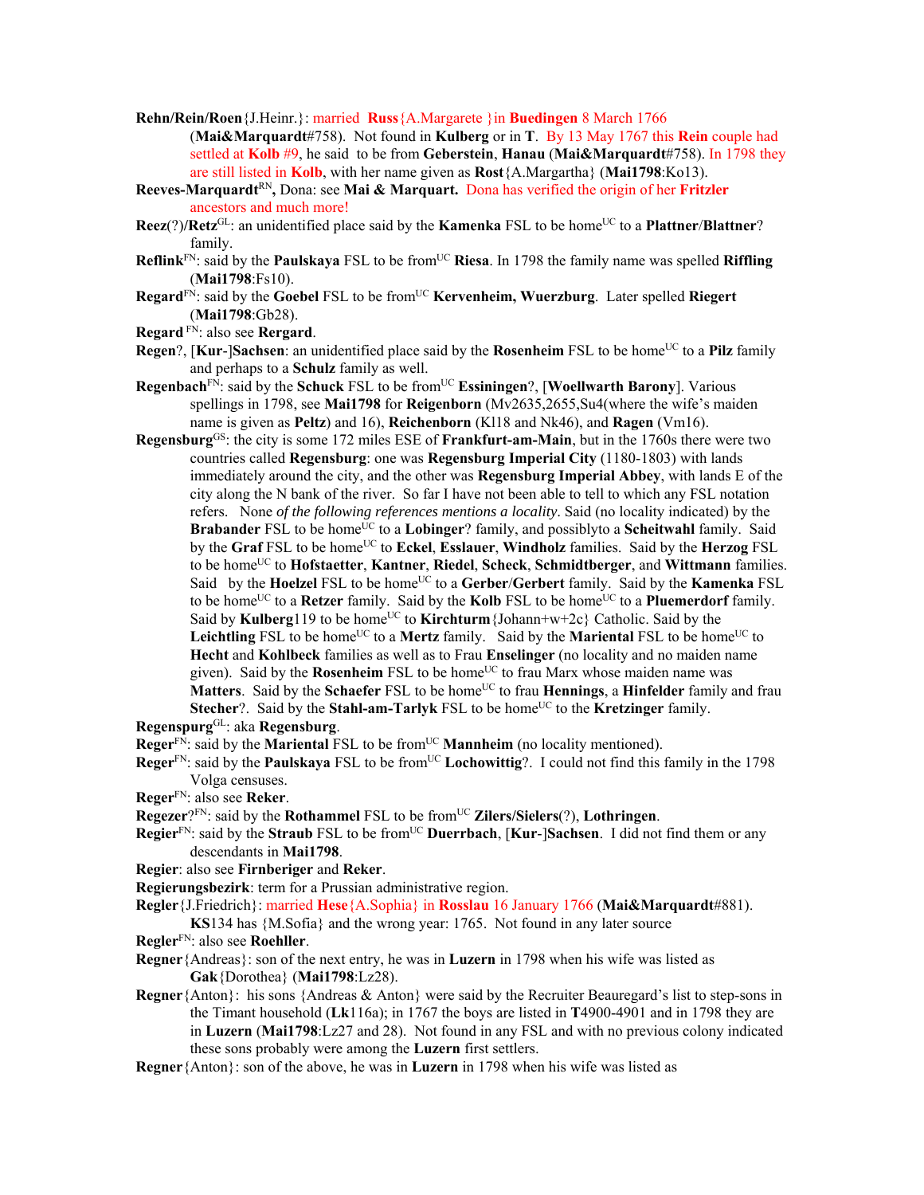**Rehn/Rein/Roen**{J.Heinr.}: married **Russ**{A.Margarete }in **Buedingen** 8 March 1766 (**Mai&Marquardt**#758). Not found in **Kulberg** or in **T**. By 13 May 1767 this **Rein** couple had settled at **Kolb** #9, he said to be from **Geberstein**, **Hanau** (**Mai&Marquardt**#758). In 1798 they are still listed in **Kolb**, with her name given as **Rost**{A.Margartha} (**Mai1798**:Ko13).

**Reeves-Marquardt**[RN]**,** Dona: see **Mai & Marquart.** Dona has verified the origin of her **Fritzler** ancestors and much more!

**Reez**(?)/**Retz**[GL]: an unidentified place said by the **Kamenka** FSL to be home[UC] to a **Plattner**/**Blattner**? family.

**Reflink**[FN]: said by the **Paulskaya** FSL to be from[UC] **Riesa**. In 1798 the family name was spelled **Riffling** (**Mai1798**:Fs10).

**Regard**[FN]: said by the **Goebel** FSL to be from[UC] **Kervenheim, Wuerzburg**. Later spelled **Riegert** (**Mai1798**:Gb28).

**Regard** [FN]: also see **Rergard**.

**Regen**?, [**Kur**-]**Sachsen**: an unidentified place said by the **Rosenheim** FSL to be home[UC] to a **Pilz** family and perhaps to a **Schulz** family as well.

**Regenbach**[FN]: said by the **Schuck** FSL to be from[UC] **Essiningen**?, [**Woellwarth Barony**]. Various spellings in 1798, see **Mai1798** for **Reigenborn** (Mv2635,2655,Su4(where the wife's maiden name is given as **Peltz**) and 16), **Reichenborn** (Kl18 and Nk46), and **Ragen** (Vm16).

**Regensburg**[GS]: the city is some 172 miles ESE of **Frankfurt-am-Main**, but in the 1760s there were two countries called **Regensburg**: one was **Regensburg Imperial City** (1180-1803) with lands immediately around the city, and the other was **Regensburg Imperial Abbey**, with lands E of the city along the N bank of the river. So far I have not been able to tell to which any FSL notation refers. None *of the following references mentions a locality*. Said (no locality indicated) by the **Brabander** FSL to be home[UC] to a **Lobinger**? family, and possiblyto a **Scheitwahl** family. Said by the **Graf** FSL to be home[UC] to **Eckel**, **Esslauer**, **Windholz** families. Said by the **Herzog** FSL to be home[UC] to **Hofstaetter**, **Kantner**, **Riedel**, **Scheck**, **Schmidtberger**, and **Wittmann** families. Said by the **Hoelzel** FSL to be home[UC] to a **Gerber**/**Gerbert** family. Said by the **Kamenka** FSL to be home[UC] to a **Retzer** family. Said by the **Kolb** FSL to be home[UC] to a **Pluemerdorf** family. Said by **Kulberg**119 to be home[UC] to **Kirchturm**{Johann+w+2c} Catholic. Said by the **Leichtling** FSL to be home[UC] to a **Mertz** family. Said by the **Mariental** FSL to be home[UC] to **Hecht** and **Kohlbeck** families as well as to Frau **Enselinger** (no locality and no maiden name given). Said by the **Rosenheim** FSL to be home[UC] to frau Marx whose maiden name was **Matters**. Said by the **Schaefer** FSL to be home[UC] to frau **Hennings**, a **Hinfelder** family and frau **Stecher**?. Said by the **Stahl-am-Tarlyk** FSL to be home[UC] to the **Kretzinger** family.

**Regenspurg**[GL]: aka **Regensburg**.

**Reger**[FN]: said by the **Mariental** FSL to be from[UC] **Mannheim** (no locality mentioned).

**Reger**[FN]: said by the **Paulskaya** FSL to be from[UC] **Lochowittig**?. I could not find this family in the 1798 Volga censuses.

**Reger**[FN]: also see **Reker**.

**Regezer**?[FN]: said by the **Rothammel** FSL to be from[UC] **Zilers/Sielers**(?), **Lothringen**.

**Regier**[FN]: said by the **Straub** FSL to be from[UC] **Duerrbach**, [**Kur**-]**Sachsen**. I did not find them or any descendants in **Mai1798**.

**Regier**: also see **Firnberiger** and **Reker**.

**Regierungsbezirk**: term for a Prussian administrative region.

**Regler**{J.Friedrich}: married **Hese**{A.Sophia} in **Rosslau** 16 January 1766 (**Mai&Marquardt**#881). **KS**134 has {M.Sofia} and the wrong year: 1765. Not found in any later source

**Regler**[FN]: also see **Roehller**.

**Regner**{Andreas}: son of the next entry, he was in **Luzern** in 1798 when his wife was listed as **Gak**{Dorothea} (**Mai1798**:Lz28).

**Regner**{Anton}: his sons {Andreas & Anton} were said by the Recruiter Beauregard's list to step-sons in the Timant household (**Lk**116a); in 1767 the boys are listed in **T**4900-4901 and in 1798 they are in **Luzern** (**Mai1798**:Lz27 and 28). Not found in any FSL and with no previous colony indicated these sons probably were among the **Luzern** first settlers.

**Regner**{Anton}: son of the above, he was in **Luzern** in 1798 when his wife was listed as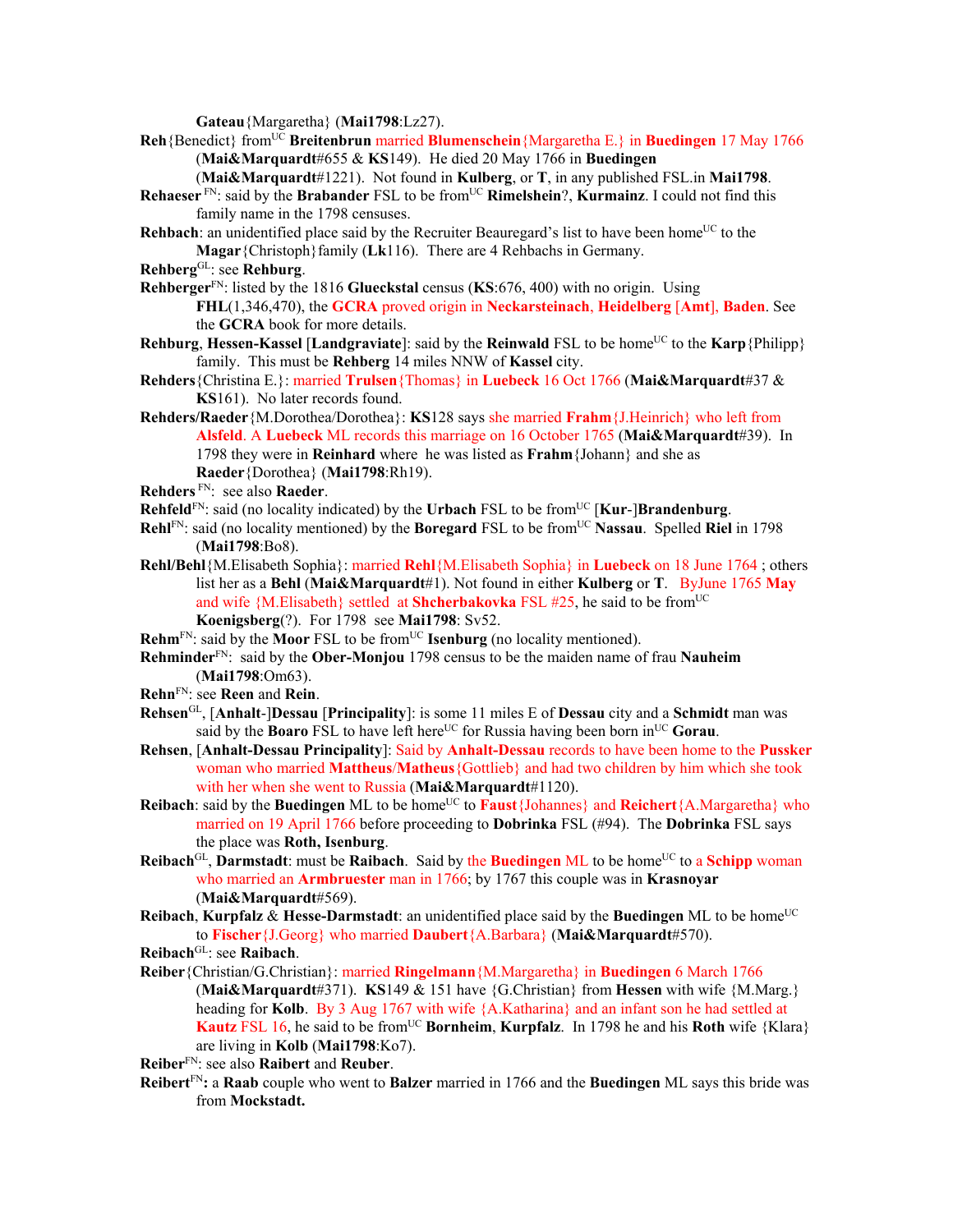**Gateau**{Margaretha} (**Mai1798**:Lz27).

**Reh**{Benedict} from[UC] **Breitenbrun** married **Blumenschein**{Margaretha E.} in **Buedingen** 17 May 1766 (**Mai&Marquardt**#655 & **KS**149). He died 20 May 1766 in **Buedingen** (**Mai&Marquardt**#1221). Not found in **Kulberg**, or **T**, in any published FSL.in **Mai1798**.

**Rehaeser** [FN]: said by the **Brabander** FSL to be from[UC] **Rimelshein**?, **Kurmainz**. I could not find this family name in the 1798 censuses.

**Rehbach**: an unidentified place said by the Recruiter Beauregard's list to have been home[UC] to the **Magar**{Christoph}family (**Lk**116). There are 4 Rehbachs in Germany.

**Rehberg**[GL]: see **Rehburg**.

**Rehberger**[FN]: listed by the 1816 **Glueckstal** census (**KS**:676, 400) with no origin. Using **FHL**(1,346,470), the **GCRA** proved origin in **Neckarsteinach**, **Heidelberg** [**Amt**], **Baden**. See the **GCRA** book for more details.

**Rehburg**, **Hessen-Kassel** [**Landgraviate**]: said by the **Reinwald** FSL to be home[UC] to the **Karp**{Philipp} family. This must be **Rehberg** 14 miles NNW of **Kassel** city.

**Rehders**{Christina E.}: married **Trulsen**{Thomas} in **Luebeck** 16 Oct 1766 (**Mai&Marquardt**#37 & **KS**161). No later records found.

**Rehders/Raeder**{M.Dorothea/Dorothea}: **KS**128 says she married **Frahm**{J.Heinrich} who left from **Alsfeld**. A **Luebeck** ML records this marriage on 16 October 1765 (**Mai&Marquardt**#39). In 1798 they were in **Reinhard** where he was listed as **Frahm**{Johann} and she as **Raeder**{Dorothea} (**Mai1798**:Rh19).

**Rehders** [FN]: see also **Raeder**.

**Rehfeld**[FN]: said (no locality indicated) by the **Urbach** FSL to be from[UC] [**Kur**-]**Brandenburg**.

**Rehl**[FN]: said (no locality mentioned) by the **Boregard** FSL to be from[UC] **Nassau**. Spelled **Riel** in 1798 (**Mai1798**:Bo8).

**Rehl/Behl**{M.Elisabeth Sophia}: married **Rehl**{M.Elisabeth Sophia} in **Luebeck** on 18 June 1764 ; others list her as a **Behl** (**Mai&Marquardt**#1). Not found in either **Kulberg** or **T**. ByJune 1765 **May** and wife {M.Elisabeth} settled at **Shcherbakovka** FSL #25, he said to be from[UC] **Koenigsberg**(?). For 1798 see **Mai1798**: Sv52.

**Rehm**[FN]: said by the **Moor** FSL to be from[UC] **Isenburg** (no locality mentioned).

**Rehminder**[FN]: said by the **Ober-Monjou** 1798 census to be the maiden name of frau **Nauheim** (**Mai1798**:Om63).

**Rehn**[FN]: see **Reen** and **Rein**.

**Rehsen**[GL], [**Anhalt**-]**Dessau** [**Principality**]: is some 11 miles E of **Dessau** city and a **Schmidt** man was said by the **Boaro** FSL to have left here[UC] for Russia having been born in[UC] **Gorau**.

**Rehsen**, [**Anhalt-Dessau Principality**]: Said by **Anhalt-Dessau** records to have been home to the **Pussker** woman who married **Mattheus**/**Matheus**{Gottlieb} and had two children by him which she took with her when she went to Russia (**Mai&Marquardt**#1120).

**Reibach**: said by the **Buedingen** ML to be home[UC] to **Faust**{Johannes} and **Reichert**{A.Margaretha} who married on 19 April 1766 before proceeding to **Dobrinka** FSL (#94). The **Dobrinka** FSL says the place was **Roth, Isenburg**.

**Reibach**[GL], **Darmstadt**: must be **Raibach**. Said by the **Buedingen** ML to be home[UC] to a **Schipp** woman who married an **Armbruester** man in 1766; by 1767 this couple was in **Krasnoyar** (**Mai&Marquardt**#569).

**Reibach**, **Kurpfalz** & **Hesse-Darmstadt**: an unidentified place said by the **Buedingen** ML to be home[UC] to **Fischer**{J.Georg} who married **Daubert**{A.Barbara} (**Mai&Marquardt**#570).

**Reibach**[GL]: see **Raibach**.

**Reiber**{Christian/G.Christian}: married **Ringelmann**{M.Margaretha} in **Buedingen** 6 March 1766 (**Mai&Marquardt**#371). **KS**149 & 151 have {G.Christian} from **Hessen** with wife {M.Marg.} heading for **Kolb**. By 3 Aug 1767 with wife {A.Katharina} and an infant son he had settled at **Kautz** FSL 16, he said to be from[UC] **Bornheim**, **Kurpfalz**. In 1798 he and his **Roth** wife {Klara} are living in **Kolb** (**Mai1798**:Ko7).

**Reiber**[FN]: see also **Raibert** and **Reuber**.

**Reibert**[FN]**:** a **Raab** couple who went to **Balzer** married in 1766 and the **Buedingen** ML says this bride was from **Mockstadt.**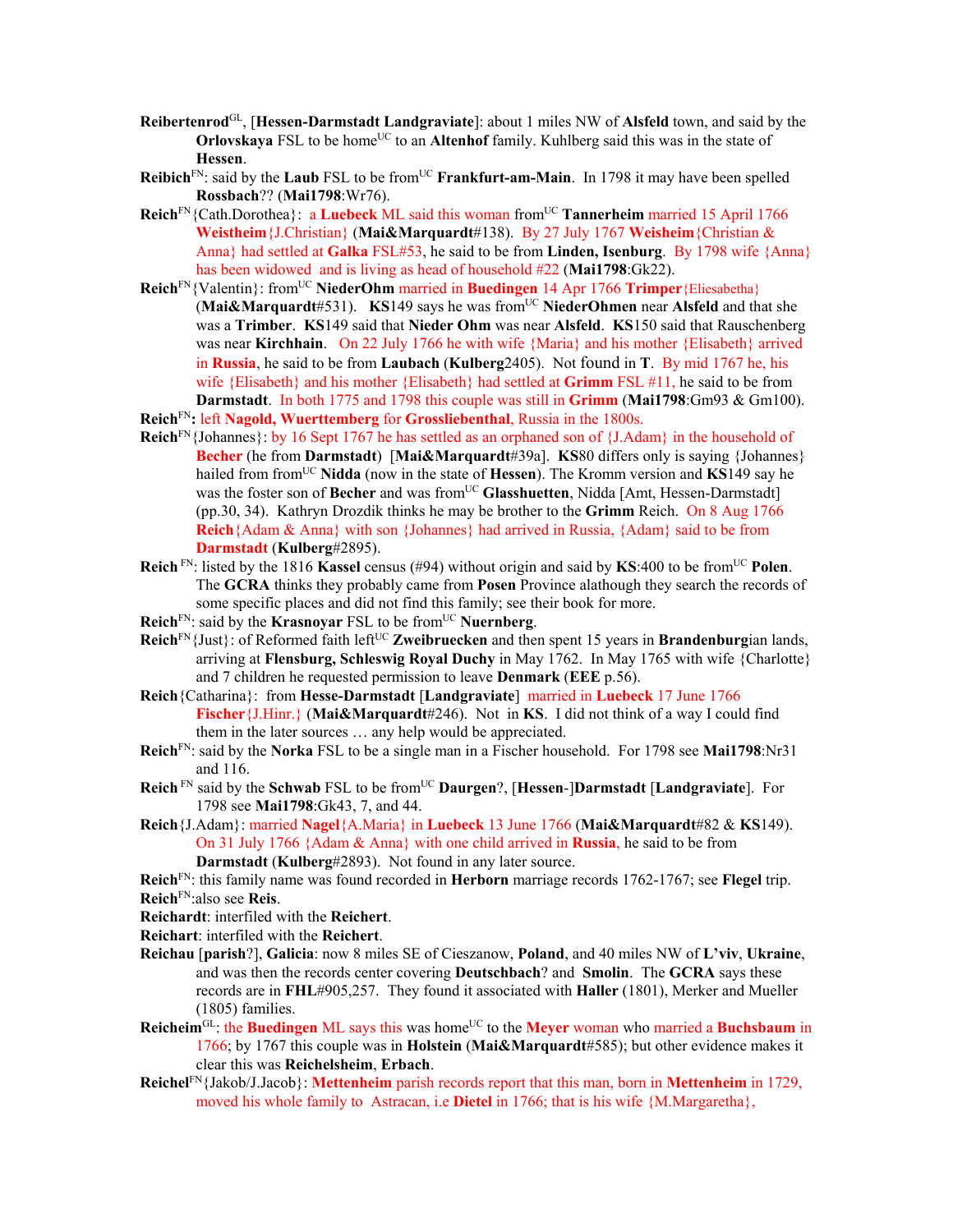**Reibertenrod**GL, [**Hessen-Darmstadt Landgraviate**]: about 1 miles NW of **Alsfeld** town, and said by the **Orlovskaya** FSL to be homeUC to an **Altenhof** family. Kuhlberg said this was in the state of **Hessen**.

**Reibich**FN: said by the **Laub** FSL to be fromUC **Frankfurt-am-Main**. In 1798 it may have been spelled **Rossbach**?? (**Mai1798**:Wr76).

**Reich**FN{Cath.Dorothea}: a **Luebeck** ML said this woman fromUC **Tannerheim** married 15 April 1766 **Weistheim**{J.Christian} (**Mai&Marquardt**#138). By 27 July 1767 **Weisheim**{Christian & Anna} had settled at **Galka** FSL#53, he said to be from **Linden, Isenburg**. By 1798 wife {Anna} has been widowed and is living as head of household #22 (**Mai1798**:Gk22).

**Reich**FN{Valentin}: fromUC **NiederOhm** married in **Buedingen** 14 Apr 1766 **Trimper**{Eliesabetha} (**Mai&Marquardt**#531). **KS**149 says he was fromUC **NiederOhmen** near **Alsfeld** and that she was a **Trimber**. **KS**149 said that **Nieder Ohm** was near **Alsfeld**. **KS**150 said that Rauschenberg was near **Kirchhain**. On 22 July 1766 he with wife {Maria} and his mother {Elisabeth} arrived in **Russia**, he said to be from **Laubach** (**Kulberg**2405). Not found in **T**. By mid 1767 he, his wife {Elisabeth} and his mother {Elisabeth} had settled at **Grimm** FSL #11, he said to be from **Darmstadt**. In both 1775 and 1798 this couple was still in **Grimm** (**Mai1798**:Gm93 & Gm100).

**Reich**FN**:** left **Nagold, Wuerttemberg** for **Grossliebenthal**, Russia in the 1800s.

**Reich**FN{Johannes}: by 16 Sept 1767 he has settled as an orphaned son of {J.Adam} in the household of **Becher** (he from **Darmstadt**) [**Mai&Marquardt**#39a]. **KS**80 differs only is saying {Johannes} hailed from fromUC **Nidda** (now in the state of **Hessen**). The Kromm version and **KS**149 say he was the foster son of **Becher** and was fromUC **Glasshuetten**, Nidda [Amt, Hessen-Darmstadt] (pp.30, 34). Kathryn Drozdik thinks he may be brother to the **Grimm** Reich. On 8 Aug 1766 **Reich**{Adam & Anna} with son {Johannes} had arrived in Russia, {Adam} said to be from **Darmstadt** (**Kulberg**#2895).

**Reich** FN: listed by the 1816 **Kassel** census (#94) without origin and said by **KS**:400 to be fromUC **Polen**. The **GCRA** thinks they probably came from **Posen** Province alathough they search the records of some specific places and did not find this family; see their book for more.

**Reich**FN: said by the **Krasnoyar** FSL to be fromUC **Nuernberg**.

**Reich**FN{Just}: of Reformed faith leftUC **Zweibruecken** and then spent 15 years in **Brandenburg**ian lands, arriving at **Flensburg, Schleswig Royal Duchy** in May 1762. In May 1765 with wife {Charlotte} and 7 children he requested permission to leave **Denmark** (**EEE** p.56).

**Reich**{Catharina}: from **Hesse-Darmstadt** [**Landgraviate**] married in **Luebeck** 17 June 1766 **Fischer**{J.Hinr.} (**Mai&Marquardt**#246). Not in **KS**. I did not think of a way I could find them in the later sources … any help would be appreciated.

**Reich**FN: said by the **Norka** FSL to be a single man in a Fischer household. For 1798 see **Mai1798**:Nr31 and 116.

**Reich** FN said by the **Schwab** FSL to be fromUC **Daurgen**?, [**Hessen-**]**Darmstadt** [**Landgraviate**]. For 1798 see **Mai1798**:Gk43, 7, and 44.

**Reich**{J.Adam}: married **Nagel**{A.Maria} in **Luebeck** 13 June 1766 (**Mai&Marquardt**#82 & **KS**149). On 31 July 1766 {Adam & Anna} with one child arrived in **Russia**, he said to be from **Darmstadt** (**Kulberg**#2893). Not found in any later source.

**Reich**FN: this family name was found recorded in **Herborn** marriage records 1762-1767; see **Flegel** trip.

**Reich**FN:also see **Reis**.

**Reichardt**: interfiled with the **Reichert**.

**Reichart**: interfiled with the **Reichert**.

**Reichau** [**parish**?], **Galicia**: now 8 miles SE of Cieszanow, **Poland**, and 40 miles NW of **L'viv**, **Ukraine**, and was then the records center covering **Deutschbach**? and **Smolin**. The **GCRA** says these records are in **FHL**#905,257. They found it associated with **Haller** (1801), Merker and Mueller (1805) families.

**Reicheim**GL: the **Buedingen** ML says this was homeUC to the **Meyer** woman who married a **Buchsbaum** in 1766; by 1767 this couple was in **Holstein** (**Mai&Marquardt**#585); but other evidence makes it clear this was **Reichelsheim**, **Erbach**.

**Reichel**FN{Jakob/J.Jacob}: **Mettenheim** parish records report that this man, born in **Mettenheim** in 1729, moved his whole family to Astracan, i.e **Dietel** in 1766; that is his wife {M.Margaretha},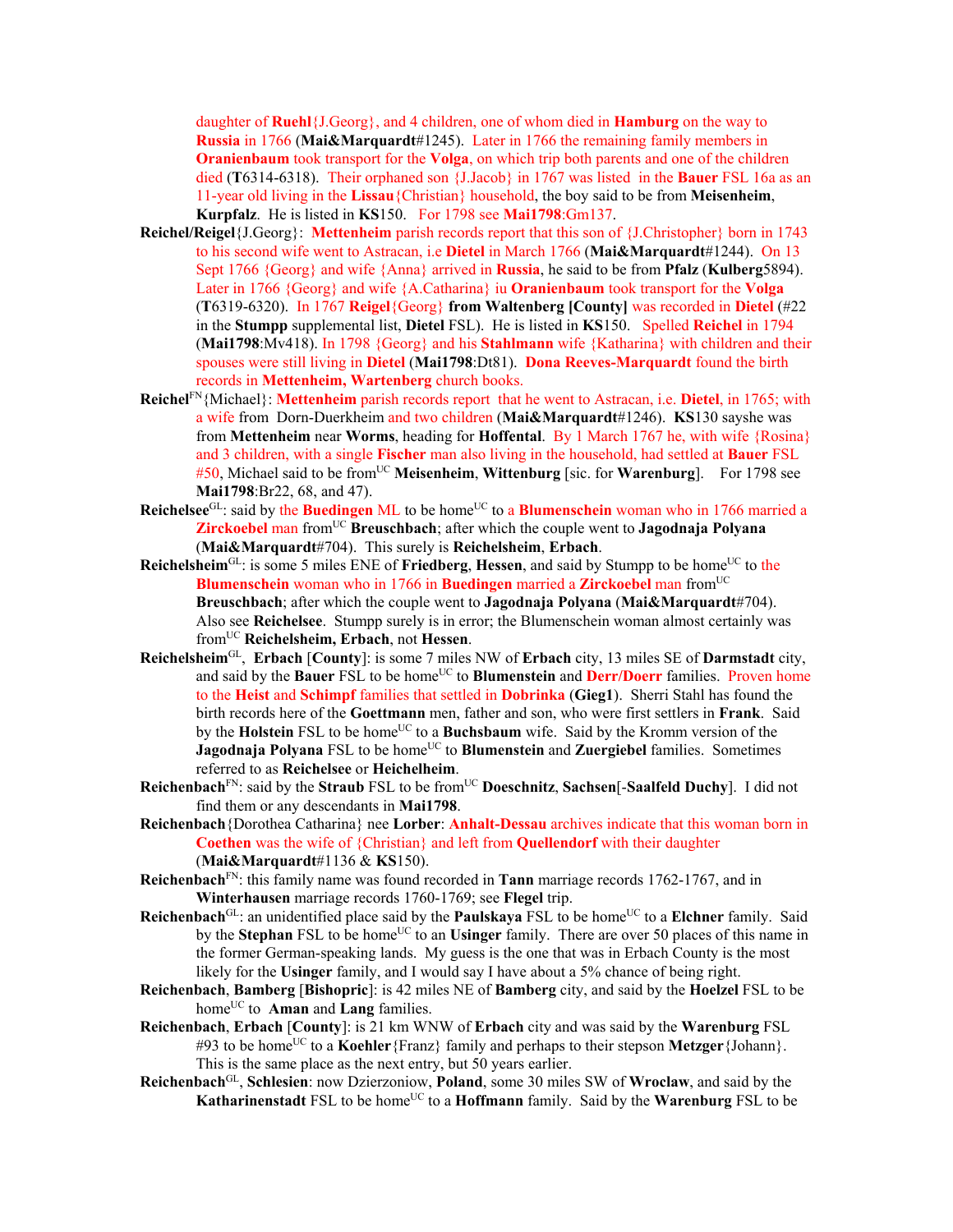daughter of **Ruehl**{J.Georg}, and 4 children, one of whom died in **Hamburg** on the way to **Russia** in 1766 (**Mai&Marquardt**#1245). Later in 1766 the remaining family members in **Oranienbaum** took transport for the **Volga**, on which trip both parents and one of the children died (**T**6314-6318). Their orphaned son {J.Jacob} in 1767 was listed in the **Bauer** FSL 16a as an 11-year old living in the **Lissau**{Christian} household, the boy said to be from **Meisenheim**, **Kurpfalz**. He is listed in **KS**150. For 1798 see **Mai1798**:Gm137.

**Reichel/Reigel**{J.Georg}: **Mettenheim** parish records report that this son of {J.Christopher} born in 1743 to his second wife went to Astracan, i.e **Dietel** in March 1766 (**Mai&Marquardt**#1244). On 13 Sept 1766 {Georg} and wife {Anna} arrived in **Russia**, he said to be from **Pfalz** (**Kulberg**5894). Later in 1766 {Georg} and wife {A.Catharina} iu **Oranienbaum** took transport for the **Volga** (**T**6319-6320). In 1767 **Reigel**{Georg} **from Waltenberg [County]** was recorded in **Dietel** (#22 in the **Stumpp** supplemental list, **Dietel** FSL). He is listed in **KS**150. Spelled **Reichel** in 1794 (**Mai1798**:Mv418). In 1798 {Georg} and his **Stahlmann** wife {Katharina} with children and their spouses were still living in **Dietel** (**Mai1798**:Dt81). **Dona Reeves-Marquardt** found the birth records in **Mettenheim, Wartenberg** church books.

**Reichel**[FN]{Michael}: **Mettenheim** parish records report that he went to Astracan, i.e. **Dietel**, in 1765; with a wife from Dorn-Duerkheim and two children (**Mai&Marquardt**#1246). **KS**130 sayshe was from **Mettenheim** near **Worms**, heading for **Hoffental**. By 1 March 1767 he, with wife {Rosina} and 3 children, with a single **Fischer** man also living in the household, had settled at **Bauer** FSL #50, Michael said to be from[UC] **Meisenheim**, **Wittenburg** [sic. for **Warenburg**]. For 1798 see **Mai1798**:Br22, 68, and 47).

**Reichelsee**[GL]: said by the **Buedingen** ML to be home[UC] to a **Blumenschein** woman who in 1766 married a **Zirckoebel** man from[UC] **Breuschbach**; after which the couple went to **Jagodnaja Polyana** (**Mai&Marquardt**#704). This surely is **Reichelsheim**, **Erbach**.

**Reichelsheim**[GL]: is some 5 miles ENE of **Friedberg**, **Hessen**, and said by Stumpp to be home[UC] to the **Blumenschein** woman who in 1766 in **Buedingen** married a **Zirckoebel** man from[UC] **Breuschbach**; after which the couple went to **Jagodnaja Polyana** (**Mai&Marquardt**#704). Also see **Reichelsee**. Stumpp surely is in error; the Blumenschein woman almost certainly was from[UC] **Reichelsheim, Erbach**, not **Hessen**.

**Reichelsheim**[GL], **Erbach** [**County**]: is some 7 miles NW of **Erbach** city, 13 miles SE of **Darmstadt** city, and said by the **Bauer** FSL to be home[UC] to **Blumenstein** and **Derr/Doerr** families. Proven home to the **Heist** and **Schimpf** families that settled in **Dobrinka** (**Gieg1**). Sherri Stahl has found the birth records here of the **Goettmann** men, father and son, who were first settlers in **Frank**. Said by the **Holstein** FSL to be home[UC] to a **Buchsbaum** wife. Said by the Kromm version of the **Jagodnaja Polyana** FSL to be home[UC] to **Blumenstein** and **Zuergiebel** families. Sometimes referred to as **Reichelsee** or **Heichelheim**.

**Reichenbach**[FN]: said by the **Straub** FSL to be from[UC] **Doeschnitz**, **Sachsen**[-**Saalfeld Duchy**]. I did not find them or any descendants in **Mai1798**.

**Reichenbach**{Dorothea Catharina} nee **Lorber**: **Anhalt-Dessau** archives indicate that this woman born in **Coethen** was the wife of {Christian} and left from **Quellendorf** with their daughter (**Mai&Marquardt**#1136 & **KS**150).

**Reichenbach**[FN]: this family name was found recorded in **Tann** marriage records 1762-1767, and in **Winterhausen** marriage records 1760-1769; see **Flegel** trip.

**Reichenbach**[GL]: an unidentified place said by the **Paulskaya** FSL to be home[UC] to a **Elchner** family. Said by the **Stephan** FSL to be home[UC] to an **Usinger** family. There are over 50 places of this name in the former German-speaking lands. My guess is the one that was in Erbach County is the most likely for the **Usinger** family, and I would say I have about a 5% chance of being right.

**Reichenbach**, **Bamberg** [**Bishopric**]: is 42 miles NE of **Bamberg** city, and said by the **Hoelzel** FSL to be home[UC] to **Aman** and **Lang** families.

**Reichenbach**, **Erbach** [**County**]: is 21 km WNW of **Erbach** city and was said by the **Warenburg** FSL #93 to be home[UC] to a **Koehler**{Franz} family and perhaps to their stepson **Metzger**{Johann}. This is the same place as the next entry, but 50 years earlier.

**Reichenbach**[GL], **Schlesien**: now Dzierzoniow, **Poland**, some 30 miles SW of **Wroclaw**, and said by the **Katharinenstadt** FSL to be home[UC] to a **Hoffmann** family. Said by the **Warenburg** FSL to be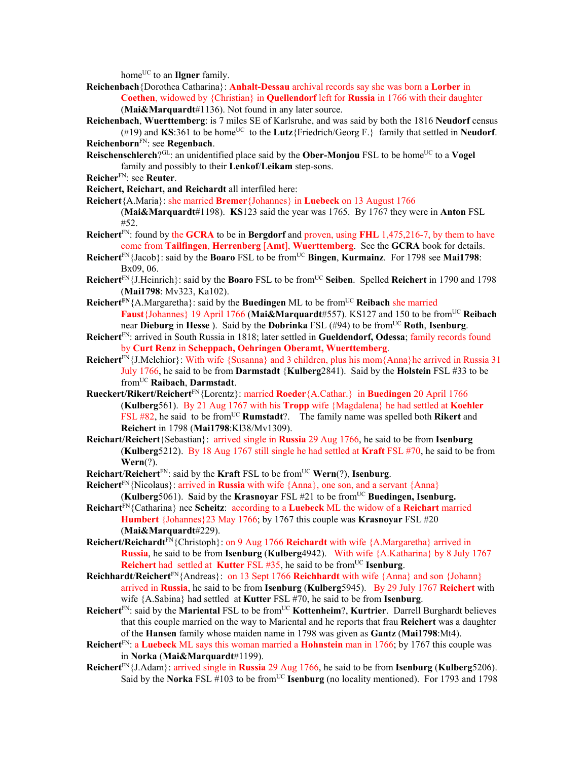home[UC] to an **Ilgner** family.

**Reichenbach**{Dorothea Catharina}: **Anhalt-Dessau** archival records say she was born a **Lorber** in **Coethen**, widowed by {Christian} in **Quellendorf** left for **Russia** in 1766 with their daughter (**Mai&Marquardt**#1136). Not found in any later source.

**Reichenbach**, **Wuerttemberg**: is 7 miles SE of Karlsruhe, and was said by both the 1816 **Neudorf** census (#19) and **KS**:361 to be home[UC] to the **Lutz**{Friedrich/Georg F.} family that settled in **Neudorf**.

**Reichenborn**[FN]: see **Regenbach**.

**Reischenschlerch**?[GL]: an unidentified place said by the **Ober-Monjou** FSL to be home[UC] to a **Vogel** family and possibly to their **Lenkof**/**Leikam** step-sons.

**Reicher**[FN]: see **Reuter**.

**Reichert, Reichart, and Reichardt** all interfiled here:

**Reichert**{A.Maria}: she married **Bremer**{Johannes} in **Luebeck** on 13 August 1766 (**Mai&Marquardt**#1198). **KS**123 said the year was 1765. By 1767 they were in **Anton** FSL #52.

**Reichert**[FN]: found by the **GCRA** to be in **Bergdorf** and proven, using **FHL** 1,475,216-7, by them to have come from **Tailfingen**, **Herrenberg** [**Amt**], **Wuerttemberg**. See the **GCRA** book for details.

**Reichert**[FN]{Jacob}: said by the **Boaro** FSL to be from[UC] **Bingen**, **Kurmainz**. For 1798 see **Mai1798**: Bx09, 06.

**Reichert**[FN]{J.Heinrich}: said by the **Boaro** FSL to be from[UC] **Seiben**. Spelled **Reichert** in 1790 and 1798 (**Mai1798**: Mv323, Ka102).

**Reichert**[FN]{A.Margaretha}: said by the **Buedingen** ML to be from[UC] **Reibach** she married **Faust**{Johannes} 19 April 1766 (**Mai&Marquardt**#557). KS127 and 150 to be from[UC] **Reibach** near **Dieburg** in **Hesse** ). Said by the **Dobrinka** FSL (#94) to be from[UC] **Roth**, **Isenburg**.

**Reichert**[FN]: arrived in South Russia in 1818; later settled in **Gueldendorf, Odessa**; family records found by **Curt Renz** in **Scheppach, Oehringen Oberamt, Wuerttemberg**.

**Reichert**[FN]{J.Melchior}: With wife {Susanna} and 3 children, plus his mom{Anna}he arrived in Russia 31 July 1766, he said to be from **Darmstadt** {**Kulberg**2841). Said by the **Holstein** FSL #33 to be from[UC] **Raibach**, **Darmstadt**.

**Rueckert/Rikert/Reichert**[FN]{Lorentz}: married **Roeder**{A.Cathar.} in **Buedingen** 20 April 1766 (**Kulberg**561). By 21 Aug 1767 with his **Tropp** wife {Magdalena} he had settled at **Koehler** FSL #82, he said to be from[UC] **Rumstadt**?. The family name was spelled both **Rikert** and **Reichert** in 1798 (**Mai1798**:Kl38/Mv1309).

**Reichart/Reichert**{Sebastian}: arrived single in **Russia** 29 Aug 1766, he said to be from **Isenburg** (**Kulberg**5212). By 18 Aug 1767 still single he had settled at **Kraft** FSL #70, he said to be from **Wern**(?).

**Reichart**/**Reichert**[FN]: said by the **Kraft** FSL to be from[UC] **Wern**(?), **Isenburg**.

**Reichert**[FN]{Nicolaus}: arrived in **Russia** with wife {Anna}, one son, and a servant {Anna} (**Kulberg**5061). **S**aid by the **Krasnoyar** FSL #21 to be from[UC] **Buedingen, Isenburg.**

**Reichart**[FN]{Catharina} nee **Scheitz**: according to a **Luebeck** ML the widow of a **Reichart** married **Humbert** {Johannes}23 May 1766; by 1767 this couple was **Krasnoyar** FSL #20 (**Mai&Marquardt**#229).

**Reichert/Reichardt**[FN]{Christoph}: on 9 Aug 1766 **Reichardt** with wife {A.Margaretha} arrived in **Russia**, he said to be from **Isenburg** (**Kulberg**4942). With wife {A.Katharina} by 8 July 1767 **Reichert** had settled at **Kutter** FSL #35, he said to be from[UC] **Isenburg**.

**Reichhardt**/**Reichert**[FN]{Andreas}: on 13 Sept 1766 **Reichhardt** with wife {Anna} and son {Johann} arrived in **Russia**, he said to be from **Isenburg** (**Kulberg**5945). By 29 July 1767 **Reichert** with wife {A.Sabina} had settled at **Kutter** FSL #70, he said to be from **Isenburg**.

**Reichert**[FN]: said by the **Mariental** FSL to be from[UC] **Kottenheim**?, **Kurtrier**. Darrell Burghardt believes that this couple married on the way to Mariental and he reports that frau **Reichert** was a daughter of the **Hansen** family whose maiden name in 1798 was given as **Gantz** (**Mai1798**:Mt4).

**Reichert**[FN]: a **Luebeck** ML says this woman married a **Hohnstein** man in 1766; by 1767 this couple was in **Norka** (**Mai&Marquardt**#1199).

**Reichert**[FN]{J.Adam}: arrived single in **Russia** 29 Aug 1766, he said to be from **Isenburg** (**Kulberg**5206). Said by the **Norka** FSL #103 to be from[UC] **Isenburg** (no locality mentioned). For 1793 and 1798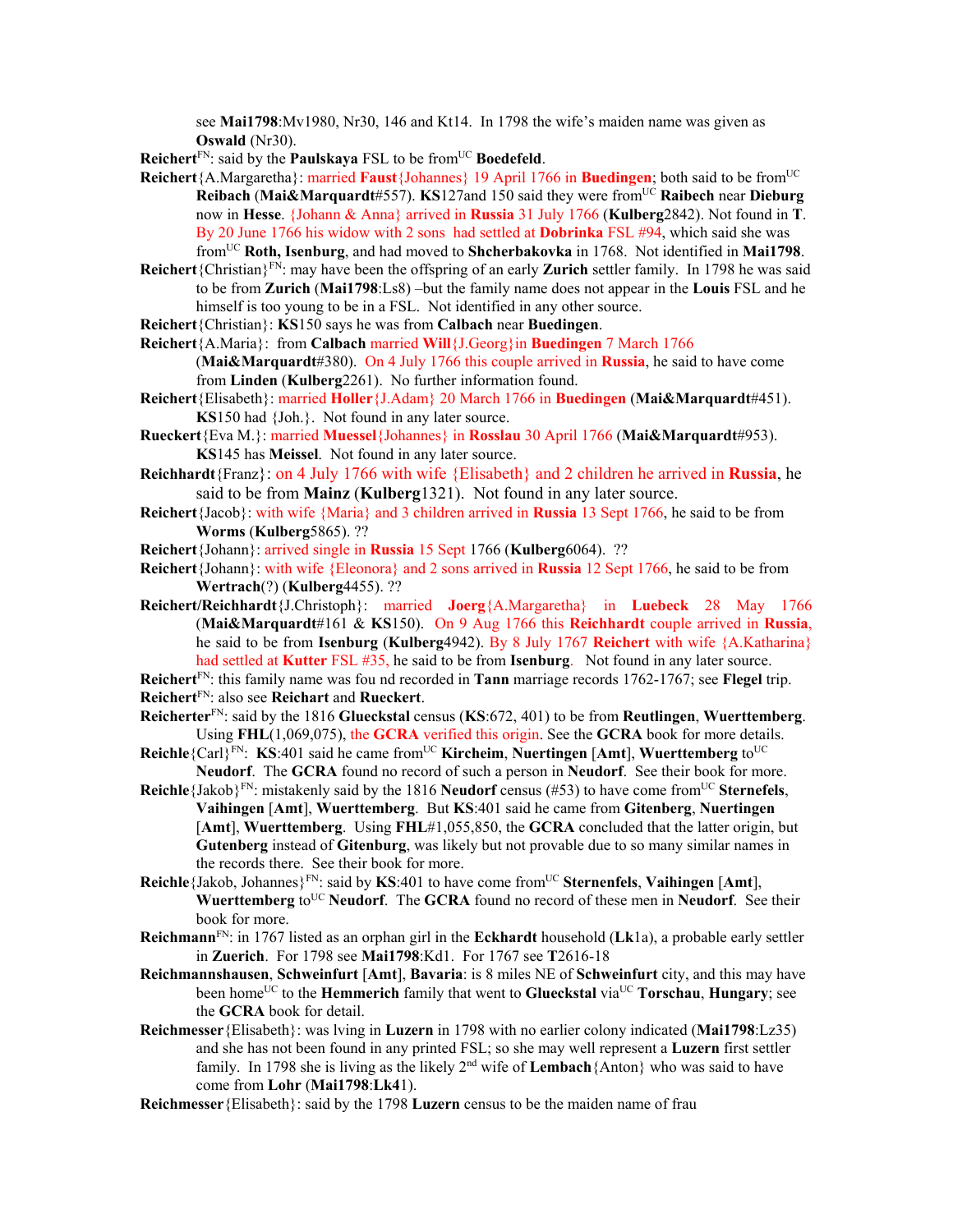see **Mai1798**:Mv1980, Nr30, 146 and Kt14. In 1798 the wife's maiden name was given as **Oswald** (Nr30).

**Reichert**[FN]: said by the **Paulskaya** FSL to be from[UC] **Boedefeld**.

**Reichert**{A.Margaretha}: married **Faust**{Johannes} 19 April 1766 in **Buedingen**; both said to be from[UC] **Reibach** (**Mai&Marquardt**#557). **KS**127and 150 said they were from[UC] **Raibech** near **Dieburg** now in **Hesse**. {Johann & Anna} arrived in **Russia** 31 July 1766 (**Kulberg**2842). Not found in **T**. By 20 June 1766 his widow with 2 sons had settled at **Dobrinka** FSL #94, which said she was from[UC] **Roth, Isenburg**, and had moved to **Shcherbakovka** in 1768. Not identified in **Mai1798**.

**Reichert**{Christian}[FN]: may have been the offspring of an early **Zurich** settler family. In 1798 he was said to be from **Zurich** (**Mai1798**:Ls8) –but the family name does not appear in the **Louis** FSL and he himself is too young to be in a FSL. Not identified in any other source.

**Reichert**{Christian}: **KS**150 says he was from **Calbach** near **Buedingen**.

**Reichert**{A.Maria}: from **Calbach** married **Will**{J.Georg}in **Buedingen** 7 March 1766 (**Mai&Marquardt**#380). On 4 July 1766 this couple arrived in **Russia**, he said to have come from **Linden** (**Kulberg**2261). No further information found.

**Reichert**{Elisabeth}: married **Holler**{J.Adam} 20 March 1766 in **Buedingen** (**Mai&Marquardt**#451). **KS**150 had {Joh.}. Not found in any later source.

**Rueckert**{Eva M.}: married **Muessel**{Johannes} in **Rosslau** 30 April 1766 (**Mai&Marquardt**#953). **KS**145 has **Meissel**. Not found in any later source.

**Reichhardt**{Franz}: on 4 July 1766 with wife {Elisabeth} and 2 children he arrived in **Russia**, he said to be from **Mainz** (**Kulberg**1321). Not found in any later source.

**Reichert**{Jacob}: with wife {Maria} and 3 children arrived in **Russia** 13 Sept 1766, he said to be from **Worms** (**Kulberg**5865). ??

**Reichert**{Johann}: arrived single in **Russia** 15 Sept 1766 (**Kulberg**6064). ??

**Reichert**{Johann}: with wife {Eleonora} and 2 sons arrived in **Russia** 12 Sept 1766, he said to be from **Wertrach**(?) (**Kulberg**4455). ??

**Reichert/Reichhardt**{J.Christoph}: married **Joerg**{A.Margaretha} in **Luebeck** 28 May 1766 (**Mai&Marquardt**#161 & **KS**150). On 9 Aug 1766 this **Reichhardt** couple arrived in **Russia**, he said to be from **Isenburg** (**Kulberg**4942). By 8 July 1767 **Reichert** with wife {A.Katharina} had settled at **Kutter** FSL #35, he said to be from **Isenburg**. Not found in any later source.

**Reichert**[FN]: this family name was fou nd recorded in **Tann** marriage records 1762-1767; see **Flegel** trip.

**Reichert**[FN]: also see **Reichart** and **Rueckert**.

**Reicherter**[FN]: said by the 1816 **Glueckstal** census (**KS**:672, 401) to be from **Reutlingen**, **Wuerttemberg**. Using **FHL**(1,069,075), the **GCRA** verified this origin. See the **GCRA** book for more details.

**Reichle**{Carl}[FN]: **KS**:401 said he came from[UC] **Kircheim**, **Nuertingen** [**Amt**], **Wuerttemberg** to[UC] **Neudorf**. The **GCRA** found no record of such a person in **Neudorf**. See their book for more.

**Reichle**{Jakob}[FN]: mistakenly said by the 1816 **Neudorf** census (#53) to have come from[UC] **Sternefels**, **Vaihingen** [**Amt**], **Wuerttemberg**. But **KS**:401 said he came from **Gitenberg**, **Nuertingen** [**Amt**], **Wuerttemberg**. Using **FHL**#1,055,850, the **GCRA** concluded that the latter origin, but **Gutenberg** instead of **Gitenburg**, was likely but not provable due to so many similar names in the records there. See their book for more.

**Reichle**{Jakob, Johannes}[FN]: said by **KS**:401 to have come from[UC] **Sternenfels**, **Vaihingen** [**Amt**], **Wuerttemberg** to[UC] **Neudorf**. The **GCRA** found no record of these men in **Neudorf**. See their book for more.

**Reichmann**[FN]: in 1767 listed as an orphan girl in the **Eckhardt** household (**Lk**1a), a probable early settler in **Zuerich**. For 1798 see **Mai1798**:Kd1. For 1767 see **T**2616-18

**Reichmannshausen**, **Schweinfurt** [**Amt**], **Bavaria**: is 8 miles NE of **Schweinfurt** city, and this may have been home[UC] to the **Hemmerich** family that went to **Glueckstal** via[UC] **Torschau**, **Hungary**; see the **GCRA** book for detail.

**Reichmesser**{Elisabeth}: was lving in **Luzern** in 1798 with no earlier colony indicated (**Mai1798**:Lz35) and she has not been found in any printed FSL; so she may well represent a **Luzern** first settler family. In 1798 she is living as the likely 2nd wife of **Lembach**{Anton} who was said to have come from **Lohr** (**Mai1798**:**Lk4**1).

**Reichmesser**{Elisabeth}: said by the 1798 **Luzern** census to be the maiden name of frau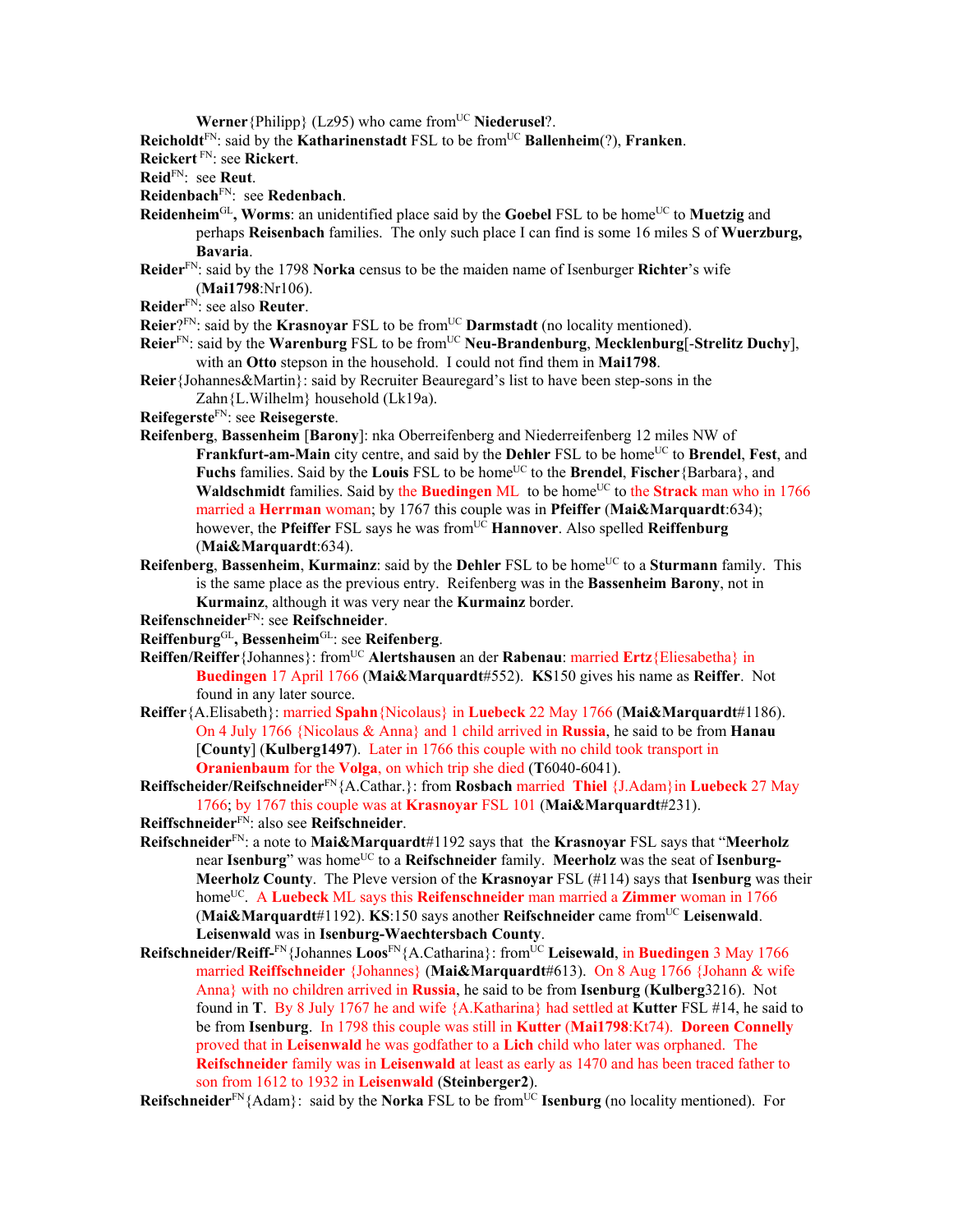**Werner**{Philipp} (Lz95) who came from[UC] **Niederusel**?.

**Reicholdt**[FN]: said by the **Katharinenstadt** FSL to be from[UC] **Ballenheim**(?), **Franken**.

**Reickert** [FN]: see **Rickert**.

**Reid**[FN]: see **Reut**.

**Reidenbach**[FN]: see **Redenbach**.

**Reidenheim**[GL]**, Worms**: an unidentified place said by the **Goebel** FSL to be home[UC] to **Muetzig** and perhaps **Reisenbach** families. The only such place I can find is some 16 miles S of **Wuerzburg, Bavaria**.

**Reider**[FN]: said by the 1798 **Norka** census to be the maiden name of Isenburger **Richter**'s wife (**Mai1798**:Nr106).

**Reider**[FN]: see also **Reuter**.

**Reier**?[FN]: said by the **Krasnoyar** FSL to be from[UC] **Darmstadt** (no locality mentioned).

**Reier**[FN]: said by the **Warenburg** FSL to be from[UC] **Neu-Brandenburg**, **Mecklenburg**[-**Strelitz Duchy**], with an **Otto** stepson in the household. I could not find them in **Mai1798**.

**Reier**{Johannes&Martin}: said by Recruiter Beauregard's list to have been step-sons in the Zahn{L.Wilhelm} household (Lk19a).

**Reifegerste**[FN]: see **Reisegerste**.

**Reifenberg**, **Bassenheim** [**Barony**]: nka Oberreifenberg and Niederreifenberg 12 miles NW of **Frankfurt-am-Main** city centre, and said by the **Dehler** FSL to be home[UC] to **Brendel**, **Fest**, and **Fuchs** families. Said by the **Louis** FSL to be home[UC] to the **Brendel**, **Fischer**{Barbara}, and **Waldschmidt** families. Said by the **Buedingen** ML to be home[UC] to the **Strack** man who in 1766 married a **Herrman** woman; by 1767 this couple was in **Pfeiffer** (**Mai&Marquardt**:634); however, the **Pfeiffer** FSL says he was from[UC] **Hannover**. Also spelled **Reiffenburg** (**Mai&Marquardt**:634).

**Reifenberg**, **Bassenheim**, **Kurmainz**: said by the **Dehler** FSL to be home[UC] to a **Sturmann** family. This is the same place as the previous entry. Reifenberg was in the **Bassenheim Barony**, not in **Kurmainz**, although it was very near the **Kurmainz** border.

**Reifenschneider**[FN]: see **Reifschneider**.

**Reiffenburg**[GL]**, Bessenheim**[GL]: see **Reifenberg**.

**Reiffen/Reiffer**{Johannes}: from[UC] **Alertshausen** an der **Rabenau**: married **Ertz**{Eliesabetha} in **Buedingen** 17 April 1766 (**Mai&Marquardt**#552). **KS**150 gives his name as **Reiffer**. Not found in any later source.

**Reiffer**{A.Elisabeth}: married **Spahn**{Nicolaus} in **Luebeck** 22 May 1766 (**Mai&Marquardt**#1186). On 4 July 1766 {Nicolaus & Anna} and 1 child arrived in **Russia**, he said to be from **Hanau** [**County**] (**Kulberg1497**). Later in 1766 this couple with no child took transport in **Oranienbaum** for the **Volga**, on which trip she died (**T**6040-6041).

**Reiffscheider/Reifschneider**[FN]{A.Cathar.}: from **Rosbach** married **Thiel** {J.Adam}in **Luebeck** 27 May 1766; by 1767 this couple was at **Krasnoyar** FSL 101 (**Mai&Marquardt**#231).

**Reiffschneider**[FN]: also see **Reifschneider**.

**Reifschneider**[FN]: a note to **Mai&Marquardt**#1192 says that the **Krasnoyar** FSL says that "**Meerholz** near **Isenburg**" was home[UC] to a **Reifschneider** family. **Meerholz** was the seat of **Isenburg-Meerholz County**. The Pleve version of the **Krasnoyar** FSL (#114) says that **Isenburg** was their home[UC]. A **Luebeck** ML says this **Reifenschneider** man married a **Zimmer** woman in 1766 (**Mai&Marquardt**#1192). **KS**:150 says another **Reifschneider** came from[UC] **Leisenwald**. **Leisenwald** was in **Isenburg-Waechtersbach County**.

**Reifschneider/Reiff-**[FN]{Johannes **Loos**[FN]{A.Catharina}: from[UC] **Leisewald**, in **Buedingen** 3 May 1766 married **Reiffschneider** {Johannes} (**Mai&Marquardt**#613). On 8 Aug 1766 {Johann & wife Anna} with no children arrived in **Russia**, he said to be from **Isenburg** (**Kulberg**3216). Not found in **T**. By 8 July 1767 he and wife {A.Katharina} had settled at **Kutter** FSL #14, he said to be from **Isenburg**. In 1798 this couple was still in **Kutter** (**Mai1798**:Kt74). **Doreen Connelly** proved that in **Leisenwald** he was godfather to a **Lich** child who later was orphaned. The **Reifschneider** family was in **Leisenwald** at least as early as 1470 and has been traced father to son from 1612 to 1932 in **Leisenwald** (**Steinberger2**).

**Reifschneider**[FN]{Adam}: said by the **Norka** FSL to be from[UC] **Isenburg** (no locality mentioned). For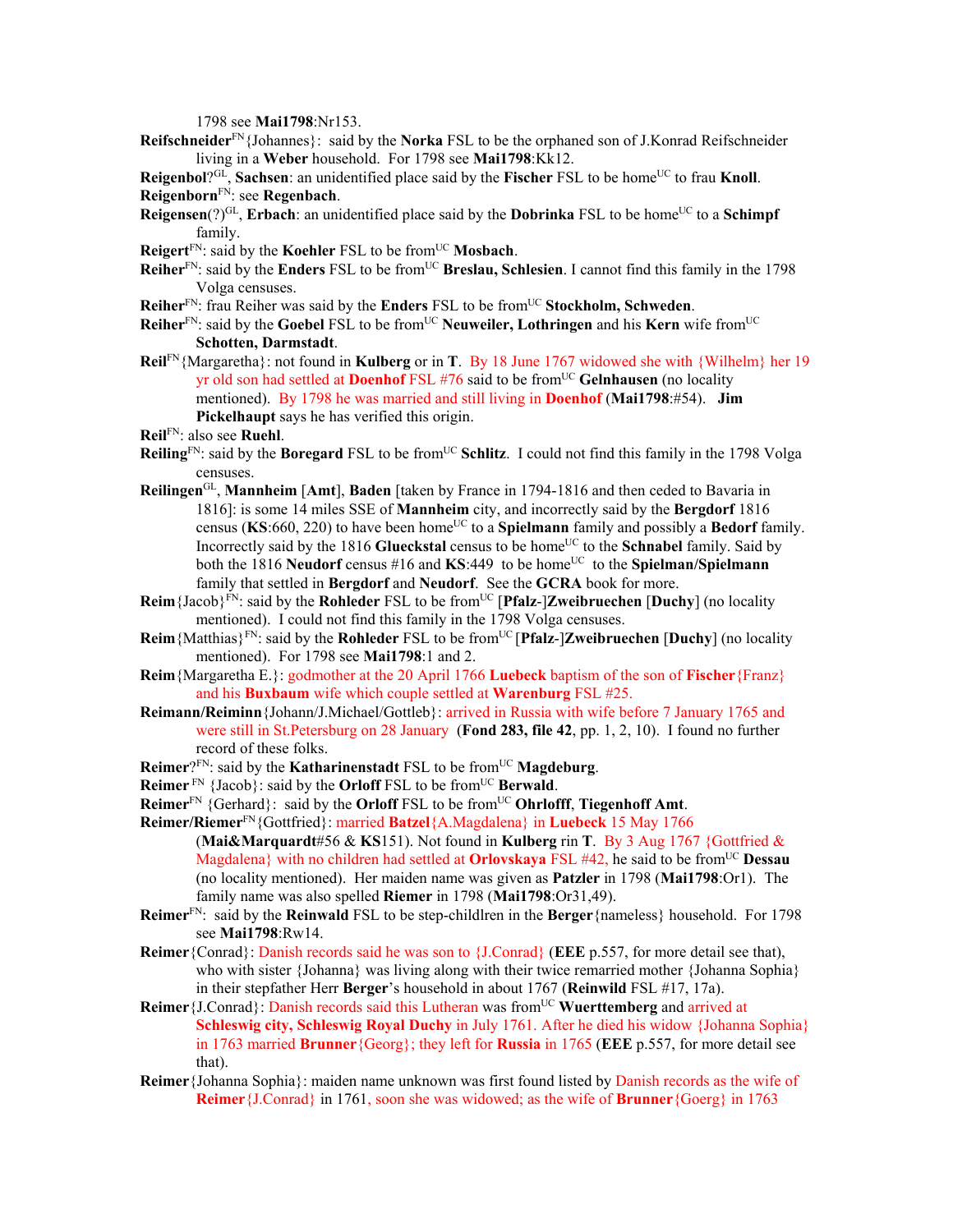1798 see **Mai1798**:Nr153.

**Reifschneider**[FN]{Johannes}: said by the **Norka** FSL to be the orphaned son of J.Konrad Reifschneider living in a **Weber** household. For 1798 see **Mai1798**:Kk12.

**Reigenbol**?[GL], **Sachsen**: an unidentified place said by the **Fischer** FSL to be home[UC] to frau **Knoll**.

**Reigenborn**[FN]: see **Regenbach**.

**Reigensen**(?)[GL], **Erbach**: an unidentified place said by the **Dobrinka** FSL to be home[UC] to a **Schimpf** family.

**Reigert**[FN]: said by the **Koehler** FSL to be from[UC] **Mosbach**.

**Reiher**[FN]: said by the **Enders** FSL to be from[UC] **Breslau, Schlesien**. I cannot find this family in the 1798 Volga censuses.

**Reiher**[FN]: frau Reiher was said by the **Enders** FSL to be from[UC] **Stockholm, Schweden**.

**Reiher**[FN]: said by the **Goebel** FSL to be from[UC] **Neuweiler, Lothringen** and his **Kern** wife from[UC] **Schotten, Darmstadt**.

**Reil**[FN]{Margaretha}: not found in **Kulberg** or in **T**. By 18 June 1767 widowed she with {Wilhelm} her 19 yr old son had settled at **Doenhof** FSL #76 said to be from[UC] **Gelnhausen** (no locality mentioned). By 1798 he was married and still living in **Doenhof** (**Mai1798**:#54). **Jim Pickelhaupt** says he has verified this origin.

**Reil**[FN]: also see **Ruehl**.

**Reiling**[FN]: said by the **Boregard** FSL to be from[UC] **Schlitz**. I could not find this family in the 1798 Volga censuses.

**Reilingen**[GL], **Mannheim** [**Amt**], **Baden** [taken by France in 1794-1816 and then ceded to Bavaria in 1816]: is some 14 miles SSE of **Mannheim** city, and incorrectly said by the **Bergdorf** 1816 census (**KS**:660, 220) to have been home[UC] to a **Spielmann** family and possibly a **Bedorf** family. Incorrectly said by the 1816 **Glueckstal** census to be home[UC] to the **Schnabel** family. Said by both the 1816 **Neudorf** census #16 and **KS**:449 to be home[UC] to the **Spielman/Spielmann** family that settled in **Bergdorf** and **Neudorf**. See the **GCRA** book for more.

**Reim**{Jacob}[FN]: said by the **Rohleder** FSL to be from[UC] [**Pfalz**-]**Zweibruechen** [**Duchy**] (no locality mentioned). I could not find this family in the 1798 Volga censuses.

**Reim**{Matthias}[FN]: said by the **Rohleder** FSL to be from[UC] [**Pfalz**-]**Zweibruechen** [**Duchy**] (no locality mentioned). For 1798 see **Mai1798**:1 and 2.

**Reim**{Margaretha E.}: godmother at the 20 April 1766 **Luebeck** baptism of the son of **Fischer**{Franz} and his **Buxbaum** wife which couple settled at **Warenburg** FSL #25.

**Reimann/Reiminn**{Johann/J.Michael/Gottleb}: arrived in Russia with wife before 7 January 1765 and were still in St.Petersburg on 28 January (**Fond 283, file 42**, pp. 1, 2, 10). I found no further record of these folks.

**Reimer**?[FN]: said by the **Katharinenstadt** FSL to be from[UC] **Magdeburg**.

**Reimer** [FN] {Jacob}: said by the **Orloff** FSL to be from[UC] **Berwald**.

**Reimer**[FN] {Gerhard}: said by the **Orloff** FSL to be from[UC] **Ohrlofff**, **Tiegenhoff Amt**.

**Reimer/Riemer**[FN]{Gottfried}: married **Batzel**{A.Magdalena} in **Luebeck** 15 May 1766 (**Mai&Marquardt**#56 & **KS**151). Not found in **Kulberg** rin **T**. By 3 Aug 1767 {Gottfried & Magdalena} with no children had settled at **Orlovskaya** FSL #42, he said to be from[UC] **Dessau** (no locality mentioned). Her maiden name was given as **Patzler** in 1798 (**Mai1798**:Or1). The family name was also spelled **Riemer** in 1798 (**Mai1798**:Or31,49).

**Reimer**[FN]: said by the **Reinwald** FSL to be step-childlren in the **Berger**{nameless} household. For 1798 see **Mai1798**:Rw14.

**Reimer**{Conrad}: Danish records said he was son to {J.Conrad} (**EEE** p.557, for more detail see that), who with sister {Johanna} was living along with their twice remarried mother {Johanna Sophia} in their stepfather Herr **Berger**'s household in about 1767 (**Reinwild** FSL #17, 17a).

**Reimer**{J.Conrad}: Danish records said this Lutheran was from[UC] **Wuerttemberg** and arrived at **Schleswig city, Schleswig Royal Duchy** in July 1761. After he died his widow {Johanna Sophia} in 1763 married **Brunner**{Georg}; they left for **Russia** in 1765 (**EEE** p.557, for more detail see that).

**Reimer**{Johanna Sophia}: maiden name unknown was first found listed by Danish records as the wife of **Reimer**{J.Conrad} in 1761, soon she was widowed; as the wife of **Brunner**{Goerg} in 1763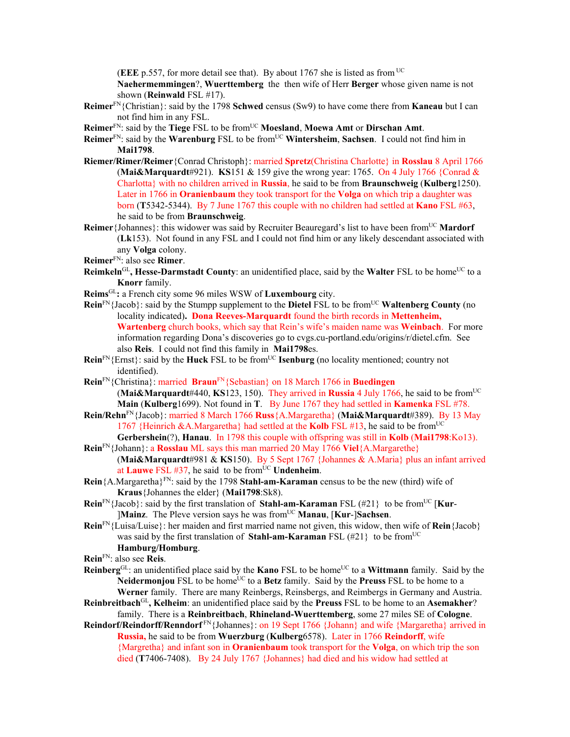(**EEE** p.557, for more detail see that). By about 1767 she is listed as from[UC] **Naehermemmingen**?, **Wuerttemberg** the then wife of Herr **Berger** whose given name is not shown (**Reinwald** FSL #17).

**Reimer**[FN]{Christian}: said by the 1798 **Schwed** census (Sw9) to have come there from **Kaneau** but I can not find him in any FSL.

**Reimer**[FN]: said by the **Tiege** FSL to be from[UC] **Moesland**, **Moewa Amt** or **Dirschan Amt**.

**Reimer**[FN]: said by the **Warenburg** FSL to be from[UC] **Wintersheim**, **Sachsen**. I could not find him in **Mai1798**.

**Riemer/Rimer/Reimer**{Conrad Christoph}: married **Spretz**(Christina Charlotte} in **Rosslau** 8 April 1766 (**Mai&Marquardt**#921). **KS**151 & 159 give the wrong year: 1765. On 4 July 1766 {Conrad & Charlotta} with no children arrived in **Russia**, he said to be from **Braunschweig** (**Kulberg**1250). Later in 1766 in **Oranienbaum** they took transport for the **Volga** on which trip a daughter was born (**T**5342-5344). By 7 June 1767 this couple with no children had settled at **Kano** FSL #63, he said to be from **Braunschweig**.

**Reimer**{Johannes}: this widower was said by Recruiter Beauregard's list to have been from[UC] **Mardorf** (**Lk**153). Not found in any FSL and I could not find him or any likely descendant associated with any **Volga** colony.

**Reimer**[FN]: also see **Rimer**.

**Reimkeln**[GL]**, Hesse-Darmstadt County**: an unidentified place, said by the **Walter** FSL to be home[UC] to a **Knorr** family.

**Reims**[GL]**:** a French city some 96 miles WSW of **Luxembourg** city.

**Rein**[FN]{Jacob}: said by the Stumpp supplement to the **Dietel** FSL to be from[UC] **Waltenberg County** (no locality indicated). **Dona Reeves-Marquardt found the birth records in Mettenheim, Wartenberg** church books, which say that Rein's wife's maiden name was **Weinbach**. For more information regarding Dona's discoveries go to cvgs.cu-portland.edu/origins/r/dietel.cfm. See also **Reis**. I could not find this family in **Mai1798**es.

**Rein**[FN]{Ernst}: said by the **Huck** FSL to be from[UC] **Isenburg** (no locality mentioned; country not identified).

**Rein**[FN]{Christina}: married **Braun**[FN]{Sebastian} on 18 March 1766 in **Buedingen** (**Mai&Marquardt**#440, **KS**123, 150). They arrived in **Russia** 4 July 1766, he said to be from[UC] **Main** (**Kulberg**1699). Not found in **T**. By June 1767 they had settled in **Kamenka** FSL #78.

**Rein/Rehn**[FN]{Jacob}: married 8 March 1766 **Russ**{A.Margaretha} (**Mai&Marquardt**#389). By 13 May 1767 {Heinrich &A.Margaretha} had settled at the **Kolb** FSL #13, he said to be from[UC] **Gerbershein**(?), **Hanau**. In 1798 this couple with offspring was still in **Kolb** (**Mai1798**:Ko13).

**Rein**[FN]{Johann}: a **Rosslau** ML says this man married 20 May 1766 **Viel**{A.Margarethe} (**Mai&Marquardt**#981 & **KS**150). By 5 Sept 1767 {Johannes & A.Maria} plus an infant arrived at **Lauwe** FSL #37, he said to be from[UC] **Undenheim**.

**Rein**{A.Margaretha}[FN]: said by the 1798 **Stahl-am-Karaman** census to be the new (third) wife of **Kraus**{Johannes the elder} (**Mai1798**:Sk8).

**Rein**[FN]{Jacob}: said by the first translation of **Stahl-am-Karaman** FSL (#21} to be from[UC] [**Kur-**]**Mainz**. The Pleve version says he was from[UC] **Manau**, [**Kur-**]**Sachsen**.

**Rein**[FN]{Luisa/Luise}: her maiden and first married name not given, this widow, then wife of **Rein**{Jacob} was said by the first translation of **Stahl-am-Karaman** FSL (#21} to be from[UC] **Hamburg/Homburg**.

**Rein**[FN]: also see **Reis**.

**Reinberg**[GL]: an unidentified place said by the **Kano** FSL to be home[UC] to a **Wittmann** family. Said by the **Neidermonjou** FSL to be home[UC] to a **Betz** family. Said by the **Preuss** FSL to be home to a **Werner** family. There are many Reinbergs, Reinsbergs, and Reimbergs in Germany and Austria.

**Reinbreitbach**[GL]**, Kelheim**: an unidentified place said by the **Preuss** FSL to be home to an **Asemakher**? family. There is a **Reinbreitbach**, **Rhineland-Wuerttemberg**, some 27 miles SE of **Cologne**.

**Reindorf/Reindorff/Renndorf**[FN]{Johannes}: on 19 Sept 1766 {Johann} and wife {Margaretha} arrived in **Russia,** he said to be from **Wuerzburg** (**Kulberg**6578). Later in 1766 **Reindorff**, wife {Margretha} and infant son in **Oranienbaum** took transport for the **Volga**, on which trip the son died (**T**7406-7408). By 24 July 1767 {Johannes} had died and his widow had settled at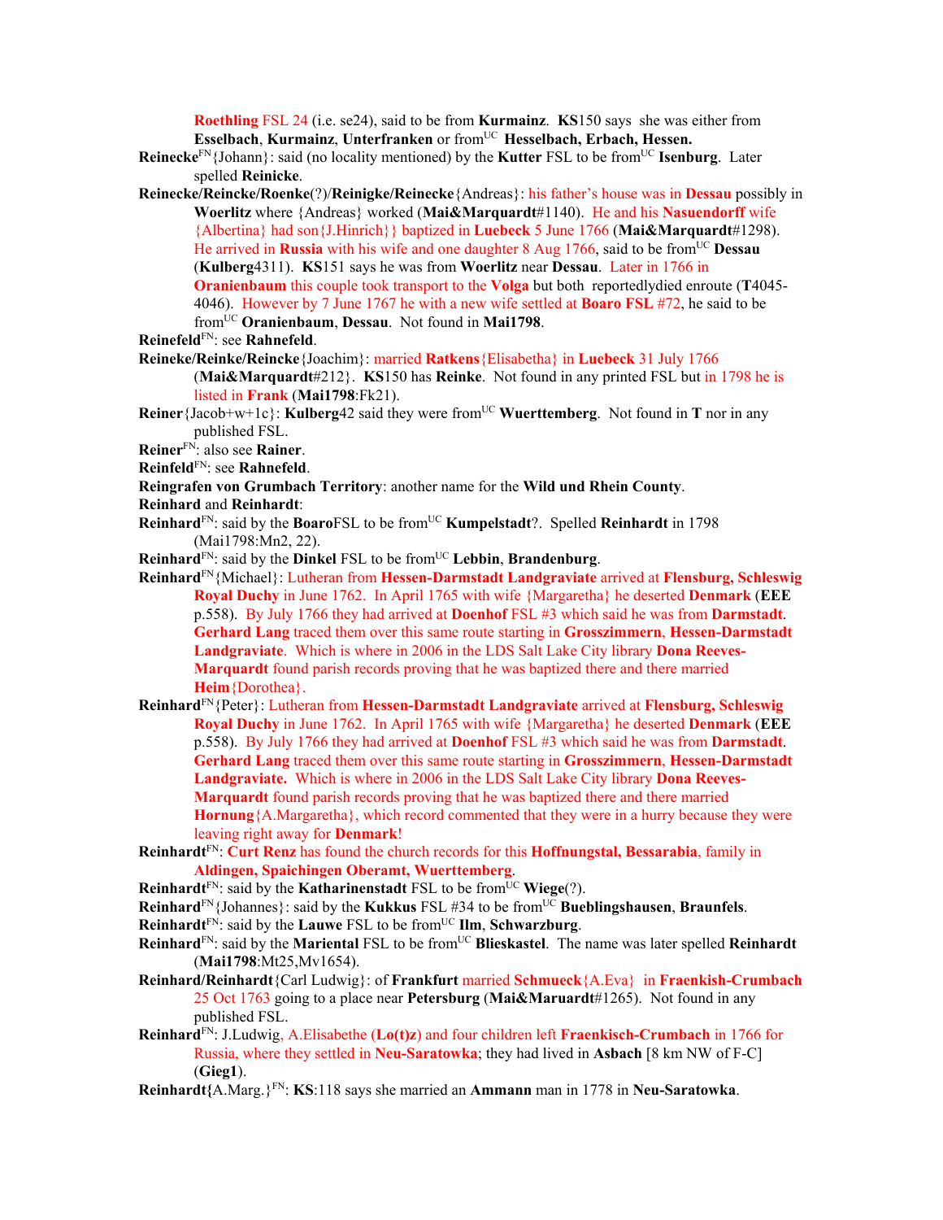**Roethling** FSL 24 (i.e. se24), said to be from **Kurmainz**. **KS**150 says she was either from **Esselbach**, **Kurmainz**, **Unterfranken** or from[UC] **Hesselbach, Erbach, Hessen.**

**Reinecke**[FN]{Johann}: said (no locality mentioned) by the **Kutter** FSL to be from[UC] **Isenburg**. Later spelled **Reinicke**.

**Reinecke/Reincke/Roenke**(?)/**Reinigke/Reinecke**{Andreas}: his father's house was in **Dessau** possibly in **Woerlitz** where {Andreas} worked (**Mai&Marquardt**#1140). He and his **Nasuendorff** wife {Albertina} had son{J.Hinrich}} baptized in **Luebeck** 5 June 1766 (**Mai&Marquardt**#1298). He arrived in **Russia** with his wife and one daughter 8 Aug 1766, said to be from[UC] **Dessau** (**Kulberg**4311). **KS**151 says he was from **Woerlitz** near **Dessau**. Later in 1766 in **Oranienbaum** this couple took transport to the **Volga** but both reportedlydied enroute (**T**4045-4046). However by 7 June 1767 he with a new wife settled at **Boaro FSL** #72, he said to be from[UC] **Oranienbaum**, **Dessau**. Not found in **Mai1798**.

**Reinefeld**[FN]: see **Rahnefeld**.

**Reineke/Reinke/Reincke**{Joachim}: married **Ratkens**{Elisabetha} in **Luebeck** 31 July 1766 (**Mai&Marquardt**#212}. **KS**150 has **Reinke**. Not found in any printed FSL but in 1798 he is listed in **Frank** (**Mai1798**:Fk21).

**Reiner**{Jacob+w+1c}: **Kulberg**42 said they were from[UC] **Wuerttemberg**. Not found in **T** nor in any published FSL.

**Reiner**[FN]: also see **Rainer**.

**Reinfeld**[FN]: see **Rahnefeld**.

**Reingrafen von Grumbach Territory**: another name for the **Wild und Rhein County**.

**Reinhard** and **Reinhardt**:

**Reinhard**[FN]: said by the **Boaro**FSL to be from[UC] **Kumpelstadt**?. Spelled **Reinhardt** in 1798 (Mai1798:Mn2, 22).

**Reinhard**[FN]: said by the **Dinkel** FSL to be from[UC] **Lebbin**, **Brandenburg**.

**Reinhard**[FN]{Michael}: Lutheran from **Hessen-Darmstadt Landgraviate** arrived at **Flensburg, Schleswig Royal Duchy** in June 1762. In April 1765 with wife {Margaretha} he deserted **Denmark** (**EEE** p.558). By July 1766 they had arrived at **Doenhof** FSL #3 which said he was from **Darmstadt**. **Gerhard Lang** traced them over this same route starting in **Grosszimmern**, **Hessen-Darmstadt Landgraviate**. Which is where in 2006 in the LDS Salt Lake City library **Dona Reeves-Marquardt** found parish records proving that he was baptized there and there married **Heim**{Dorothea}.

**Reinhard**[FN]{Peter}: Lutheran from **Hessen-Darmstadt Landgraviate** arrived at **Flensburg, Schleswig Royal Duchy** in June 1762. In April 1765 with wife {Margaretha} he deserted **Denmark** (**EEE** p.558). By July 1766 they had arrived at **Doenhof** FSL #3 which said he was from **Darmstadt**. **Gerhard Lang** traced them over this same route starting in **Grosszimmern**, **Hessen-Darmstadt Landgraviate.** Which is where in 2006 in the LDS Salt Lake City library **Dona Reeves-Marquardt** found parish records proving that he was baptized there and there married **Hornung**{A.Margaretha}, which record commented that they were in a hurry because they were leaving right away for **Denmark**!

**Reinhardt**[FN]: **Curt Renz** has found the church records for this **Hoffnungstal, Bessarabia**, family in **Aldingen, Spaichingen Oberamt, Wuerttemberg**.

**Reinhardt**[FN]: said by the **Katharinenstadt** FSL to be from[UC] **Wiege**(?).

**Reinhard**[FN]{Johannes}: said by the **Kukkus** FSL #34 to be from[UC] **Bueblingshausen**, **Braunfels**.

**Reinhardt**[FN]: said by the **Lauwe** FSL to be from[UC] **Ilm**, **Schwarzburg**.

**Reinhard**[FN]: said by the **Mariental** FSL to be from[UC] **Blieskastel**. The name was later spelled **Reinhardt** (**Mai1798**:Mt25,Mv1654).

**Reinhard/Reinhardt**{Carl Ludwig}: of **Frankfurt** married **Schmueck**{A.Eva} in **Fraenkish-Crumbach** 25 Oct 1763 going to a place near **Petersburg** (**Mai&Maruardt**#1265). Not found in any published FSL.

**Reinhard**[FN]: J.Ludwig, A.Elisabethe (**Lo(t)z**) and four children left **Fraenkisch-Crumbach** in 1766 for Russia, where they settled in **Neu-Saratowka**; they had lived in **Asbach** [8 km NW of F-C] (**Gieg1**).

**Reinhardt{**A.Marg.}[FN]: **KS**:118 says she married an **Ammann** man in 1778 in **Neu-Saratowka**.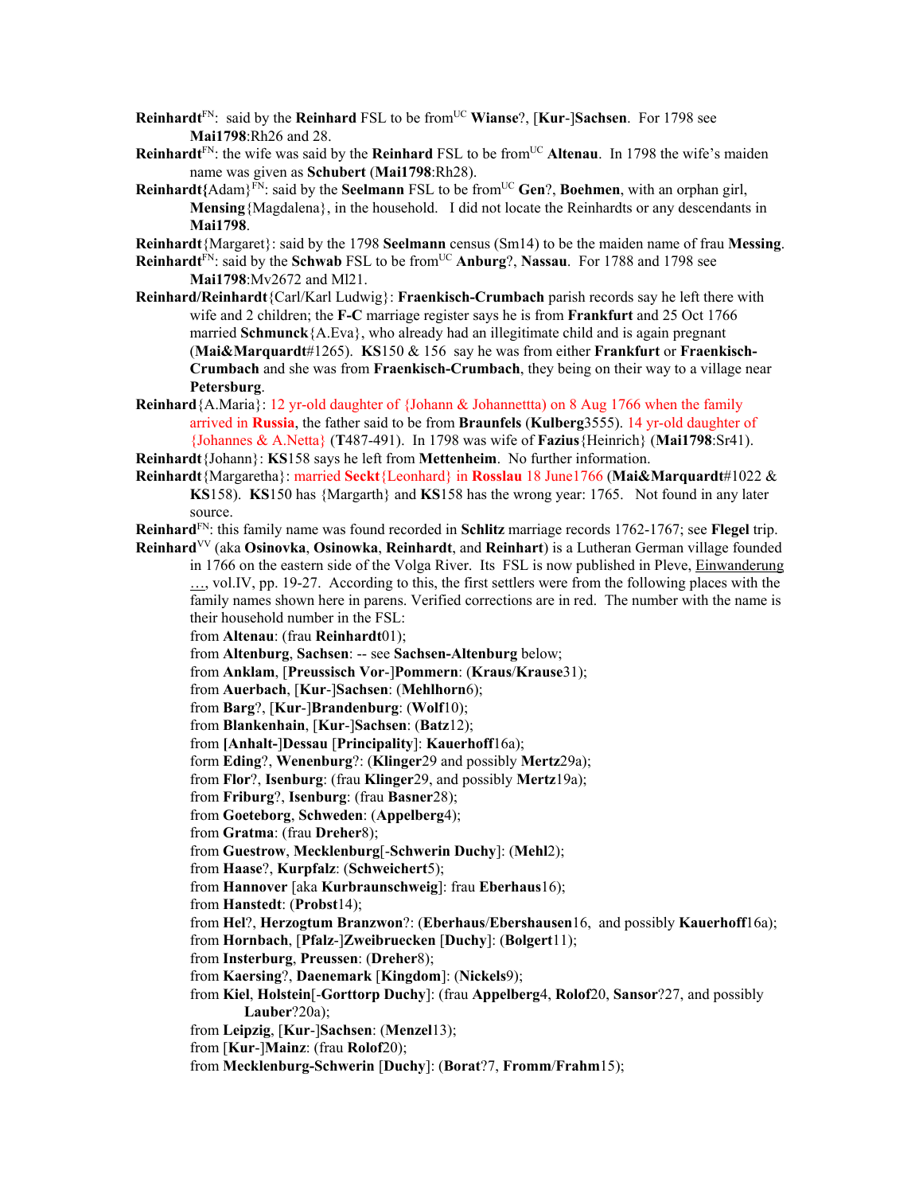**Reinhardt**[FN]: said by the **Reinhard** FSL to be from[UC] **Wianse**?, [**Kur**-]**Sachsen**. For 1798 see **Mai1798**:Rh26 and 28.

**Reinhardt**[FN]: the wife was said by the **Reinhard** FSL to be from[UC] **Altenau**. In 1798 the wife's maiden name was given as **Schubert** (**Mai1798**:Rh28).

**Reinhardt{**Adam}[FN]: said by the **Seelmann** FSL to be from[UC] **Gen**?, **Boehmen**, with an orphan girl, **Mensing**{Magdalena}, in the household. I did not locate the Reinhardts or any descendants in **Mai1798**.

**Reinhardt**{Margaret}: said by the 1798 **Seelmann** census (Sm14) to be the maiden name of frau **Messing**.

**Reinhardt**[FN]: said by the **Schwab** FSL to be from[UC] **Anburg**?, **Nassau**. For 1788 and 1798 see **Mai1798**:Mv2672 and Ml21.

**Reinhard/Reinhardt**{Carl/Karl Ludwig}: **Fraenkisch-Crumbach** parish records say he left there with wife and 2 children; the **F-C** marriage register says he is from **Frankfurt** and 25 Oct 1766 married **Schmunck**{A.Eva}, who already had an illegitimate child and is again pregnant (**Mai&Marquardt**#1265). **KS**150 & 156 say he was from either **Frankfurt** or **Fraenkisch-Crumbach** and she was from **Fraenkisch-Crumbach**, they being on their way to a village near **Petersburg**.

**Reinhard**{A.Maria}: 12 yr-old daughter of {Johann & Johannettta) on 8 Aug 1766 when the family arrived in **Russia**, the father said to be from **Braunfels** (**Kulberg**3555). 14 yr-old daughter of {Johannes & A.Netta} (**T**487-491). In 1798 was wife of **Fazius**{Heinrich} (**Mai1798**:Sr41).

**Reinhardt**{Johann}: **KS**158 says he left from **Mettenheim**. No further information.

**Reinhardt**{Margaretha}: married **Seckt**{Leonhard} in **Rosslau** 18 June1766 (**Mai&Marquardt**#1022 & **KS**158). **KS**150 has {Margarth} and **KS**158 has the wrong year: 1765. Not found in any later source.

**Reinhard**[FN]: this family name was found recorded in **Schlitz** marriage records 1762-1767; see **Flegel** trip.

**Reinhard**[VV] (aka **Osinovka**, **Osinowka**, **Reinhardt**, and **Reinhart**) is a Lutheran German village founded in 1766 on the eastern side of the Volga River. Its FSL is now published in Pleve, Einwanderung …, vol.IV, pp. 19-27. According to this, the first settlers were from the following places with the family names shown here in parens. Verified corrections are in red. The number with the name is their household number in the FSL:

from **Altenau**: (frau **Reinhardt**01);
from **Altenburg**, **Sachsen**: -- see **Sachsen-Altenburg** below;
from **Anklam**, [**Preussisch Vor**-]**Pommern**: (**Kraus**/**Krause**31);
from **Auerbach**, [**Kur**-]**Sachsen**: (**Mehlhorn**6);
from **Barg**?, [**Kur**-]**Brandenburg**: (**Wolf**10);
from **Blankenhain**, [**Kur**-]**Sachsen**: (**Batz**12);
from **[Anhalt-]Dessau** [**Principality**]: **Kauerhoff**16a);
form **Eding**?, **Wenenburg**?: (**Klinger**29 and possibly **Mertz**29a);
from **Flor**?, **Isenburg**: (frau **Klinger**29, and possibly **Mertz**19a);
from **Friburg**?, **Isenburg**: (frau **Basner**28);
from **Goeteborg**, **Schweden**: (**Appelberg**4);
from **Gratma**: (frau **Dreher**8);
from **Guestrow**, **Mecklenburg**[-**Schwerin Duchy**]: (**Mehl**2);
from **Haase**?, **Kurpfalz**: (**Schweichert**5);
from **Hannover** [aka **Kurbraunschweig**]: frau **Eberhaus**16);
from **Hanstedt**: (**Probst**14);
from **Hel**?, **Herzogtum Branzwon**?: (**Eberhaus**/**Ebershausen**16, and possibly **Kauerhoff**16a);
from **Hornbach**, [**Pfalz**-]**Zweibruecken** [**Duchy**]: (**Bolgert**11);
from **Insterburg**, **Preussen**: (**Dreher**8);
from **Kaersing**?, **Daenemark** [**Kingdom**]: (**Nickels**9);
from **Kiel**, **Holstein**[-**Gorttorp Duchy**]: (frau **Appelberg**4, **Rolof**20, **Sansor**?27, and possibly **Lauber**?20a);
from **Leipzig**, [**Kur**-]**Sachsen**: (**Menzel**13);
from [**Kur**-]**Mainz**: (frau **Rolof**20);
from **Mecklenburg-Schwerin** [**Duchy**]: (**Borat**?7, **Fromm**/**Frahm**15);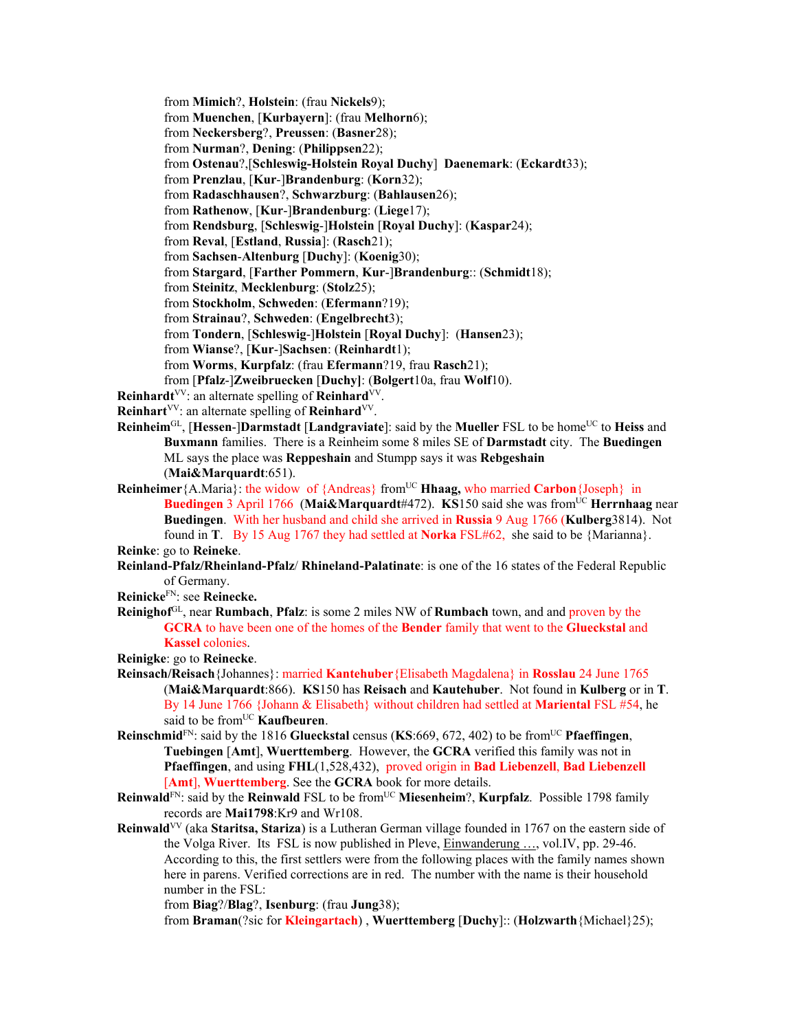from **Mimich**?, **Holstein**: (frau **Nickels**9);
from **Muenchen**, [**Kurbayern**]: (frau **Melhorn**6);
from **Neckersberg**?, **Preussen**: (**Basner**28);
from **Nurman**?, **Dening**: (**Philippsen**22);
from **Ostenau**?,[**Schleswig-Holstein Royal Duchy**] **Daenemark**: (**Eckardt**33);
from **Prenzlau**, [**Kur**-]**Brandenburg**: (**Korn**32);
from **Radaschhausen**?, **Schwarzburg**: (**Bahlausen**26);
from **Rathenow**, [**Kur**-]**Brandenburg**: (**Liege**17);
from **Rendsburg**, [**Schleswig**-]**Holstein** [**Royal Duchy**]: (**Kaspar**24);
from **Reval**, [**Estland**, **Russia**]: (**Rasch**21);
from **Sachsen**-**Altenburg** [**Duchy**]: (**Koenig**30);
from **Stargard**, [**Farther Pommern**, **Kur**-]**Brandenburg**:: (**Schmidt**18);
from **Steinitz**, **Mecklenburg**: (**Stolz**25);
from **Stockholm**, **Schweden**: (**Efermann**?19);
from **Strainau**?, **Schweden**: (**Engelbrecht**3);
from **Tondern**, [**Schleswig**-]**Holstein** [**Royal Duchy**]: (**Hansen**23);
from **Wianse**?, [**Kur**-]**Sachsen**: (**Reinhardt**1);
from **Worms**, **Kurpfalz**: (frau **Efermann**?19, frau **Rasch**21);
from [**Pfalz**-]**Zweibruecken** [**Duchy**]: (**Bolgert**10a, frau **Wolf**10).

**Reinhardt**[VV]: an alternate spelling of **Reinhard**[VV].

**Reinhart**[VV]: an alternate spelling of **Reinhard**[VV].

**Reinheim**[GL], [**Hessen**-]**Darmstadt** [**Landgraviate**]: said by the **Mueller** FSL to be home[UC] to **Heiss** and **Buxmann** families. There is a Reinheim some 8 miles SE of **Darmstadt** city. The **Buedingen** ML says the place was **Reppeshain** and Stumpp says it was **Rebgeshain** (**Mai&Marquardt**:651).

**Reinheimer**{A.Maria}: the widow of {Andreas} from[UC] **Hhaag,** who married **Carbon**{Joseph} in **Buedingen** 3 April 1766 (**Mai&Marquardt**#472). **KS**150 said she was from[UC] **Herrnhaag** near **Buedingen**. With her husband and child she arrived in **Russia** 9 Aug 1766 (**Kulberg**3814). Not found in **T**. By 15 Aug 1767 they had settled at **Norka** FSL#62, she said to be {Marianna}.

**Reinke**: go to **Reineke**.

**Reinland-Pfalz/Rheinland-Pfalz/ Rhineland-Palatinate**: is one of the 16 states of the Federal Republic of Germany.

**Reinicke**[FN]: see **Reinecke.**

**Reinighof**[GL], near **Rumbach**, **Pfalz**: is some 2 miles NW of **Rumbach** town, and and proven by the **GCRA** to have been one of the homes of the **Bender** family that went to the **Glueckstal** and **Kassel** colonies.

**Reinigke**: go to **Reinecke**.

**Reinsach/Reisach**{Johannes}: married **Kantehuber**{Elisabeth Magdalena} in **Rosslau** 24 June 1765 (**Mai&Marquardt**:866). **KS**150 has **Reisach** and **Kautehuber**. Not found in **Kulberg** or in **T**. By 14 June 1766 {Johann & Elisabeth} without children had settled at **Mariental** FSL #54, he said to be from[UC] **Kaufbeuren**.

**Reinschmid**[FN]: said by the 1816 **Glueckstal** census (**KS**:669, 672, 402) to be from[UC] **Pfaeffingen**, **Tuebingen** [**Amt**], **Wuerttemberg**. However, the **GCRA** verified this family was not in **Pfaeffingen**, and using **FHL**(1,528,432), proved origin in **Bad Liebenzell**, **Bad Liebenzell** [**Amt**], **Wuerttemberg**. See the **GCRA** book for more details.

**Reinwald**[FN]: said by the **Reinwald** FSL to be from[UC] **Miesenheim**?, **Kurpfalz**. Possible 1798 family records are **Mai1798**:Kr9 and Wr108.

**Reinwald**[VV] (aka **Staritsa, Stariza**) is a Lutheran German village founded in 1767 on the eastern side of the Volga River. Its FSL is now published in Pleve, Einwanderung …, vol.IV, pp. 29-46. According to this, the first settlers were from the following places with the family names shown here in parens. Verified corrections are in red. The number with the name is their household number in the FSL:
from **Biag**?/**Blag**?, **Isenburg**: (frau **Jung**38);
from **Braman**(?sic for **Kleingartach**) , **Wuerttemberg** [**Duchy**]:: (**Holzwarth**{Michael}25);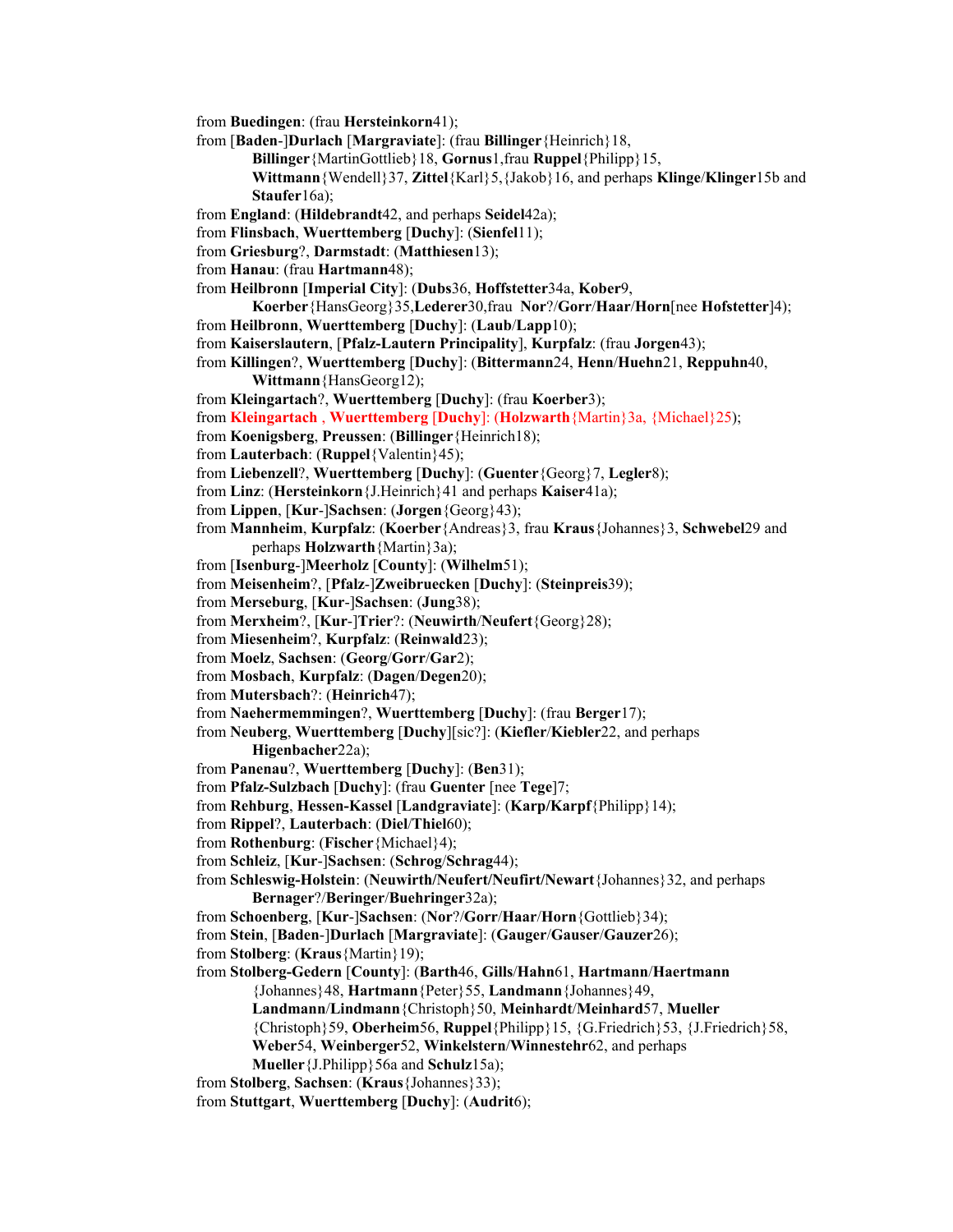from **Buedingen**: (frau **Hersteinkorn**41);

from [**Baden**-]**Durlach** [**Margraviate**]: (frau **Billinger**{Heinrich}18, **Billinger**{MartinGottlieb}18, **Gornus**1,frau **Ruppel**{Philipp}15, **Wittmann**{Wendell}37, **Zittel**{Karl}5,{Jakob}16, and perhaps **Klinge**/**Klinger**15b and **Staufer**16a);

from **England**: (**Hildebrandt**42, and perhaps **Seidel**42a);

from **Flinsbach**, **Wuerttemberg** [**Duchy**]: (**Sienfel**11);

from **Griesburg**?, **Darmstadt**: (**Matthiesen**13);

from **Hanau**: (frau **Hartmann**48);

from **Heilbronn** [**Imperial City**]: (**Dubs**36, **Hoffstetter**34a, **Kober**9, **Koerber**{HansGeorg}35,**Lederer**30,frau **Nor**?/**Gorr**/**Haar**/**Horn**[nee **Hofstetter**]4);

from **Heilbronn**, **Wuerttemberg** [**Duchy**]: (**Laub**/**Lapp**10);

from **Kaiserslautern**, [**Pfalz-Lautern Principality**], **Kurpfalz**: (frau **Jorgen**43);

from **Killingen**?, **Wuerttemberg** [**Duchy**]: (**Bittermann**24, **Henn**/**Huehn**21, **Reppuhn**40, **Wittmann**{HansGeorg12);

from **Kleingartach**?, **Wuerttemberg** [**Duchy**]: (frau **Koerber**3);

from **Kleingartach** , **Wuerttemberg** [**Duchy**]: (**Holzwarth**{Martin}3a, {Michael}25);

from **Koenigsberg**, **Preussen**: (**Billinger**{Heinrich18);

from **Lauterbach**: (**Ruppel**{Valentin}45);

from **Liebenzell**?, **Wuerttemberg** [**Duchy**]: (**Guenter**{Georg}7, **Legler**8);

from **Linz**: (**Hersteinkorn**{J.Heinrich}41 and perhaps **Kaiser**41a);

from **Lippen**, [**Kur**-]**Sachsen**: (**Jorgen**{Georg}43);

from **Mannheim**, **Kurpfalz**: (**Koerber**{Andreas}3, frau **Kraus**{Johannes}3, **Schwebel**29 and perhaps **Holzwarth**{Martin}3a);

from [**Isenburg**-]**Meerholz** [**County**]: (**Wilhelm**51);

from **Meisenheim**?, [**Pfalz**-]**Zweibruecken** [**Duchy**]: (**Steinpreis**39);

from **Merseburg**, [**Kur**-]**Sachsen**: (**Jung**38);

from **Merxheim**?, [**Kur**-]**Trier**?: (**Neuwirth**/**Neufert**{Georg}28);

from **Miesenheim**?, **Kurpfalz**: (**Reinwald**23);

from **Moelz**, **Sachsen**: (**Georg**/**Gorr**/**Gar**2);

from **Mosbach**, **Kurpfalz**: (**Dagen**/**Degen**20);

from **Mutersbach**?: (**Heinrich**47);

from **Naehermemmingen**?, **Wuerttemberg** [**Duchy**]: (frau **Berger**17);

from **Neuberg**, **Wuerttemberg** [**Duchy**][sic?]: (**Kiefler**/**Kiebler**22, and perhaps **Higenbacher**22a);

from **Panenau**?, **Wuerttemberg** [**Duchy**]: (**Ben**31);

from **Pfalz-Sulzbach** [**Duchy**]: (frau **Guenter** [nee **Tege**]7;

from **Rehburg**, **Hessen-Kassel** [**Landgraviate**]: (**Karp/Karpf**{Philipp}14);

from **Rippel**?, **Lauterbach**: (**Diel**/**Thiel**60);

from **Rothenburg**: (**Fischer**{Michael}4);

from **Schleiz**, [**Kur**-]**Sachsen**: (**Schrog**/**Schrag**44);

from **Schleswig-Holstein**: (**Neuwirth/Neufert/Neufirt/Newart**{Johannes}32, and perhaps **Bernager**?/**Beringer**/**Buehringer**32a);

from **Schoenberg**, [**Kur**-]**Sachsen**: (**Nor**?/**Gorr**/**Haar**/**Horn**{Gottlieb}34);

from **Stein**, [**Baden**-]**Durlach** [**Margraviate**]: (**Gauger**/**Gauser**/**Gauzer**26);

from **Stolberg**: (**Kraus**{Martin}19);

from **Stolberg-Gedern** [**County**]: (**Barth**46, **Gills**/**Hahn**61, **Hartmann**/**Haertmann** {Johannes}48, **Hartmann**{Peter}55, **Landmann**{Johannes}49, **Landmann**/**Lindmann**{Christoph}50, **Meinhardt**/**Meinhard**57, **Mueller** {Christoph}59, **Oberheim**56, **Ruppel**{Philipp}15, {G.Friedrich}53, {J.Friedrich}58, **Weber**54, **Weinberger**52, **Winkelstern**/**Winnestehr**62, and perhaps **Mueller**{J.Philipp}56a and **Schulz**15a);

from **Stolberg**, **Sachsen**: (**Kraus**{Johannes}33);

from **Stuttgart**, **Wuerttemberg** [**Duchy**]: (**Audrit**6);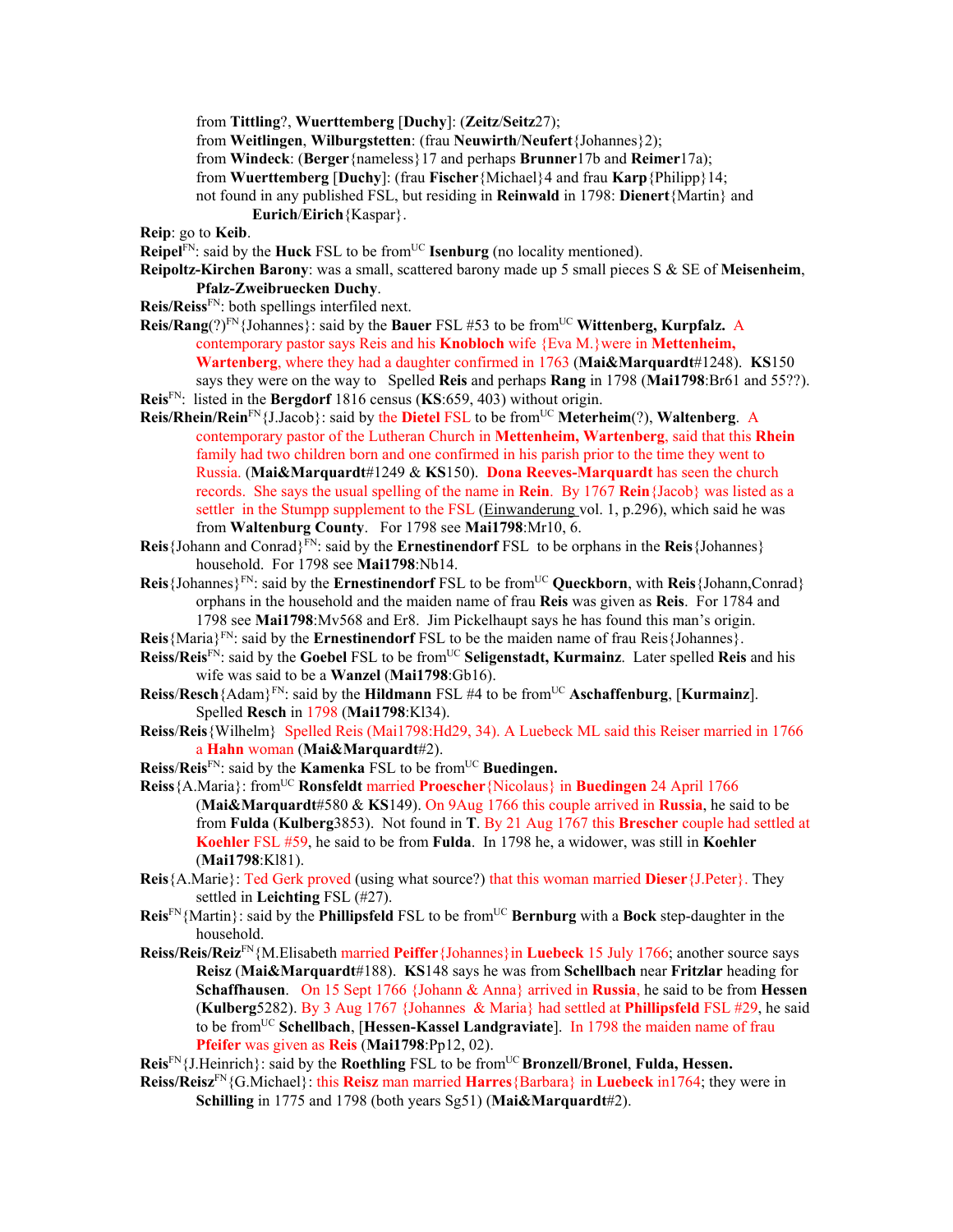from **Tittling**?, **Wuerttemberg** [**Duchy**]: (**Zeitz**/**Seitz**27);
from **Weitlingen**, **Wilburgstetten**: (frau **Neuwirth**/**Neufert**{Johannes}2);
from **Windeck**: (**Berger**{nameless}17 and perhaps **Brunner**17b and **Reimer**17a);
from **Wuerttemberg** [**Duchy**]: (frau **Fischer**{Michael}4 and frau **Karp**{Philipp}14;
not found in any published FSL, but residing in **Reinwald** in 1798: **Dienert**{Martin} and **Eurich**/**Eirich**{Kaspar}.

**Reip**: go to **Keib**.

**Reipel**[FN]: said by the **Huck** FSL to be from[UC] **Isenburg** (no locality mentioned).

**Reipoltz-Kirchen Barony**: was a small, scattered barony made up 5 small pieces S & SE of **Meisenheim**, **Pfalz-Zweibruecken Duchy**.

**Reis/Reiss**[FN]: both spellings interfiled next.

**Reis/Rang**(?)[FN]{Johannes}: said by the **Bauer** FSL #53 to be from[UC] **Wittenberg, Kurpfalz.** A contemporary pastor says Reis and his **Knobloch** wife {Eva M.}were in **Mettenheim, Wartenberg**, where they had a daughter confirmed in 1763 (**Mai&Marquardt**#1248). **KS**150 says they were on the way to Spelled **Reis** and perhaps **Rang** in 1798 (**Mai1798**:Br61 and 55??).

**Reis**[FN]: listed in the **Bergdorf** 1816 census (**KS**:659, 403) without origin.

**Reis/Rhein/Rein**[FN]{J.Jacob}: said by the **Dietel** FSL to be from[UC] **Meterheim**(?), **Waltenberg**. A contemporary pastor of the Lutheran Church in **Mettenheim, Wartenberg**, said that this **Rhein** family had two children born and one confirmed in his parish prior to the time they went to Russia. (**Mai&Marquardt**#1249 & **KS**150). **Dona Reeves-Marquardt** has seen the church records. She says the usual spelling of the name in **Rein**. By 1767 **Rein**{Jacob} was listed as a settler in the Stumpp supplement to the FSL (Einwanderung vol. 1, p.296), which said he was from **Waltenburg County**. For 1798 see **Mai1798**:Mr10, 6.

**Reis**{Johann and Conrad}[FN]: said by the **Ernestinendorf** FSL to be orphans in the **Reis**{Johannes} household. For 1798 see **Mai1798**:Nb14.

**Reis**{Johannes}[FN]: said by the **Ernestinendorf** FSL to be from[UC] **Queckborn**, with **Reis**{Johann,Conrad} orphans in the household and the maiden name of frau **Reis** was given as **Reis**. For 1784 and 1798 see **Mai1798**:Mv568 and Er8. Jim Pickelhaupt says he has found this man's origin.

**Reis**{Maria}[FN]: said by the **Ernestinendorf** FSL to be the maiden name of frau Reis{Johannes}.

**Reiss/Reis**[FN]: said by the **Goebel** FSL to be from[UC] **Seligenstadt, Kurmainz**. Later spelled **Reis** and his wife was said to be a **Wanzel** (**Mai1798**:Gb16).

**Reiss**/**Resch**{Adam}[FN]: said by the **Hildmann** FSL #4 to be from[UC] **Aschaffenburg**, [**Kurmainz**]. Spelled **Resch** in 1798 (**Mai1798**:Kl34).

**Reiss**/**Reis**{Wilhelm} Spelled Reis (Mai1798:Hd29, 34). A Luebeck ML said this Reiser married in 1766 a **Hahn** woman (**Mai&Marquardt**#2).

**Reiss**/**Reis**[FN]: said by the **Kamenka** FSL to be from[UC] **Buedingen.**

**Reiss**{A.Maria}: from[UC] **Ronsfeldt** married **Proescher**{Nicolaus} in **Buedingen** 24 April 1766 (**Mai&Marquardt**#580 & **KS**149). On 9Aug 1766 this couple arrived in **Russia**, he said to be from **Fulda** (**Kulberg**3853). Not found in **T**. By 21 Aug 1767 this **Brescher** couple had settled at **Koehler** FSL #59, he said to be from **Fulda**. In 1798 he, a widower, was still in **Koehler** (**Mai1798**:Kl81).

**Reis**{A.Marie}: Ted Gerk proved (using what source?) that this woman married **Dieser**{J.Peter}. They settled in **Leichting** FSL (#27).

**Reis**[FN]{Martin}: said by the **Phillipsfeld** FSL to be from[UC] **Bernburg** with a **Bock** step-daughter in the household.

**Reiss/Reis/Reiz**[FN]{M.Elisabeth married **Peiffer**{Johannes}in **Luebeck** 15 July 1766; another source says **Reisz** (**Mai&Marquardt**#188). **KS**148 says he was from **Schellbach** near **Fritzlar** heading for **Schaffhausen**. On 15 Sept 1766 {Johann & Anna} arrived in **Russia**, he said to be from **Hessen** (**Kulberg**5282). By 3 Aug 1767 {Johannes & Maria} had settled at **Phillipsfeld** FSL #29, he said to be from[UC] **Schellbach**, [**Hessen-Kassel Landgraviate**]. In 1798 the maiden name of frau **Pfeifer** was given as **Reis** (**Mai1798**:Pp12, 02).

**Reis**[FN]{J.Heinrich}: said by the **Roethling** FSL to be from[UC] **Bronzell/Bronel**, **Fulda, Hessen.**

**Reiss/Reisz**[FN]{G.Michael}: this **Reisz** man married **Harres**{Barbara} in **Luebeck** in1764; they were in **Schilling** in 1775 and 1798 (both years Sg51) (**Mai&Marquardt**#2).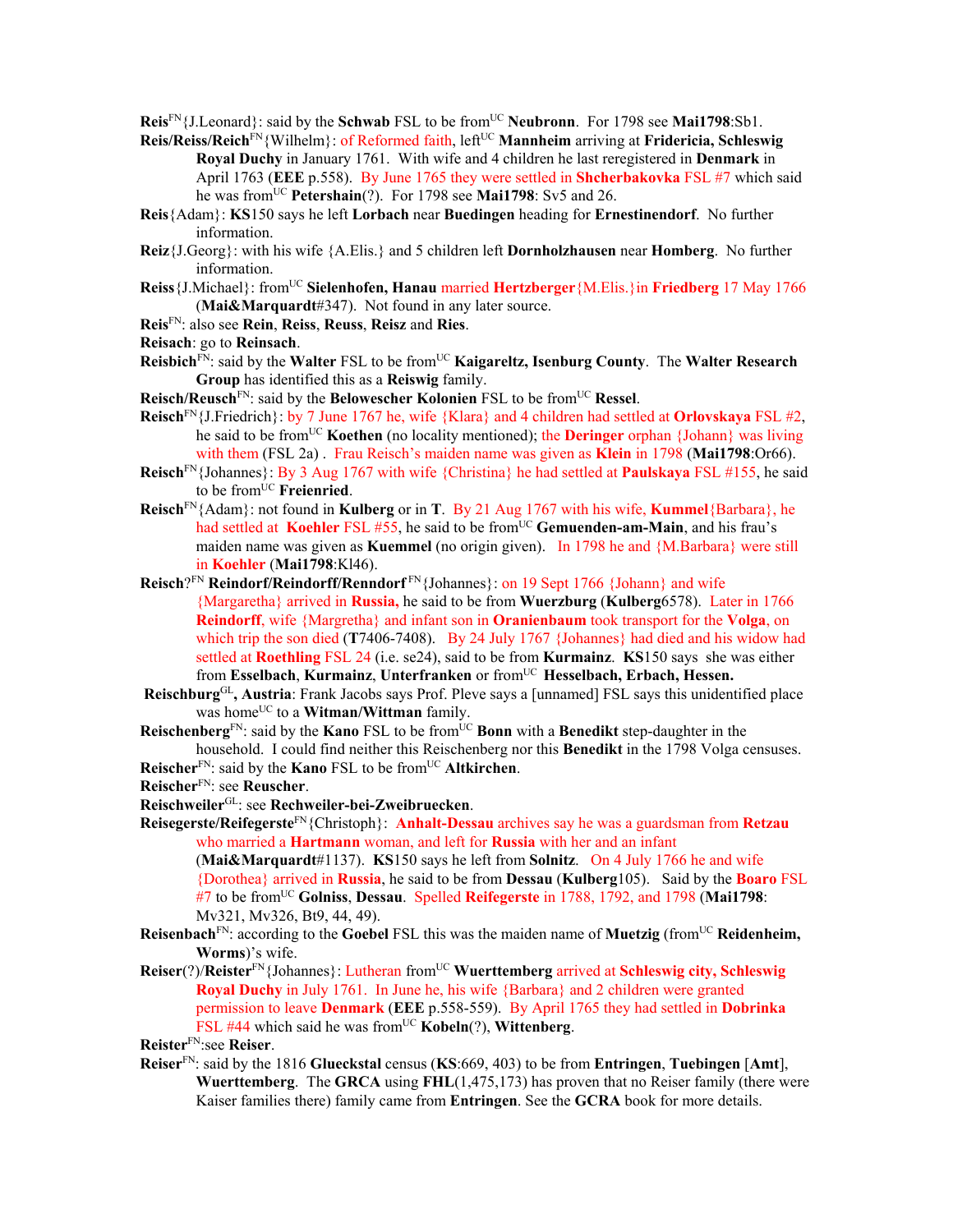**Reis**[FN]{J.Leonard}: said by the **Schwab** FSL to be from[UC] **Neubronn**. For 1798 see **Mai1798**:Sb1.

**Reis/Reiss/Reich**[FN]{Wilhelm}: of Reformed faith, left[UC] **Mannheim** arriving at **Fridericia, Schleswig Royal Duchy** in January 1761. With wife and 4 children he last reregistered in **Denmark** in April 1763 (**EEE** p.558). By June 1765 they were settled in **Shcherbakovka** FSL #7 which said he was from[UC] **Petershain**(?). For 1798 see **Mai1798**: Sv5 and 26.

**Reis**{Adam}: **KS**150 says he left **Lorbach** near **Buedingen** heading for **Ernestinendorf**. No further information.

**Reiz**{J.Georg}: with his wife {A.Elis.} and 5 children left **Dornholzhausen** near **Homberg**. No further information.

**Reiss**{J.Michael}: from[UC] **Sielenhofen, Hanau** married **Hertzberger**{M.Elis.}in **Friedberg** 17 May 1766 (**Mai&Marquardt**#347). Not found in any later source.

**Reis**[FN]: also see **Rein**, **Reiss**, **Reuss**, **Reisz** and **Ries**.

**Reisach**: go to **Reinsach**.

**Reisbich**[FN]: said by the **Walter** FSL to be from[UC] **Kaigareltz, Isenburg County**. The **Walter Research Group** has identified this as a **Reiswig** family.

**Reisch/Reusch**[FN]: said by the **Belowescher Kolonien** FSL to be from[UC] **Ressel**.

**Reisch**[FN]{J.Friedrich}: by 7 June 1767 he, wife {Klara} and 4 children had settled at **Orlovskaya** FSL #2, he said to be from[UC] **Koethen** (no locality mentioned); the **Deringer** orphan {Johann} was living with them (FSL 2a) . Frau Reisch's maiden name was given as **Klein** in 1798 (**Mai1798**:Or66).

**Reisch**[FN]{Johannes}: By 3 Aug 1767 with wife {Christina} he had settled at **Paulskaya** FSL #155, he said to be from[UC] **Freienried**.

**Reisch**[FN]{Adam}: not found in **Kulberg** or in **T**. By 21 Aug 1767 with his wife, **Kummel**{Barbara}, he had settled at **Koehler** FSL #55, he said to be from[UC] **Gemuenden-am-Main**, and his frau's maiden name was given as **Kuemmel** (no origin given). In 1798 he and {M.Barbara} were still in **Koehler** (**Mai1798**:Kl46).

**Reisch**?[FN] **Reindorf/Reindorff/Renndorf**[FN]{Johannes}: on 19 Sept 1766 {Johann} and wife {Margaretha} arrived in **Russia,** he said to be from **Wuerzburg** (**Kulberg**6578). Later in 1766 **Reindorff**, wife {Margretha} and infant son in **Oranienbaum** took transport for the **Volga**, on which trip the son died (**T**7406-7408). By 24 July 1767 {Johannes} had died and his widow had settled at **Roethling** FSL 24 (i.e. se24), said to be from **Kurmainz**. **KS**150 says she was either from **Esselbach**, **Kurmainz**, **Unterfranken** or from[UC] **Hesselbach, Erbach, Hessen.**

**Reischburg**[GL]**, Austria**: Frank Jacobs says Prof. Pleve says a [unnamed] FSL says this unidentified place was home[UC] to a **Witman/Wittman** family.

**Reischenberg**[FN]: said by the **Kano** FSL to be from[UC] **Bonn** with a **Benedikt** step-daughter in the household. I could find neither this Reischenberg nor this **Benedikt** in the 1798 Volga censuses.

**Reischer**[FN]: said by the **Kano** FSL to be from[UC] **Altkirchen**.

**Reischer**[FN]: see **Reuscher**.

**Reischweiler**[GL]: see **Rechweiler-bei-Zweibruecken**.

**Reisegerste/Reifegerste**[FN]{Christoph}: **Anhalt-Dessau** archives say he was a guardsman from **Retzau** who married a **Hartmann** woman, and left for **Russia** with her and an infant (**Mai&Marquardt**#1137). **KS**150 says he left from **Solnitz**. On 4 July 1766 he and wife {Dorothea} arrived in **Russia**, he said to be from **Dessau** (**Kulberg**105). Said by the **Boaro** FSL #7 to be from[UC] **Golniss**, **Dessau**. Spelled **Reifegerste** in 1788, 1792, and 1798 (**Mai1798**: Mv321, Mv326, Bt9, 44, 49).

**Reisenbach**[FN]: according to the **Goebel** FSL this was the maiden name of **Muetzig** (from[UC] **Reidenheim, Worms**)'s wife.

**Reiser**(?)/**Reister**[FN]{Johannes}: Lutheran from[UC] **Wuerttemberg** arrived at **Schleswig city, Schleswig Royal Duchy** in July 1761. In June he, his wife {Barbara} and 2 children were granted permission to leave **Denmark** (**EEE** p.558-559). By April 1765 they had settled in **Dobrinka** FSL #44 which said he was from[UC] **Kobeln**(?), **Wittenberg**.

**Reister**[FN]:see **Reiser**.

**Reiser**[FN]: said by the 1816 **Glueckstal** census (**KS**:669, 403) to be from **Entringen**, **Tuebingen** [**Amt**], **Wuerttemberg**. The **GRCA** using **FHL**(1,475,173) has proven that no Reiser family (there were Kaiser families there) family came from **Entringen**. See the **GCRA** book for more details.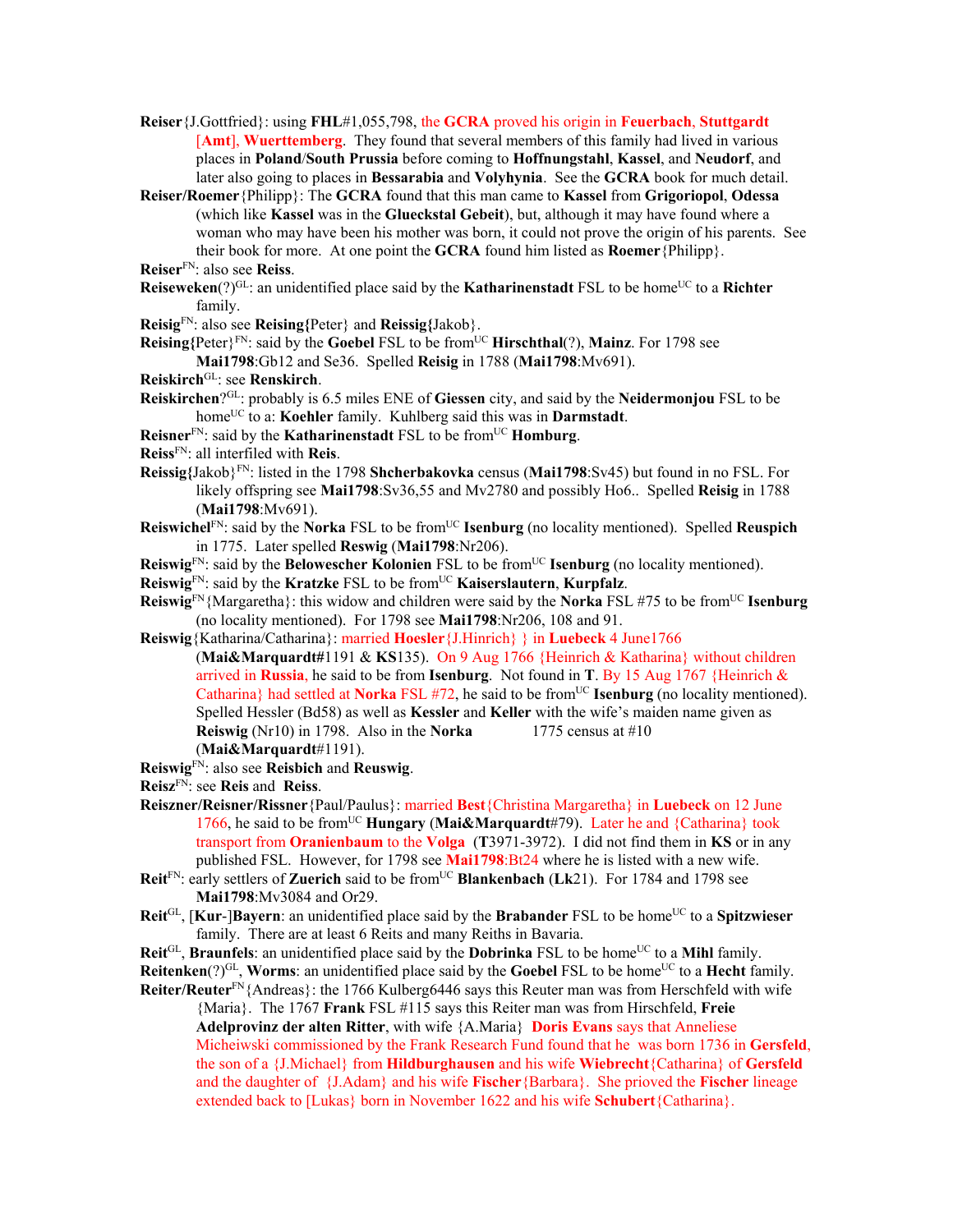**Reiser**{J.Gottfried}: using **FHL**#1,055,798, the **GCRA** proved his origin in **Feuerbach**, **Stuttgart** [**Amt**], **Wuerttemberg**. They found that several members of this family had lived in various places in **Poland**/**South Prussia** before coming to **Hoffnungstahl**, **Kassel**, and **Neudorf**, and later also going to places in **Bessarabia** and **Volyhynia**. See the **GCRA** book for much detail.

**Reiser/Roemer**{Philipp}: The **GCRA** found that this man came to **Kassel** from **Grigoriopol**, **Odessa** (which like **Kassel** was in the **Glueckstal Gebeit**), but, although it may have found where a woman who may have been his mother was born, it could not prove the origin of his parents. See their book for more. At one point the **GCRA** found him listed as **Roemer**{Philipp}.

**Reiser**[FN]: also see **Reiss**.

**Reiseweken**(?)[GL]: an unidentified place said by the **Katharinenstadt** FSL to be home[UC] to a **Richter** family.

**Reisig**[FN]: also see **Reising{**Peter} and **Reissig{**Jakob}.

**Reising{**Peter}[FN]: said by the **Goebel** FSL to be from[UC] **Hirschthal**(?), **Mainz**. For 1798 see **Mai1798**:Gb12 and Se36. Spelled **Reisig** in 1788 (**Mai1798**:Mv691).

**Reiskirch**[GL]: see **Renskirch**.

**Reiskirchen**?[GL]: probably is 6.5 miles ENE of **Giessen** city, and said by the **Neidermonjou** FSL to be home[UC] to a: **Koehler** family. Kuhlberg said this was in **Darmstadt**.

**Reisner**[FN]: said by the **Katharinenstadt** FSL to be from[UC] **Homburg**.

**Reiss**[FN]: all interfiled with **Reis**.

**Reissig{**Jakob}[FN]: listed in the 1798 **Shcherbakovka** census (**Mai1798**:Sv45) but found in no FSL. For likely offspring see **Mai1798**:Sv36,55 and Mv2780 and possibly Ho6.. Spelled **Reisig** in 1788 (**Mai1798**:Mv691).

**Reiswichel**[FN]: said by the **Norka** FSL to be from[UC] **Isenburg** (no locality mentioned). Spelled **Reuspich** in 1775. Later spelled **Reswig** (**Mai1798**:Nr206).

**Reiswig**[FN]: said by the **Belowescher Kolonien** FSL to be from[UC] **Isenburg** (no locality mentioned).

**Reiswig**[FN]: said by the **Kratzke** FSL to be from[UC] **Kaiserslautern**, **Kurpfalz**.

**Reiswig**[FN]{Margaretha}: this widow and children were said by the **Norka** FSL #75 to be from[UC] **Isenburg** (no locality mentioned). For 1798 see **Mai1798**:Nr206, 108 and 91.

**Reiswig**{Katharina/Catharina}: married **Hoesler**{J.Hinrich} } in **Luebeck** 4 June1766 (**Mai&Marquardt#**1191 & **KS**135). On 9 Aug 1766 {Heinrich & Katharina} without children arrived in **Russia**, he said to be from **Isenburg**. Not found in **T**. By 15 Aug 1767 {Heinrich & Catharina} had settled at **Norka** FSL #72, he said to be from[UC] **Isenburg** (no locality mentioned). Spelled Hessler (Bd58) as well as **Kessler** and **Keller** with the wife's maiden name given as **Reiswig** (Nr10) in 1798. Also in the **Norka** 1775 census at #10 (**Mai&Marquardt**#1191).

**Reiswig**[FN]: also see **Reisbich** and **Reuswig**.

**Reisz**[FN]: see **Reis** and **Reiss**.

**Reiszner/Reisner/Rissner**{Paul/Paulus}: married **Best**{Christina Margaretha} in **Luebeck** on 12 June 1766, he said to be from[UC] **Hungary** (**Mai&Marquardt**#79). Later he and {Catharina} took transport from **Oranienbaum** to the **Volga** (**T**3971-3972). I did not find them in **KS** or in any published FSL. However, for 1798 see **Mai1798**:Bt24 where he is listed with a new wife.

**Reit**[FN]: early settlers of **Zuerich** said to be from[UC] **Blankenbach** (**Lk**21). For 1784 and 1798 see **Mai1798**:Mv3084 and Or29.

**Reit**[GL], [**Kur**-]**Bayern**: an unidentified place said by the **Brabander** FSL to be home[UC] to a **Spitzwieser** family. There are at least 6 Reits and many Reiths in Bavaria.

**Reit**[GL], **Braunfels**: an unidentified place said by the **Dobrinka** FSL to be home[UC] to a **Mihl** family.

**Reitenken**(?)[GL], **Worms**: an unidentified place said by the **Goebel** FSL to be home[UC] to a **Hecht** family.

**Reiter/Reuter**[FN]{Andreas}: the 1766 Kulberg6446 says this Reuter man was from Herschfeld with wife {Maria}. The 1767 **Frank** FSL #115 says this Reiter man was from Hirschfeld, **Freie Adelprovinz der alten Ritter**, with wife {A.Maria} **Doris Evans** says that Anneliese Micheiwski commissioned by the Frank Research Fund found that he was born 1736 in **Gersfeld**, the son of a {J.Michael} from **Hildburghausen** and his wife **Wiebrecht**{Catharina} of **Gersfeld** and the daughter of {J.Adam} and his wife **Fischer**{Barbara}. She prioved the **Fischer** lineage extended back to [Lukas} born in November 1622 and his wife **Schubert**{Catharina}.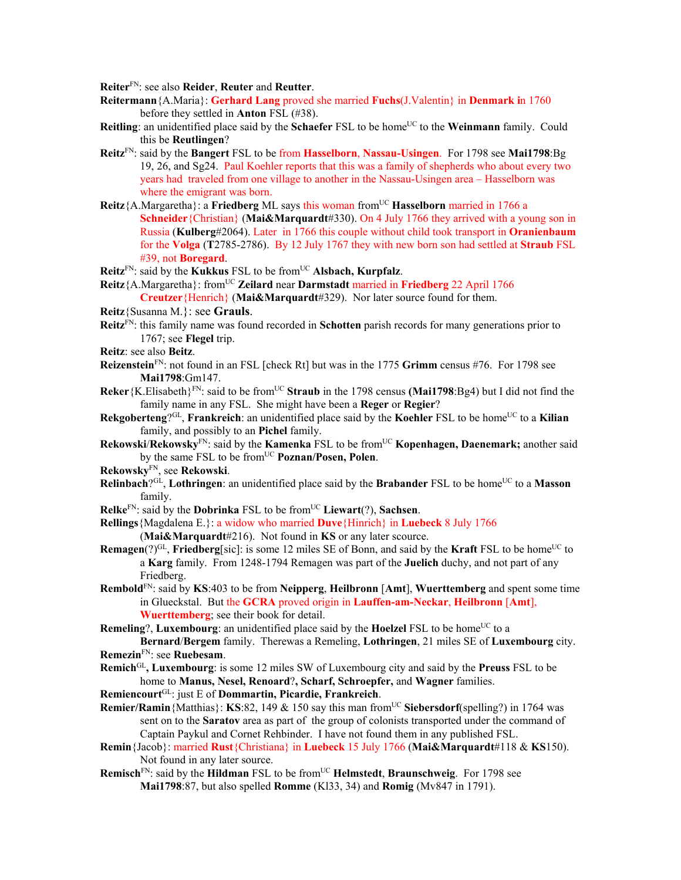**Reiter**[FN]: see also **Reider**, **Reuter** and **Reutter**.

**Reitermann**{A.Maria}: **Gerhard Lang** proved she married **Fuchs**(J.Valentin} in **Denmark i**n 1760 before they settled in **Anton** FSL (#38).

**Reitling**: an unidentified place said by the **Schaefer** FSL to be home[UC] to the **Weinmann** family. Could this be **Reutlingen**?

**Reitz**[FN]: said by the **Bangert** FSL to be from **Hasselborn**, **Nassau-Usingen**. For 1798 see **Mai1798**:Bg 19, 26, and Sg24. Paul Koehler reports that this was a family of shepherds who about every two years had traveled from one village to another in the Nassau-Usingen area – Hasselborn was where the emigrant was born.

**Reitz**{A.Margaretha}: a **Friedberg** ML says this woman from[UC] **Hasselborn** married in 1766 a **Schneider**{Christian} (**Mai&Marquardt**#330). On 4 July 1766 they arrived with a young son in Russia (**Kulberg**#2064). Later in 1766 this couple without child took transport in **Oranienbaum** for the **Volga** (**T**2785-2786). By 12 July 1767 they with new born son had settled at **Straub** FSL #39, not **Boregard**.

**Reitz**[FN]: said by the **Kukkus** FSL to be from[UC] **Alsbach, Kurpfalz**.

**Reitz**{A.Margaretha}: from[UC] **Zeilard** near **Darmstadt** married in **Friedberg** 22 April 1766 **Creutzer**{Henrich} (**Mai&Marquardt**#329). Nor later source found for them.

**Reitz**{Susanna M.}: see **Grauls**.

**Reitz**[FN]: this family name was found recorded in **Schotten** parish records for many generations prior to 1767; see **Flegel** trip.

**Reitz**: see also **Beitz**.

**Reizenstein**[FN]: not found in an FSL [check Rt] but was in the 1775 **Grimm** census #76. For 1798 see **Mai1798**:Gm147.

**Reker**{K.Elisabeth}[FN]: said to be from[UC] **Straub** in the 1798 census **(Mai1798**:Bg4) but I did not find the family name in any FSL. She might have been a **Reger** or **Regier**?

**Rekgoberteng**?[GL], **Frankreich**: an unidentified place said by the **Koehler** FSL to be home[UC] to a **Kilian** family, and possibly to an **Pichel** family.

**Rekowski**/**Rekowsky**[FN]: said by the **Kamenka** FSL to be from[UC] **Kopenhagen, Daenemark;** another said by the same FSL to be from[UC] **Poznan/Posen, Polen**.

**Rekowsky**[FN], see **Rekowski**.

**Relinbach**?[GL], **Lothringen**: an unidentified place said by the **Brabander** FSL to be home[UC] to a **Masson** family.

**Relke**[FN]: said by the **Dobrinka** FSL to be from[UC] **Liewart**(?), **Sachsen**.

**Rellings**{Magdalena E.}: a widow who married **Duve**{Hinrich} in **Luebeck** 8 July 1766 (**Mai&Marquardt**#216). Not found in **KS** or any later scource.

**Remagen**(?)[GL], **Friedberg**[sic]: is some 12 miles SE of Bonn, and said by the **Kraft** FSL to be home[UC] to a **Karg** family. From 1248-1794 Remagen was part of the **Juelich** duchy, and not part of any Friedberg.

**Rembold**[FN]: said by **KS**:403 to be from **Neipperg**, **Heilbronn** [**Amt**], **Wuerttemberg** and spent some time in Glueckstal. But the **GCRA** proved origin in **Lauffen-am-Neckar**, **Heilbronn** [**Amt**], **Wuerttemberg**; see their book for detail.

**Remeling**?, **Luxembourg**: an unidentified place said by the **Hoelzel** FSL to be home[UC] to a **Bernard**/**Bergem** family. Therewas a Remeling, **Lothringen**, 21 miles SE of **Luxembourg** city.

**Remezin**[FN]: see **Ruebesam**.

**Remich**[GL]**, Luxembourg**: is some 12 miles SW of Luxembourg city and said by the **Preuss** FSL to be home to **Manus, Nesel, Renoard**?**, Scharf, Schroepfer,** and **Wagner** families.

**Remiencourt**[GL]: just E of **Dommartin, Picardie, Frankreich**.

**Remier/Ramin**{Matthias}: **KS**:82, 149 & 150 say this man from[UC] **Siebersdorf**(spelling?) in 1764 was sent on to the **Saratov** area as part of the group of colonists transported under the command of Captain Paykul and Cornet Rehbinder. I have not found them in any published FSL.

**Remin**{Jacob}: married **Rust**{Christiana} in **Luebeck** 15 July 1766 (**Mai&Marquardt**#118 & **KS**150). Not found in any later source.

**Remisch**[FN]: said by the **Hildman** FSL to be from[UC] **Helmstedt**, **Braunschweig**. For 1798 see **Mai1798**:87, but also spelled **Romme** (Kl33, 34) and **Romig** (Mv847 in 1791).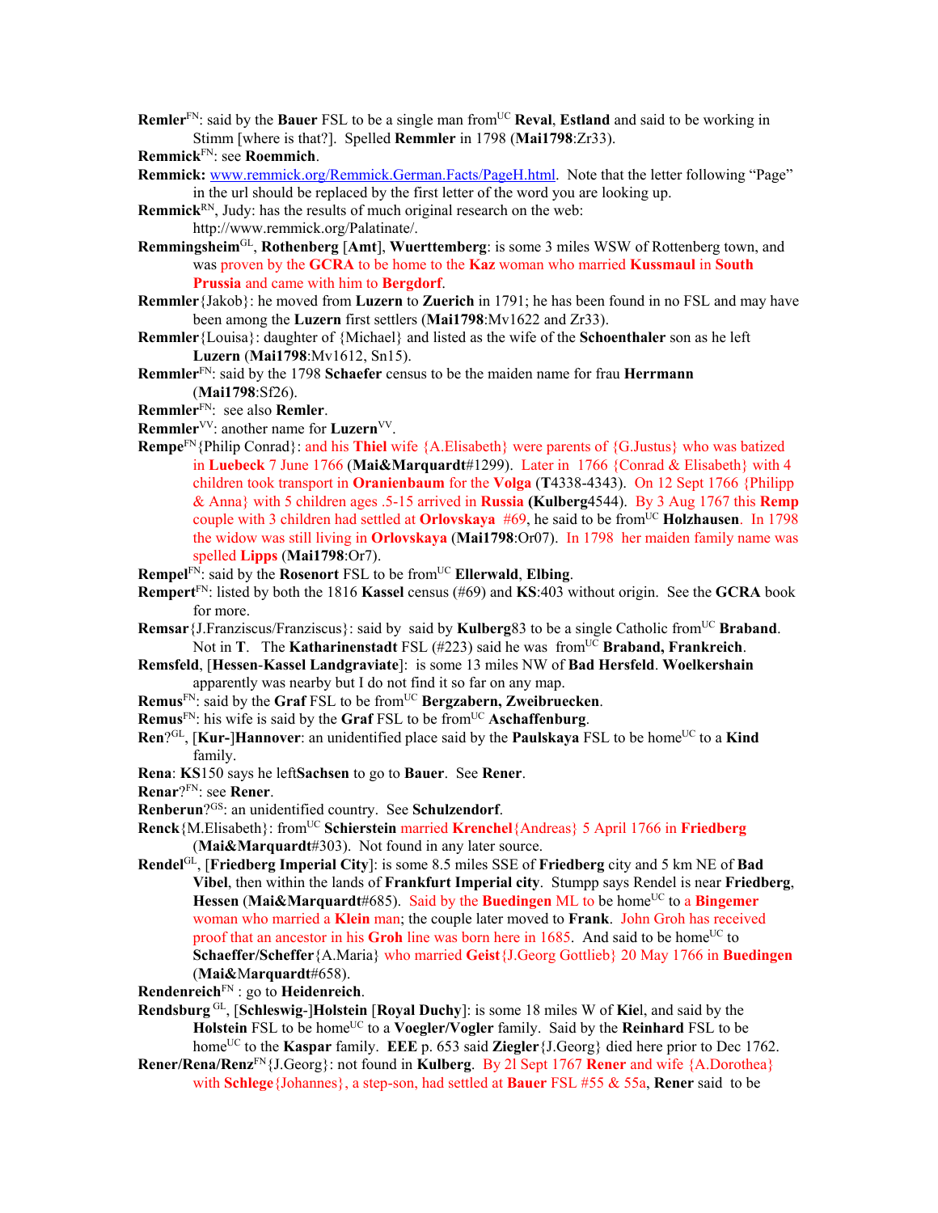**Remler**[FN]: said by the **Bauer** FSL to be a single man from[UC] **Reval**, **Estland** and said to be working in Stimm [where is that?]. Spelled **Remmler** in 1798 (**Mai1798**:Zr33).

**Remmick**[FN]: see **Roemmich**.

**Remmick:** www.remmick.org/Remmick.German.Facts/PageH.html. Note that the letter following "Page" in the url should be replaced by the first letter of the word you are looking up.

**Remmick**[RN], Judy: has the results of much original research on the web: http://www.remmick.org/Palatinate/.

**Remmingsheim**[GL], **Rothenberg** [**Amt**], **Wuerttemberg**: is some 3 miles WSW of Rottenberg town, and was proven by the **GCRA** to be home to the **Kaz** woman who married **Kussmaul** in **South Prussia** and came with him to **Bergdorf**.

**Remmler**{Jakob}: he moved from **Luzern** to **Zuerich** in 1791; he has been found in no FSL and may have been among the **Luzern** first settlers (**Mai1798**:Mv1622 and Zr33).

**Remmler**{Louisa}: daughter of {Michael} and listed as the wife of the **Schoenthaler** son as he left **Luzern** (**Mai1798**:Mv1612, Sn15).

**Remmler**[FN]: said by the 1798 **Schaefer** census to be the maiden name for frau **Herrmann** (**Mai1798**:Sf26).

**Remmler**[FN]: see also **Remler**.

**Remmler**[VV]: another name for **Luzern**[VV].

**Rempe**[FN]{Philip Conrad}: and his **Thiel** wife {A.Elisabeth} were parents of {G.Justus} who was batized in **Luebeck** 7 June 1766 (**Mai&Marquardt**#1299). Later in 1766 {Conrad & Elisabeth} with 4 children took transport in **Oranienbaum** for the **Volga** (**T**4338-4343). On 12 Sept 1766 {Philipp & Anna} with 5 children ages .5-15 arrived in **Russia** (**Kulberg**4544). By 3 Aug 1767 this **Remp** couple with 3 children had settled at **Orlovskaya** #69, he said to be from[UC] **Holzhausen**. In 1798 the widow was still living in **Orlovskaya** (**Mai1798**:Or07). In 1798 her maiden family name was spelled **Lipps** (**Mai1798**:Or7).

**Rempel**[FN]: said by the **Rosenort** FSL to be from[UC] **Ellerwald**, **Elbing**.

**Rempert**[FN]: listed by both the 1816 **Kassel** census (#69) and **KS**:403 without origin. See the **GCRA** book for more.

**Remsar**{J.Franziscus/Franziscus}: said by said by **Kulberg**83 to be a single Catholic from[UC] **Braband**. Not in **T**. The **Katharinenstadt** FSL (#223) said he was from[UC] **Braband, Frankreich**.

**Remsfeld**, [**Hessen**-**Kassel Landgraviate**]: is some 13 miles NW of **Bad Hersfeld**. **Woelkershain** apparently was nearby but I do not find it so far on any map.

**Remus**[FN]: said by the **Graf** FSL to be from[UC] **Bergzabern, Zweibruecken**.

**Remus**[FN]: his wife is said by the **Graf** FSL to be from[UC] **Aschaffenburg**.

**Ren**?[GL], [**Kur-**]**Hannover**: an unidentified place said by the **Paulskaya** FSL to be home[UC] to a **Kind** family.

**Rena**: **KS**150 says he left**Sachsen** to go to **Bauer**. See **Rener**.

**Renar**?[FN]: see **Rener**.

**Renberun**?[GS]: an unidentified country. See **Schulzendorf**.

**Renck**{M.Elisabeth}: from[UC] **Schierstein** married **Krenchel**{Andreas} 5 April 1766 in **Friedberg** (**Mai&Marquardt**#303). Not found in any later source.

**Rendel**[GL], [**Friedberg Imperial City**]: is some 8.5 miles SSE of **Friedberg** city and 5 km NE of **Bad Vibel**, then within the lands of **Frankfurt Imperial city**. Stumpp says Rendel is near **Friedberg**, **Hessen** (**Mai&Marquardt**#685). Said by the **Buedingen** ML to be home[UC] to a **Bingemer** woman who married a **Klein** man; the couple later moved to **Frank**. John Groh has received proof that an ancestor in his **Groh** line was born here in 1685. And said to be home[UC] to **Schaeffer/Scheffer**{A.Maria} who married **Geist**{J.Georg Gottlieb} 20 May 1766 in **Buedingen** (**Mai&Marquardt**#658).

**Rendenreich**[FN] : go to **Heidenreich**.

**Rendsburg** [GL], [**Schleswig-**]**Holstein** [**Royal Duchy**]: is some 18 miles W of **Kie**l, and said by the **Holstein** FSL to be home[UC] to a **Voegler/Vogler** family. Said by the **Reinhard** FSL to be home[UC] to the **Kaspar** family. **EEE** p. 653 said **Ziegler**{J.Georg} died here prior to Dec 1762.

**Rener/Rena/Renz**[FN]{J.Georg}: not found in **Kulberg**. By 2l Sept 1767 **Rener** and wife {A.Dorothea} with **Schlege**{Johannes}, a step-son, had settled at **Bauer** FSL #55 & 55a, **Rener** said to be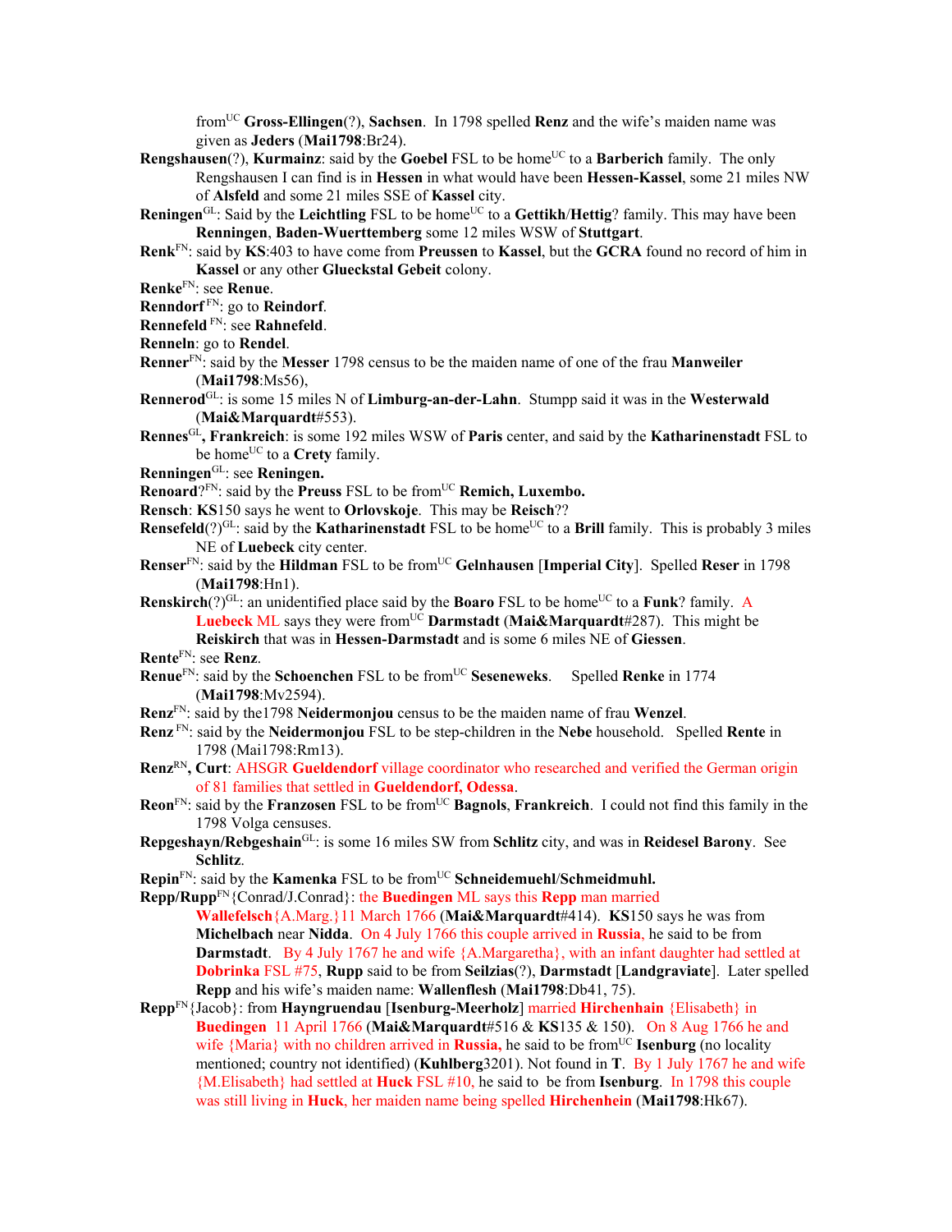from[UC] **Gross-Ellingen**(?), **Sachsen**. In 1798 spelled **Renz** and the wife's maiden name was given as **Jeders** (**Mai1798**:Br24).

**Rengshausen**(?), **Kurmainz**: said by the **Goebel** FSL to be home[UC] to a **Barberich** family. The only Rengshausen I can find is in **Hessen** in what would have been **Hessen-Kassel**, some 21 miles NW of **Alsfeld** and some 21 miles SSE of **Kassel** city.

**Reningen**[GL]: Said by the **Leichtling** FSL to be home[UC] to a **Gettikh**/**Hettig**? family. This may have been **Renningen**, **Baden-Wuerttemberg** some 12 miles WSW of **Stuttgart**.

**Renk**[FN]: said by **KS**:403 to have come from **Preussen** to **Kassel**, but the **GCRA** found no record of him in **Kassel** or any other **Glueckstal Gebeit** colony.

**Renke**[FN]: see **Renue**.

**Renndorf** [FN]: go to **Reindorf**.

**Rennefeld** [FN]: see **Rahnefeld**.

**Renneln**: go to **Rendel**.

**Renner**[FN]: said by the **Messer** 1798 census to be the maiden name of one of the frau **Manweiler** (**Mai1798**:Ms56),

**Rennerod**[GL]: is some 15 miles N of **Limburg-an-der-Lahn**. Stumpp said it was in the **Westerwald** (**Mai&Marquardt**#553).

**Rennes**[GL]**, Frankreich**: is some 192 miles WSW of **Paris** center, and said by the **Katharinenstadt** FSL to be home[UC] to a **Crety** family.

**Renningen**[GL]: see **Reningen.**

**Renoard**?[FN]: said by the **Preuss** FSL to be from[UC] **Remich, Luxembo.**

**Rensch**: **KS**150 says he went to **Orlovskoje**. This may be **Reisch**??

**Rensefeld**(?)[GL]: said by the **Katharinenstadt** FSL to be home[UC] to a **Brill** family. This is probably 3 miles NE of **Luebeck** city center.

**Renser**[FN]: said by the **Hildman** FSL to be from[UC] **Gelnhausen** [**Imperial City**]. Spelled **Reser** in 1798 (**Mai1798**:Hn1).

**Renskirch**(?)[GL]: an unidentified place said by the **Boaro** FSL to be home[UC] to a **Funk**? family. A **Luebeck** ML says they were from[UC] **Darmstadt** (**Mai&Marquardt**#287). This might be **Reiskirch** that was in **Hessen-Darmstadt** and is some 6 miles NE of **Giessen**.

**Rente**[FN]: see **Renz**.

**Renue**[FN]: said by the **Schoenchen** FSL to be from[UC] **Seseneweks**. Spelled **Renke** in 1774 (**Mai1798**:Mv2594).

**Renz**[FN]: said by the1798 **Neidermonjou** census to be the maiden name of frau **Wenzel**.

**Renz** [FN]: said by the **Neidermonjou** FSL to be step-children in the **Nebe** household. Spelled **Rente** in 1798 (Mai1798:Rm13).

**Renz**[RN]**, Curt**: AHSGR **Gueldendorf** village coordinator who researched and verified the German origin of 81 families that settled in **Gueldendorf, Odessa**.

**Reon**[FN]: said by the **Franzosen** FSL to be from[UC] **Bagnols**, **Frankreich**. I could not find this family in the 1798 Volga censuses.

**Repgeshayn/Rebgeshain**[GL]: is some 16 miles SW from **Schlitz** city, and was in **Reidesel Barony**. See **Schlitz**.

**Repin**[FN]: said by the **Kamenka** FSL to be from[UC] **Schneidemuehl**/**Schmeidmuhl.**

**Repp/Rupp**[FN]{Conrad/J.Conrad}: the **Buedingen** ML says this **Repp** man married **Wallefelsch**{A.Marg.}11 March 1766 (**Mai&Marquardt**#414). **KS**150 says he was from **Michelbach** near **Nidda**. On 4 July 1766 this couple arrived in **Russia**, he said to be from **Darmstadt**. By 4 July 1767 he and wife {A.Margaretha}, with an infant daughter had settled at **Dobrinka** FSL #75, **Rupp** said to be from **Seilzias**(?), **Darmstadt** [**Landgraviate**]. Later spelled **Repp** and his wife's maiden name: **Wallenflesh** (**Mai1798**:Db41, 75).

**Repp**[FN]{Jacob}: from **Hayngruendau** [**Isenburg-Meerholz**] married **Hirchenhain** {Elisabeth} in **Buedingen** 11 April 1766 (**Mai&Marquardt**#516 & **KS**135 & 150). On 8 Aug 1766 he and wife {Maria} with no children arrived in **Russia,** he said to be from[UC] **Isenburg** (no locality mentioned; country not identified) (**Kuhlberg**3201). Not found in **T**. By 1 July 1767 he and wife {M.Elisabeth} had settled at **Huck** FSL #10, he said to be from **Isenburg**. In 1798 this couple was still living in **Huck**, her maiden name being spelled **Hirchenhein** (**Mai1798**:Hk67).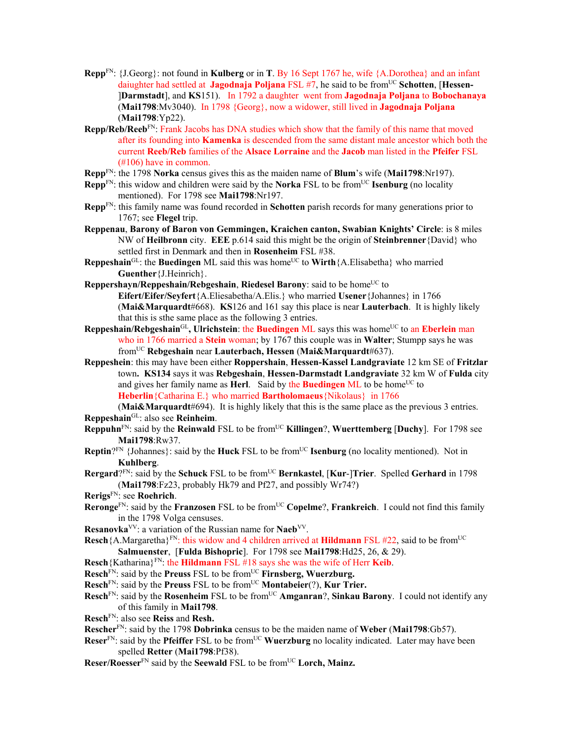- **Repp**[FN]: {J.Georg}: not found in **Kulberg** or in **T**. By 16 Sept 1767 he, wife {A.Dorothea} and an infant daiughter had settled at **Jagodnaja Poljana** FSL #7, he said to be from[UC] **Schotten**, [**Hessen-**]**Darmstadt**], and **KS**151). In 1792 a daughter went from **Jagodnaja Poljana** to **Bobochanaya** (**Mai1798**:Mv3040). In 1798 {Georg}, now a widower, still lived in **Jagodnaja Poljana** (**Mai1798**:Yp22).
- **Repp/Reb/Reeb**[FN]: Frank Jacobs has DNA studies which show that the family of this name that moved after its founding into **Kamenka** is descended from the same distant male ancestor which both the current **Reeb/Reb** families of the **Alsace Lorraine** and the **Jacob** man listed in the **Pfeifer** FSL (#106) have in common.
- **Repp**[FN]: the 1798 **Norka** census gives this as the maiden name of **Blum**'s wife (**Mai1798**:Nr197).
- **Repp**[FN]: this widow and children were said by the **Norka** FSL to be from[UC] **Isenburg** (no locality mentioned). For 1798 see **Mai1798**:Nr197.
- **Repp**[FN]: this family name was found recorded in **Schotten** parish records for many generations prior to 1767; see **Flegel** trip.
- **Reppenau**, **Barony of Baron von Gemmingen, Kraichen canton, Swabian Knights' Circle**: is 8 miles NW of **Heilbronn** city. **EEE** p.614 said this might be the origin of **Steinbrenner**{David} who settled first in Denmark and then in **Rosenheim** FSL #38.
- **Reppeshain**[GL]: the **Buedingen** ML said this was home[UC] to **Wirth**{A.Elisabetha} who married **Guenther**{J.Heinrich}.
- **Reppershayn/Reppeshain/Rebgeshain**, **Riedesel Barony**: said to be home[UC] to **Eifert/Eifer/Seyfert**{A.Eliesabetha/A.Elis.} who married **Usener**{Johannes} in 1766 (**Mai&Marquardt**#668). **KS**126 and 161 say this place is near **Lauterbach**. It is highly likely that this is sthe same place as the following 3 entries.
- **Reppeshain/Rebgeshain**[GL]**, Ulrichstein**: the **Buedingen** ML says this was home[UC] to an **Eberlein** man who in 1766 married a **Stein** woman; by 1767 this couple was in **Walter**; Stumpp says he was from[UC] **Rebgeshain** near **Lauterbach, Hessen** (**Mai&Marquardt**#637).
- **Reppeshein**: this may have been either **Roppershain**, **Hessen-Kassel Landgraviate** 12 km SE of **Fritzlar** town**. KS134** says it was **Rebgeshain**, **Hessen-Darmstadt Landgraviate** 32 km W of **Fulda** city and gives her family name as **Herl**. Said by the **Buedingen** ML to be home[UC] to **Heberlin**{Catharina E.} who married **Bartholomaeus**{Nikolaus} in 1766 (**Mai&Marquardt**#694). It is highly likely that this is the same place as the previous 3 entries.
- **Reppeshain**[GL]: also see **Reinheim**.
- **Reppuhn**[FN]: said by the **Reinwald** FSL to be from[UC] **Killingen**?, **Wuerttemberg** [**Duchy**]. For 1798 see **Mai1798**:Rw37.
- **Reptin**?[FN] {Johannes}: said by the **Huck** FSL to be from[UC] **Isenburg** (no locality mentioned). Not in **Kuhlberg**.
- **Rergard**?[FN]: said by the **Schuck** FSL to be from[UC] **Bernkastel**, [**Kur**-]**Trier**. Spelled **Gerhard** in 1798 (**Mai1798**:Fz23, probably Hk79 and Pf27, and possibly Wr74?)
- **Rerigs**[FN]: see **Roehrich**.
- **Reronge**[FN]: said by the **Franzosen** FSL to be from[UC] **Copelme**?, **Frankreich**. I could not find this family in the 1798 Volga censuses.
- **Resanovka**[VV]: a variation of the Russian name for **Naeb**[VV].
- **Resch**{A.Margaretha}[FN]: this widow and 4 children arrived at **Hildmann** FSL #22, said to be from[UC] **Salmuenster**, [**Fulda Bishopric**]. For 1798 see **Mai1798**:Hd25, 26, & 29).
- **Resch**{Katharina}[FN]: the **Hildmann** FSL #18 says she was the wife of Herr **Keib**.
- **Resch**[FN]: said by the **Preuss** FSL to be from[UC] **Firnsberg, Wuerzburg.**
- **Resch**[FN]: said by the **Preuss** FSL to be from[UC] **Montabeier**(?), **Kur Trier.**
- **Resch**[FN]: said by the **Rosenheim** FSL to be from[UC] **Amganran**?, **Sinkau Barony**. I could not identify any of this family in **Mai1798**.
- **Resch**[FN]: also see **Reiss** and **Resh.**
- **Rescher**[FN]: said by the 1798 **Dobrinka** census to be the maiden name of **Weber** (**Mai1798**:Gb57).
- **Reser**[FN]: said by the **Pfeiffer** FSL to be from[UC] **Wuerzburg** no locality indicated. Later may have been spelled **Retter** (**Mai1798**:Pf38).
- **Reser/Roesser**[FN] said by the **Seewald** FSL to be from[UC] **Lorch, Mainz.**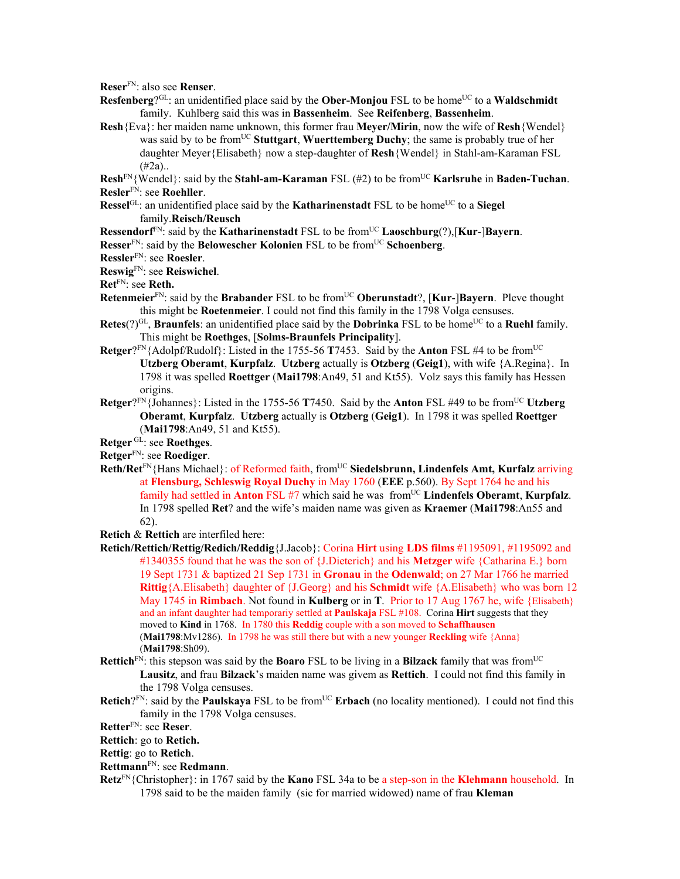**Reser**[FN]: also see **Renser**.

**Resfenberg**?[GL]: an unidentified place said by the **Ober-Monjou** FSL to be home[UC] to a **Waldschmidt** family. Kuhlberg said this was in **Bassenheim**. See **Reifenberg**, **Bassenheim**.

**Resh**{Eva}: her maiden name unknown, this former frau **Meyer/Mirin**, now the wife of **Resh**{Wendel} was said by to be from[UC] **Stuttgart**, **Wuerttemberg Duchy**; the same is probably true of her daughter Meyer{Elisabeth} now a step-daughter of **Resh**{Wendel} in Stahl-am-Karaman FSL (#2a)..

**Resh**[FN]{Wendel}: said by the **Stahl-am-Karaman** FSL (#2) to be from[UC] **Karlsruhe** in **Baden-Tuchan**.

**Resler**[FN]: see **Roehller**.

**Ressel**[GL]: an unidentified place said by the **Katharinenstadt** FSL to be home[UC] to a **Siegel** family.**Reisch/Reusch**

**Ressendorf**[FN]: said by the **Katharinenstadt** FSL to be from[UC] **Laoschburg**(?),[**Kur**-]**Bayern**.

**Resser**[FN]: said by the **Belowescher Kolonien** FSL to be from[UC] **Schoenberg**.

**Ressler**[FN]: see **Roesler**.

**Reswig**[FN]: see **Reiswichel**.

**Ret**[FN]: see **Reth.**

**Retenmeier**[FN]: said by the **Brabander** FSL to be from[UC] **Oberunstadt**?, [**Kur**-]**Bayern**. Pleve thought this might be **Roetenmeier**. I could not find this family in the 1798 Volga censuses.

**Retes**(?)[GL], **Braunfels**: an unidentified place said by the **Dobrinka** FSL to be home[UC] to a **Ruehl** family. This might be **Roethges**, [**Solms-Braunfels Principality**].

**Retger**?[FN]{Adolpf/Rudolf}: Listed in the 1755-56 **T**7453. Said by the **Anton** FSL #4 to be from[UC] **Utzberg Oberamt**, **Kurpfalz**. **Utzberg** actually is **Otzberg** (**Geig1**), with wife {A.Regina}. In 1798 it was spelled **Roettger** (**Mai1798**:An49, 51 and Kt55). Volz says this family has Hessen origins.

**Retger**?[FN]{Johannes}: Listed in the 1755-56 **T**7450. Said by the **Anton** FSL #49 to be from[UC] **Utzberg Oberamt**, **Kurpfalz**. **Utzberg** actually is **Otzberg** (**Geig1**). In 1798 it was spelled **Roettger** (**Mai1798**:An49, 51 and Kt55).

**Retger** [GL]: see **Roethges**.

**Retger**[FN]: see **Roediger**.

**Reth/Ret**[FN]{Hans Michael}: of Reformed faith, from[UC] **Siedelsbrunn, Lindenfels Amt, Kurfalz** arriving at **Flensburg, Schleswig Royal Duchy** in May 1760 (**EEE** p.560). By Sept 1764 he and his family had settled in **Anton** FSL #7 which said he was from[UC] **Lindenfels Oberamt**, **Kurpfalz**. In 1798 spelled **Ret**? and the wife's maiden name was given as **Kraemer** (**Mai1798**:An55 and 62).

**Retich** & **Rettich** are interfiled here:

**Retich/Rettich/Rettig/Redich/Reddig**{J.Jacob}: Corina **Hirt** using **LDS films** #1195091, #1195092 and #1340355 found that he was the son of {J.Dieterich} and his **Metzger** wife {Catharina E.} born 19 Sept 1731 & baptized 21 Sep 1731 in **Gronau** in the **Odenwald**; on 27 Mar 1766 he married **Rittig**{A.Elisabeth} daughter of {J.Georg} and his **Schmidt** wife {A.Elisabeth} who was born 12 May 1745 in **Rimbach**. Not found in **Kulberg** or in **T**. Prior to 17 Aug 1767 he, wife {Elisabeth} and an infant daughter had temporariy settled at **Paulskaja** FSL #108. Corina **Hirt** suggests that they moved to **Kind** in 1768. In 1780 this **Reddig** couple with a son moved to **Schaffhausen** (**Mai1798**:Mv1286). In 1798 he was still there but with a new younger **Reckling** wife {Anna} (**Mai1798**:Sh09).

**Rettich**[FN]: this stepson was said by the **Boaro** FSL to be living in a **Bilzack** family that was from[UC] **Lausitz**, and frau **Bilzack**'s maiden name was givem as **Rettich**. I could not find this family in the 1798 Volga censuses.

**Retich**?[FN]: said by the **Paulskaya** FSL to be from[UC] **Erbach** (no locality mentioned). I could not find this family in the 1798 Volga censuses.

**Retter**[FN]: see **Reser**.

**Rettich**: go to **Retich.**

**Rettig**: go to **Retich**.

**Rettmann**[FN]: see **Redmann**.

**Retz**[FN]{Christopher}: in 1767 said by the **Kano** FSL 34a to be a step-son in the **Klehmann** household. In 1798 said to be the maiden family (sic for married widowed) name of frau **Kleman**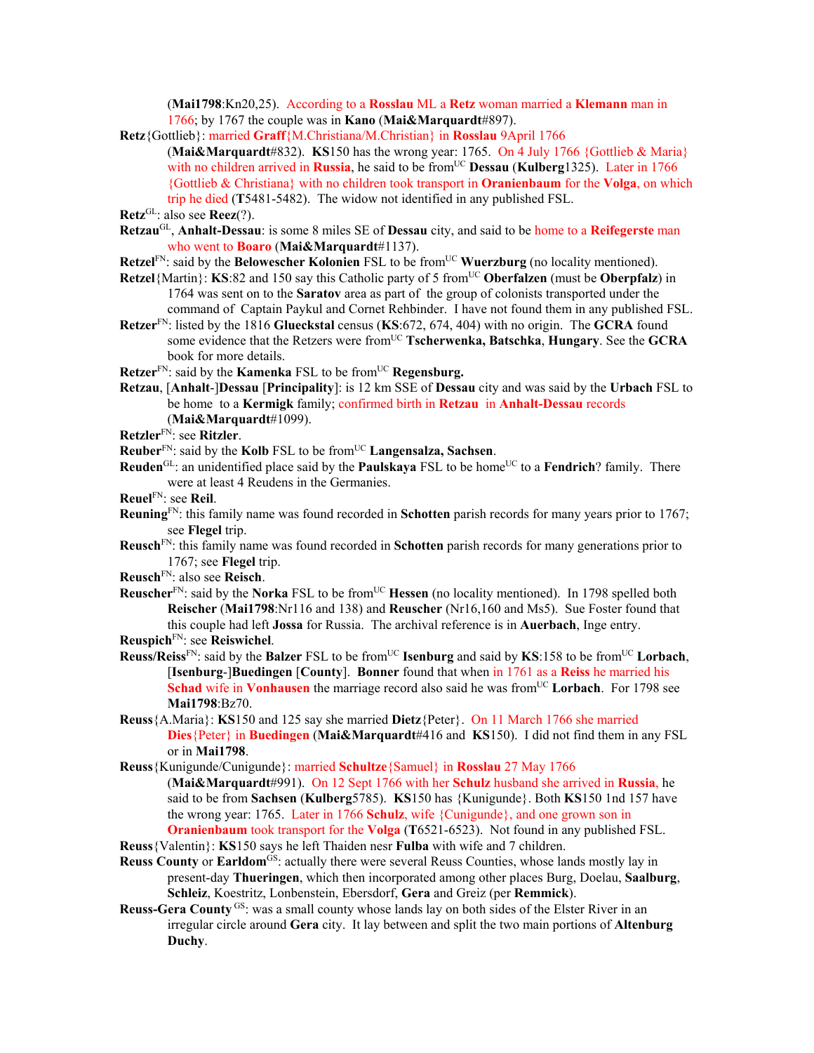(**Mai1798**:Kn20,25). According to a **Rosslau** ML a **Retz** woman married a **Klemann** man in 1766; by 1767 the couple was in **Kano** (**Mai&Marquardt**#897).

**Retz**{Gottlieb}: married **Graff**{M.Christiana/M.Christian} in **Rosslau** 9April 1766 (**Mai&Marquardt**#832). **KS**150 has the wrong year: 1765. On 4 July 1766 {Gottlieb & Maria} with no children arrived in **Russia**, he said to be from[UC] **Dessau** (**Kulberg**1325). Later in 1766 {Gottlieb & Christiana} with no children took transport in **Oranienbaum** for the **Volga**, on which trip he died (**T**5481-5482). The widow not identified in any published FSL.

**Retz**[GL]: also see **Reez**(?).

**Retzau**[GL], **Anhalt-Dessau**: is some 8 miles SE of **Dessau** city, and said to be home to a **Reifegerste** man who went to **Boaro** (**Mai&Marquardt**#1137).

**Retzel**[FN]: said by the **Belowescher Kolonien** FSL to be from[UC] **Wuerzburg** (no locality mentioned).

**Retzel**{Martin}: **KS**:82 and 150 say this Catholic party of 5 from[UC] **Oberfalzen** (must be **Oberpfalz**) in 1764 was sent on to the **Saratov** area as part of the group of colonists transported under the command of Captain Paykul and Cornet Rehbinder. I have not found them in any published FSL.

**Retzer**[FN]: listed by the 1816 **Glueckstal** census (**KS**:672, 674, 404) with no origin. The **GCRA** found some evidence that the Retzers were from[UC] **Tscherwenka, Batschka**, **Hungary**. See the **GCRA** book for more details.

**Retzer**[FN]: said by the **Kamenka** FSL to be from[UC] **Regensburg.**

**Retzau**, [**Anhalt**-]**Dessau** [**Principality**]: is 12 km SSE of **Dessau** city and was said by the **Urbach** FSL to be home to a **Kermigk** family; confirmed birth in **Retzau** in **Anhalt-Dessau** records (**Mai&Marquardt**#1099).

**Retzler**[FN]: see **Ritzler**.

**Reuber**[FN]: said by the **Kolb** FSL to be from[UC] **Langensalza, Sachsen**.

**Reuden**[GL]: an unidentified place said by the **Paulskaya** FSL to be home[UC] to a **Fendrich**? family. There were at least 4 Reudens in the Germanies.

**Reuel**[FN]: see **Reil**.

**Reuning**[FN]: this family name was found recorded in **Schotten** parish records for many years prior to 1767; see **Flegel** trip.

**Reusch**[FN]: this family name was found recorded in **Schotten** parish records for many generations prior to 1767; see **Flegel** trip.

**Reusch**[FN]: also see **Reisch**.

**Reuscher**[FN]: said by the **Norka** FSL to be from[UC] **Hessen** (no locality mentioned). In 1798 spelled both **Reischer** (**Mai1798**:Nr116 and 138) and **Reuscher** (Nr16,160 and Ms5). Sue Foster found that this couple had left **Jossa** for Russia. The archival reference is in **Auerbach**, Inge entry.

**Reuspich**[FN]: see **Reiswichel**.

**Reuss/Reiss**[FN]: said by the **Balzer** FSL to be from[UC] **Isenburg** and said by **KS**:158 to be from[UC] **Lorbach**, [**Isenburg**-]**Buedingen** [**County**]. **Bonner** found that when in 1761 as a **Reiss** he married his **Schad** wife in **Vonhausen** the marriage record also said he was from[UC] **Lorbach**. For 1798 see **Mai1798**:Bz70.

**Reuss**{A.Maria}: **KS**150 and 125 say she married **Dietz**{Peter}. On 11 March 1766 she married **Dies**{Peter} in **Buedingen** (**Mai&Marquardt**#416 and **KS**150). I did not find them in any FSL or in **Mai1798**.

**Reuss**{Kunigunde/Cunigunde}: married **Schultze**{Samuel} in **Rosslau** 27 May 1766 (**Mai&Marquardt**#991). On 12 Sept 1766 with her **Schulz** husband she arrived in **Russia**, he said to be from **Sachsen** (**Kulberg**5785). **KS**150 has {Kunigunde}. Both **KS**150 1nd 157 have the wrong year: 1765. Later in 1766 **Schulz**, wife {Cunigunde}, and one grown son in **Oranienbaum** took transport for the **Volga** (**T**6521-6523). Not found in any published FSL.

**Reuss**{Valentin}: **KS**150 says he left Thaiden nesr **Fulba** with wife and 7 children.

**Reuss County** or **Earldom**[GS]: actually there were several Reuss Counties, whose lands mostly lay in present-day **Thueringen**, which then incorporated among other places Burg, Doelau, **Saalburg**, **Schleiz**, Koestritz, Lonbenstein, Ebersdorf, **Gera** and Greiz (per **Remmick**).

**Reuss-Gera County** [GS]: was a small county whose lands lay on both sides of the Elster River in an irregular circle around **Gera** city. It lay between and split the two main portions of **Altenburg Duchy**.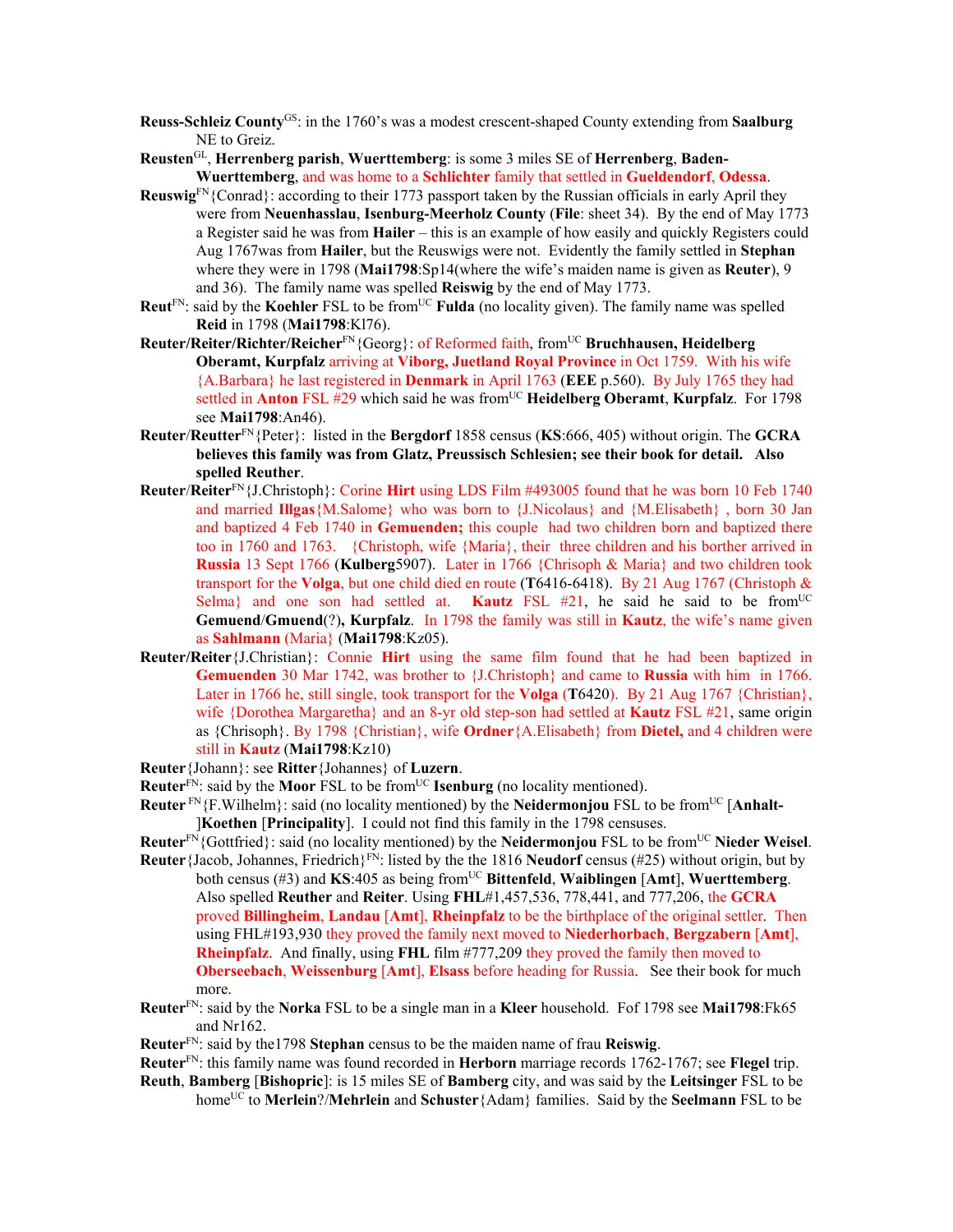**Reuss-Schleiz County**[GS]: in the 1760's was a modest crescent-shaped County extending from **Saalburg** NE to Greiz.

**Reusten**[GL], **Herrenberg parish**, **Wuerttemberg**: is some 3 miles SE of **Herrenberg**, **Baden-Wuerttemberg**, and was home to a **Schlichter** family that settled in **Gueldendorf**, **Odessa**.

**Reuswig**[FN]{Conrad}: according to their 1773 passport taken by the Russian officials in early April they were from **Neuenhasslau**, **Isenburg-Meerholz County** (**File**: sheet 34). By the end of May 1773 a Register said he was from **Hailer** – this is an example of how easily and quickly Registers could Aug 1767was from **Hailer**, but the Reuswigs were not. Evidently the family settled in **Stephan** where they were in 1798 (**Mai1798**:Sp14(where the wife's maiden name is given as **Reuter**), 9 and 36). The family name was spelled **Reiswig** by the end of May 1773.

**Reut**[FN]: said by the **Koehler** FSL to be from[UC] **Fulda** (no locality given). The family name was spelled **Reid** in 1798 (**Mai1798**:Kl76).

**Reuter/Reiter/Richter/Reicher**[FN]{Georg}: of Reformed faith, from[UC] **Bruchhausen, Heidelberg Oberamt, Kurpfalz** arriving at **Viborg, Juetland Royal Province** in Oct 1759. With his wife {A.Barbara} he last registered in **Denmark** in April 1763 (**EEE** p.560). By July 1765 they had settled in **Anton** FSL #29 which said he was from[UC] **Heidelberg Oberamt**, **Kurpfalz**. For 1798 see **Mai1798**:An46).

**Reuter**/**Reutter**[FN]{Peter}: listed in the **Bergdorf** 1858 census (**KS**:666, 405) without origin. The **GCRA believes this family was from Glatz, Preussisch Schlesien; see their book for detail. Also spelled Reuther**.

**Reuter**/**Reiter**[FN]{J.Christoph}: Corine **Hirt** using LDS Film #493005 found that he was born 10 Feb 1740 and married **Illgas**{M.Salome} who was born to {J.Nicolaus} and {M.Elisabeth} , born 30 Jan and baptized 4 Feb 1740 in **Gemuenden;** this couple had two children born and baptized there too in 1760 and 1763. {Christoph, wife {Maria}, their three children and his borther arrived in **Russia** 13 Sept 1766 (**Kulberg**5907). Later in 1766 {Chrisoph & Maria} and two children took transport for the **Volga**, but one child died en route (**T**6416-6418). By 21 Aug 1767 (Christoph & Selma} and one son had settled at. **Kautz** FSL #21, he said he said to be from[UC] **Gemuend**/**Gmuend**(?)**, Kurpfalz**. In 1798 the family was still in **Kautz**, the wife's name given as **Sahlmann** (Maria} (**Mai1798**:Kz05).

**Reuter/Reiter**{J.Christian}: Connie **Hirt** using the same film found that he had been baptized in **Gemuenden** 30 Mar 1742, was brother to {J.Christoph} and came to **Russia** with him in 1766. Later in 1766 he, still single, took transport for the **Volga** (**T**6420). By 21 Aug 1767 {Christian}, wife {Dorothea Margaretha} and an 8-yr old step-son had settled at **Kautz** FSL #21, same origin as {Chrisoph}. By 1798 {Christian}, wife **Ordner**{A.Elisabeth} from **Dietel,** and 4 children were still in **Kautz** (**Mai1798**:Kz10)

**Reuter**{Johann}: see **Ritter**{Johannes} of **Luzern**.

**Reuter**[FN]: said by the **Moor** FSL to be from[UC] **Isenburg** (no locality mentioned).

**Reuter** [FN]{F.Wilhelm}: said (no locality mentioned) by the **Neidermonjou** FSL to be from[UC] [**Anhalt-**]**Koethen** [**Principality**]. I could not find this family in the 1798 censuses.

**Reuter**[FN]{Gottfried}: said (no locality mentioned) by the **Neidermonjou** FSL to be from[UC] **Nieder Weisel**.

**Reuter**{Jacob, Johannes, Friedrich}[FN]: listed by the the 1816 **Neudorf** census (#25) without origin, but by both census (#3) and **KS**:405 as being from[UC] **Bittenfeld**, **Waiblingen** [**Amt**], **Wuerttemberg**. Also spelled **Reuther** and **Reiter**. Using **FHL**#1,457,536, 778,441, and 777,206, the **GCRA** proved **Billingheim**, **Landau** [**Amt**], **Rheinpfalz** to be the birthplace of the original settler. Then using FHL#193,930 they proved the family next moved to **Niederhorbach**, **Bergzabern** [**Amt**], **Rheinpfalz**. And finally, using **FHL** film #777,209 they proved the family then moved to **Oberseebach**, **Weissenburg** [**Amt**], **Elsass** before heading for Russia. See their book for much more.

**Reuter**[FN]: said by the **Norka** FSL to be a single man in a **Kleer** household. Fof 1798 see **Mai1798**:Fk65 and Nr162.

**Reuter**[FN]: said by the1798 **Stephan** census to be the maiden name of frau **Reiswig**.

**Reuter**[FN]: this family name was found recorded in **Herborn** marriage records 1762-1767; see **Flegel** trip.

**Reuth**, **Bamberg** [**Bishopric**]: is 15 miles SE of **Bamberg** city, and was said by the **Leitsinger** FSL to be home[UC] to **Merlein**?/**Mehrlein** and **Schuster**{Adam} families. Said by the **Seelmann** FSL to be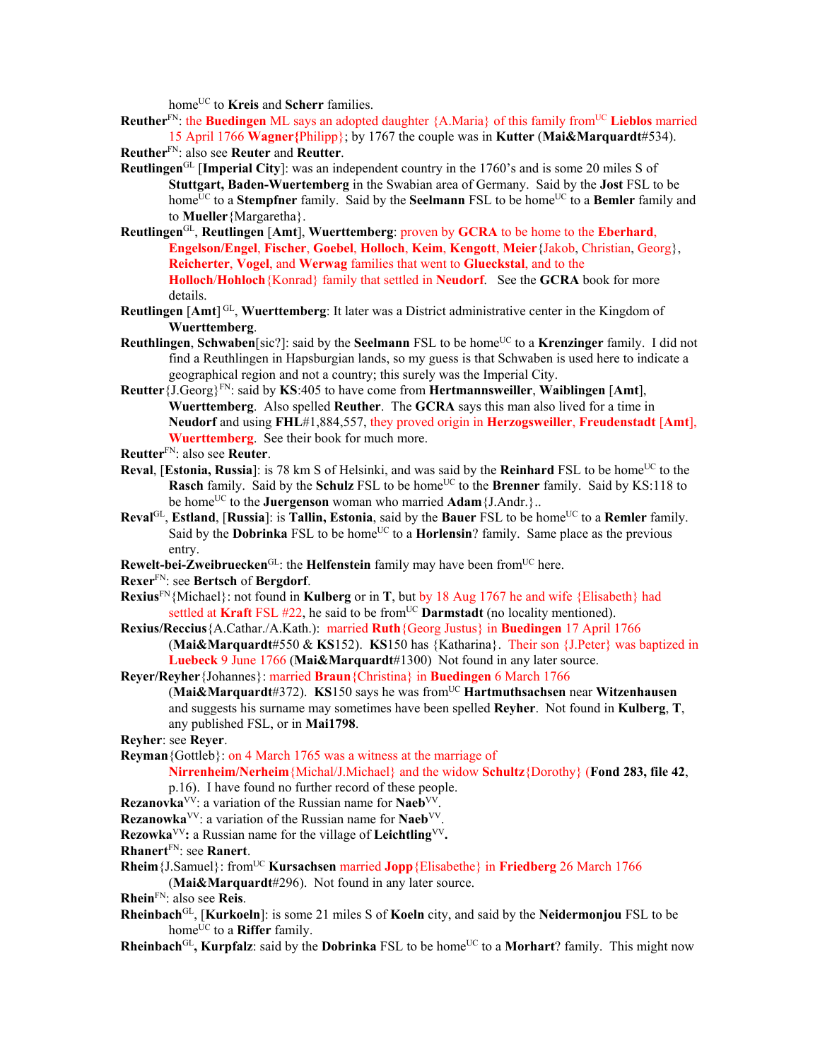home[UC] to **Kreis** and **Scherr** families.

**Reuther**[FN]: the **Buedingen** ML says an adopted daughter {A.Maria} of this family from[UC] **Lieblos** married 15 April 1766 **Wagner**{Philipp}; by 1767 the couple was in **Kutter** (**Mai&Marquardt**#534).

**Reuther**[FN]: also see **Reuter** and **Reutter**.

**Reutlingen**[GL] [**Imperial City**]: was an independent country in the 1760's and is some 20 miles S of **Stuttgart, Baden-Wuertemberg** in the Swabian area of Germany. Said by the **Jost** FSL to be home[UC] to a **Stempfner** family. Said by the **Seelmann** FSL to be home[UC] to a **Bemler** family and to **Mueller**{Margaretha}.

**Reutlingen**[GL], **Reutlingen** [**Amt**], **Wuerttemberg**: proven by **GCRA** to be home to the **Eberhard**, **Engelson/Engel**, **Fischer**, **Goebel**, **Holloch**, **Keim**, **Kengott**, **Meier**{Jakob, Christian, Georg}, **Reicherter**, **Vogel**, and **Werwag** families that went to **Glueckstal**, and to the **Holloch**/**Hohloch**{Konrad} family that settled in **Neudorf**. See the **GCRA** book for more details.

**Reutlingen** [**Amt**] [GL], **Wuerttemberg**: It later was a District administrative center in the Kingdom of **Wuerttemberg**.

**Reuthlingen**, **Schwaben**[sic?]: said by the **Seelmann** FSL to be home[UC] to a **Krenzinger** family. I did not find a Reuthlingen in Hapsburgian lands, so my guess is that Schwaben is used here to indicate a geographical region and not a country; this surely was the Imperial City.

**Reutter**{J.Georg}[FN]: said by **KS**:405 to have come from **Hertmannsweiller**, **Waiblingen** [**Amt**], **Wuerttemberg**. Also spelled **Reuther**. The **GCRA** says this man also lived for a time in **Neudorf** and using **FHL**#1,884,557, they proved origin in **Herzogsweiller**, **Freudenstadt** [**Amt**], **Wuerttemberg**. See their book for much more.

**Reutter**[FN]: also see **Reuter**.

**Reval**, [**Estonia, Russia**]: is 78 km S of Helsinki, and was said by the **Reinhard** FSL to be home[UC] to the **Rasch** family. Said by the **Schulz** FSL to be home[UC] to the **Brenner** family. Said by KS:118 to be home[UC] to the **Juergenson** woman who married **Adam**{J.Andr.}..

**Reval**[GL], **Estland**, [**Russia**]: is **Tallin, Estonia**, said by the **Bauer** FSL to be home[UC] to a **Remler** family. Said by the **Dobrinka** FSL to be home[UC] to a **Horlensin**? family. Same place as the previous entry.

**Rewelt-bei-Zweibruecken**[GL]: the **Helfenstein** family may have been from[UC] here.

**Rexer**[FN]: see **Bertsch** of **Bergdorf**.

**Rexius**[FN]{Michael}: not found in **Kulberg** or in **T**, but by 18 Aug 1767 he and wife {Elisabeth} had settled at **Kraft** FSL #22, he said to be from[UC] **Darmstadt** (no locality mentioned).

**Rexius/Reccius**{A.Cathar./A.Kath.}: married **Ruth**{Georg Justus} in **Buedingen** 17 April 1766 (**Mai&Marquardt**#550 & **KS**152). **KS**150 has {Katharina}. Their son {J.Peter} was baptized in **Luebeck** 9 June 1766 (**Mai&Marquardt**#1300) Not found in any later source.

**Reyer/Reyher**{Johannes}: married **Braun**{Christina} in **Buedingen** 6 March 1766 (**Mai&Marquardt**#372). **KS**150 says he was from[UC] **Hartmuthsachsen** near **Witzenhausen** and suggests his surname may sometimes have been spelled **Reyher**. Not found in **Kulberg**, **T**, any published FSL, or in **Mai1798**.

**Reyher**: see **Reyer**.

**Reyman**{Gottleb}: on 4 March 1765 was a witness at the marriage of **Nirrenheim/Nerheim**{Michal/J.Michael} and the widow **Schultz**{Dorothy} (**Fond 283, file 42**, p.16). I have found no further record of these people.

**Rezanovka**[VV]: a variation of the Russian name for **Naeb**[VV].

**Rezanowka**[VV]: a variation of the Russian name for **Naeb**[VV].

**Rezowka**[VV]**:** a Russian name for the village of **Leichtling**[VV]**.**

**Rhanert**[FN]: see **Ranert**.

**Rheim**{J.Samuel}: from[UC] **Kursachsen** married **Jopp**{Elisabethe} in **Friedberg** 26 March 1766 (**Mai&Marquardt**#296). Not found in any later source.

**Rhein**[FN]: also see **Reis**.

**Rheinbach**[GL], [**Kurkoeln**]: is some 21 miles S of **Koeln** city, and said by the **Neidermonjou** FSL to be home[UC] to a **Riffer** family.

**Rheinbach**[GL]**, Kurpfalz**: said by the **Dobrinka** FSL to be home[UC] to a **Morhart**? family. This might now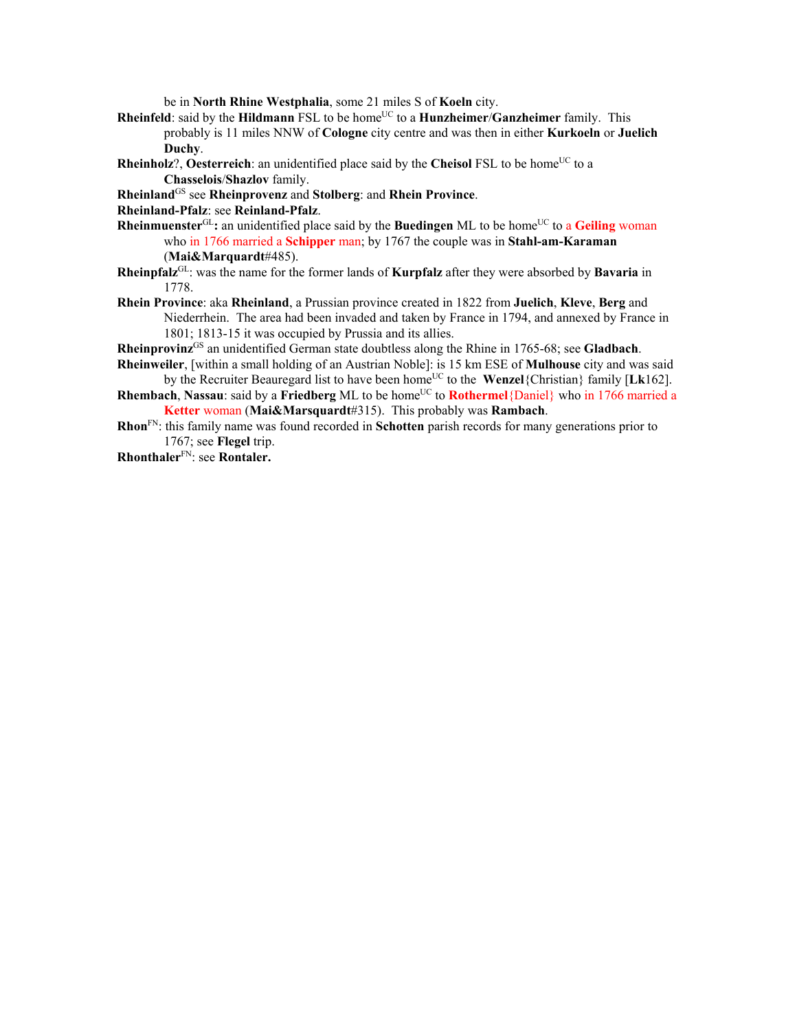be in **North Rhine Westphalia**, some 21 miles S of **Koeln** city.

**Rheinfeld**: said by the **Hildmann** FSL to be home[UC] to a **Hunzheimer**/**Ganzheimer** family. This probably is 11 miles NNW of **Cologne** city centre and was then in either **Kurkoeln** or **Juelich Duchy**.

**Rheinholz**?, **Oesterreich**: an unidentified place said by the **Cheisol** FSL to be home[UC] to a **Chasselois**/**Shazlov** family.

**Rheinland**[GS] see **Rheinprovenz** and **Stolberg**: and **Rhein Province**.

**Rheinland-Pfalz**: see **Reinland-Pfalz**.

**Rheinmuenster**[GL]**:** an unidentified place said by the **Buedingen** ML to be home[UC] to a **Geiling** woman who in 1766 married a **Schipper** man; by 1767 the couple was in **Stahl-am-Karaman** (**Mai&Marquardt**#485).

**Rheinpfalz**[GL]: was the name for the former lands of **Kurpfalz** after they were absorbed by **Bavaria** in 1778.

**Rhein Province**: aka **Rheinland**, a Prussian province created in 1822 from **Juelich**, **Kleve**, **Berg** and Niederrhein. The area had been invaded and taken by France in 1794, and annexed by France in 1801; 1813-15 it was occupied by Prussia and its allies.

**Rheinprovinz**[GS] an unidentified German state doubtless along the Rhine in 1765-68; see **Gladbach**.

**Rheinweiler**, [within a small holding of an Austrian Noble]: is 15 km ESE of **Mulhouse** city and was said by the Recruiter Beauregard list to have been home[UC] to the **Wenzel**{Christian} family [**Lk**162].

**Rhembach**, **Nassau**: said by a **Friedberg** ML to be home[UC] to **Rothermel**{Daniel} who in 1766 married a **Ketter** woman (**Mai&Marsquardt**#315). This probably was **Rambach**.

**Rhon**[FN]: this family name was found recorded in **Schotten** parish records for many generations prior to 1767; see **Flegel** trip.

**Rhonthaler**[FN]: see **Rontaler.**